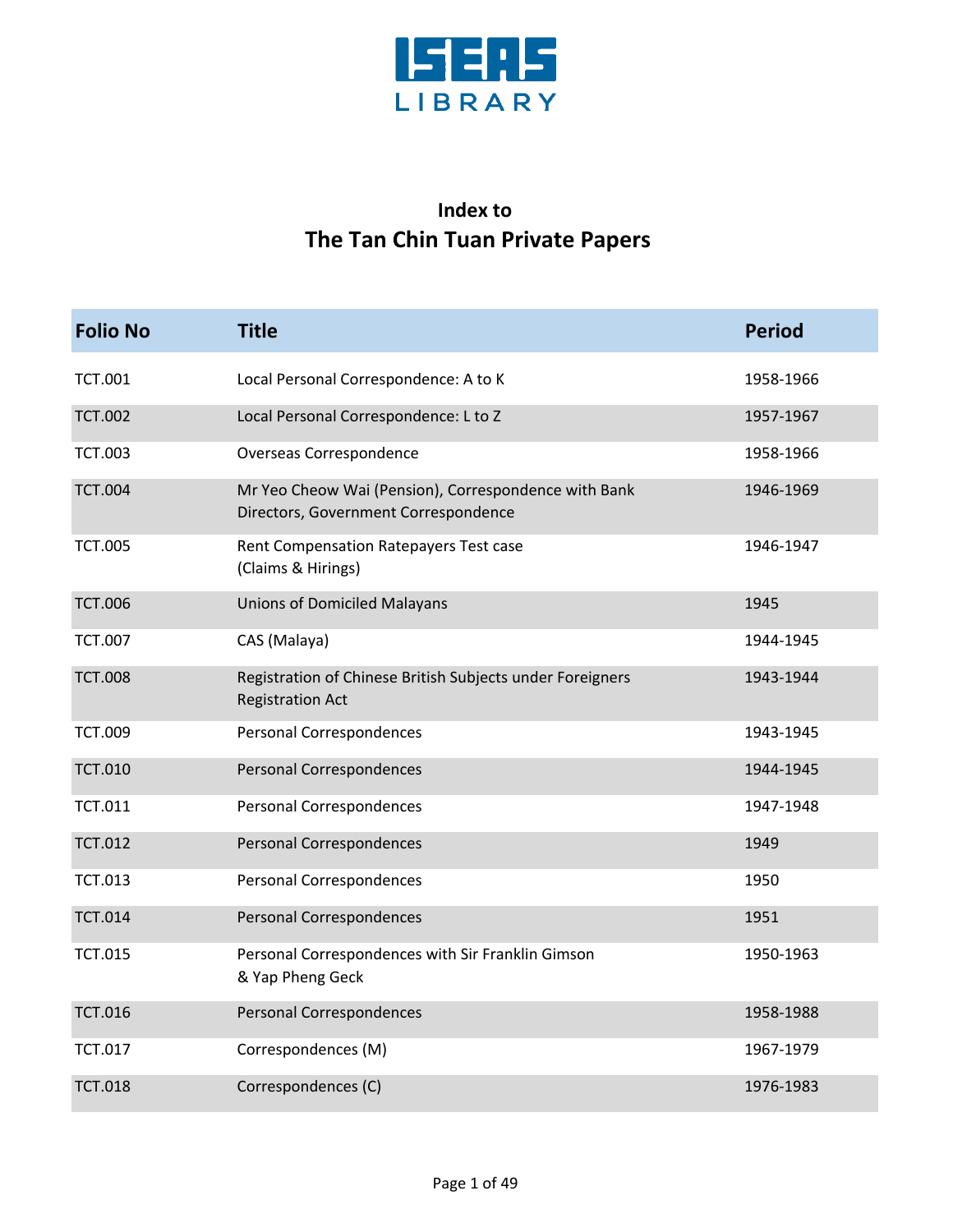ISEAS LIBRARY

## Index to

# The Tan Chin Tuan Private Papers

| Folio No | Title | Period |
|---|---|---|
| TCT.001 | Local Personal Correspondence: A to K | 1958-1966 |
| TCT.002 | Local Personal Correspondence: L to Z | 1957-1967 |
| TCT.003 | Overseas Correspondence | 1958-1966 |
| TCT.004 | Mr Yeo Cheow Wai (Pension), Correspondence with Bank Directors, Government Correspondence | 1946-1969 |
| TCT.005 | Rent Compensation Ratepayers Test case (Claims & Hirings) | 1946-1947 |
| TCT.006 | Unions of Domiciled Malayans | 1945 |
| TCT.007 | CAS (Malaya) | 1944-1945 |
| TCT.008 | Registration of Chinese British Subjects under Foreigners Registration Act | 1943-1944 |
| TCT.009 | Personal Correspondences | 1943-1945 |
| TCT.010 | Personal Correspondences | 1944-1945 |
| TCT.011 | Personal Correspondences | 1947-1948 |
| TCT.012 | Personal Correspondences | 1949 |
| TCT.013 | Personal Correspondences | 1950 |
| TCT.014 | Personal Correspondences | 1951 |
| TCT.015 | Personal Correspondences with Sir Franklin Gimson & Yap Pheng Geck | 1950-1963 |
| TCT.016 | Personal Correspondences | 1958-1988 |
| TCT.017 | Correspondences (M) | 1967-1979 |
| TCT.018 | Correspondences (C) | 1976-1983 |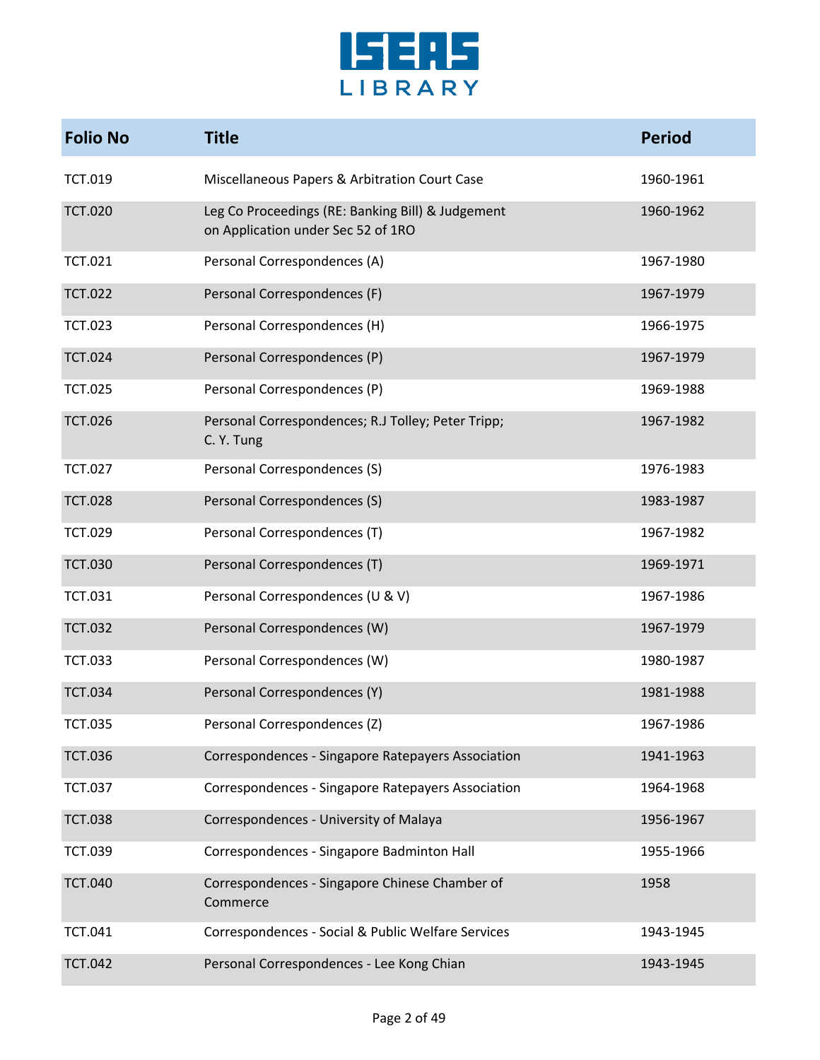| Folio No | Title | Period |
|---|---|---|
| TCT.019 | Miscellaneous Papers & Arbitration Court Case | 1960-1961 |
| TCT.020 | Leg Co Proceedings (RE: Banking Bill) & Judgement on Application under Sec 52 of 1RO | 1960-1962 |
| TCT.021 | Personal Correspondences (A) | 1967-1980 |
| TCT.022 | Personal Correspondences (F) | 1967-1979 |
| TCT.023 | Personal Correspondences (H) | 1966-1975 |
| TCT.024 | Personal Correspondences (P) | 1967-1979 |
| TCT.025 | Personal Correspondences (P) | 1969-1988 |
| TCT.026 | Personal Correspondences; R.J Tolley; Peter Tripp; C. Y. Tung | 1967-1982 |
| TCT.027 | Personal Correspondences (S) | 1976-1983 |
| TCT.028 | Personal Correspondences (S) | 1983-1987 |
| TCT.029 | Personal Correspondences (T) | 1967-1982 |
| TCT.030 | Personal Correspondences (T) | 1969-1971 |
| TCT.031 | Personal Correspondences (U & V) | 1967-1986 |
| TCT.032 | Personal Correspondences (W) | 1967-1979 |
| TCT.033 | Personal Correspondences (W) | 1980-1987 |
| TCT.034 | Personal Correspondences (Y) | 1981-1988 |
| TCT.035 | Personal Correspondences (Z) | 1967-1986 |
| TCT.036 | Correspondences - Singapore Ratepayers Association | 1941-1963 |
| TCT.037 | Correspondences - Singapore Ratepayers Association | 1964-1968 |
| TCT.038 | Correspondences - University of Malaya | 1956-1967 |
| TCT.039 | Correspondences - Singapore Badminton Hall | 1955-1966 |
| TCT.040 | Correspondences - Singapore Chinese Chamber of Commerce | 1958 |
| TCT.041 | Correspondences - Social & Public Welfare Services | 1943-1945 |
| TCT.042 | Personal Correspondences - Lee Kong Chian | 1943-1945 |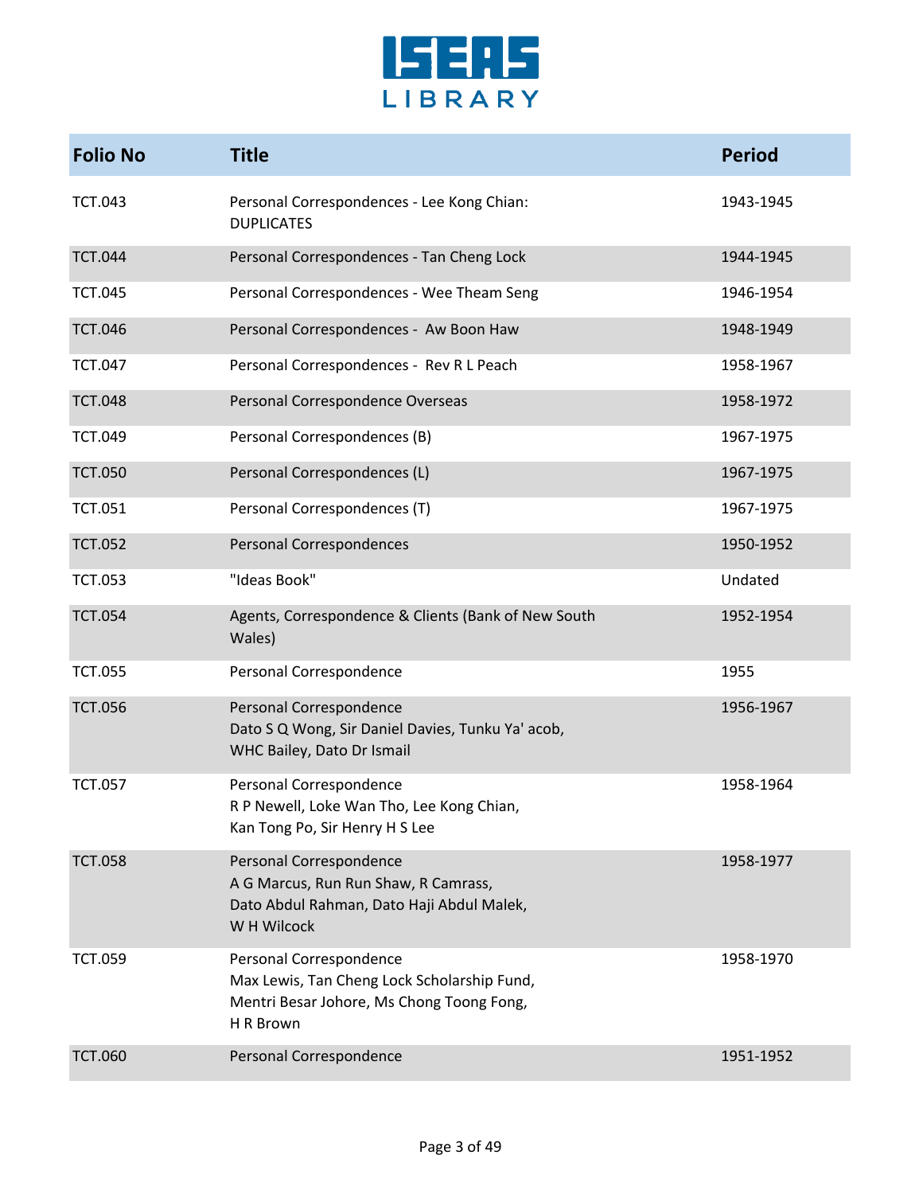| Folio No | Title | Period |
|---|---|---|
| TCT.043 | Personal Correspondences - Lee Kong Chian: DUPLICATES | 1943-1945 |
| TCT.044 | Personal Correspondences - Tan Cheng Lock | 1944-1945 |
| TCT.045 | Personal Correspondences - Wee Theam Seng | 1946-1954 |
| TCT.046 | Personal Correspondences - Aw Boon Haw | 1948-1949 |
| TCT.047 | Personal Correspondences - Rev R L Peach | 1958-1967 |
| TCT.048 | Personal Correspondence Overseas | 1958-1972 |
| TCT.049 | Personal Correspondences (B) | 1967-1975 |
| TCT.050 | Personal Correspondences (L) | 1967-1975 |
| TCT.051 | Personal Correspondences (T) | 1967-1975 |
| TCT.052 | Personal Correspondences | 1950-1952 |
| TCT.053 | "Ideas Book" | Undated |
| TCT.054 | Agents, Correspondence & Clients (Bank of New South Wales) | 1952-1954 |
| TCT.055 | Personal Correspondence | 1955 |
| TCT.056 | Personal Correspondence<br>Dato S Q Wong, Sir Daniel Davies, Tunku Ya' acob, WHC Bailey, Dato Dr Ismail | 1956-1967 |
| TCT.057 | Personal Correspondence<br>R P Newell, Loke Wan Tho, Lee Kong Chian, Kan Tong Po, Sir Henry H S Lee | 1958-1964 |
| TCT.058 | Personal Correspondence<br>A G Marcus, Run Run Shaw, R Camrass, Dato Abdul Rahman, Dato Haji Abdul Malek, W H Wilcock | 1958-1977 |
| TCT.059 | Personal Correspondence<br>Max Lewis, Tan Cheng Lock Scholarship Fund, Mentri Besar Johore, Ms Chong Toong Fong, H R Brown | 1958-1970 |
| TCT.060 | Personal Correspondence | 1951-1952 |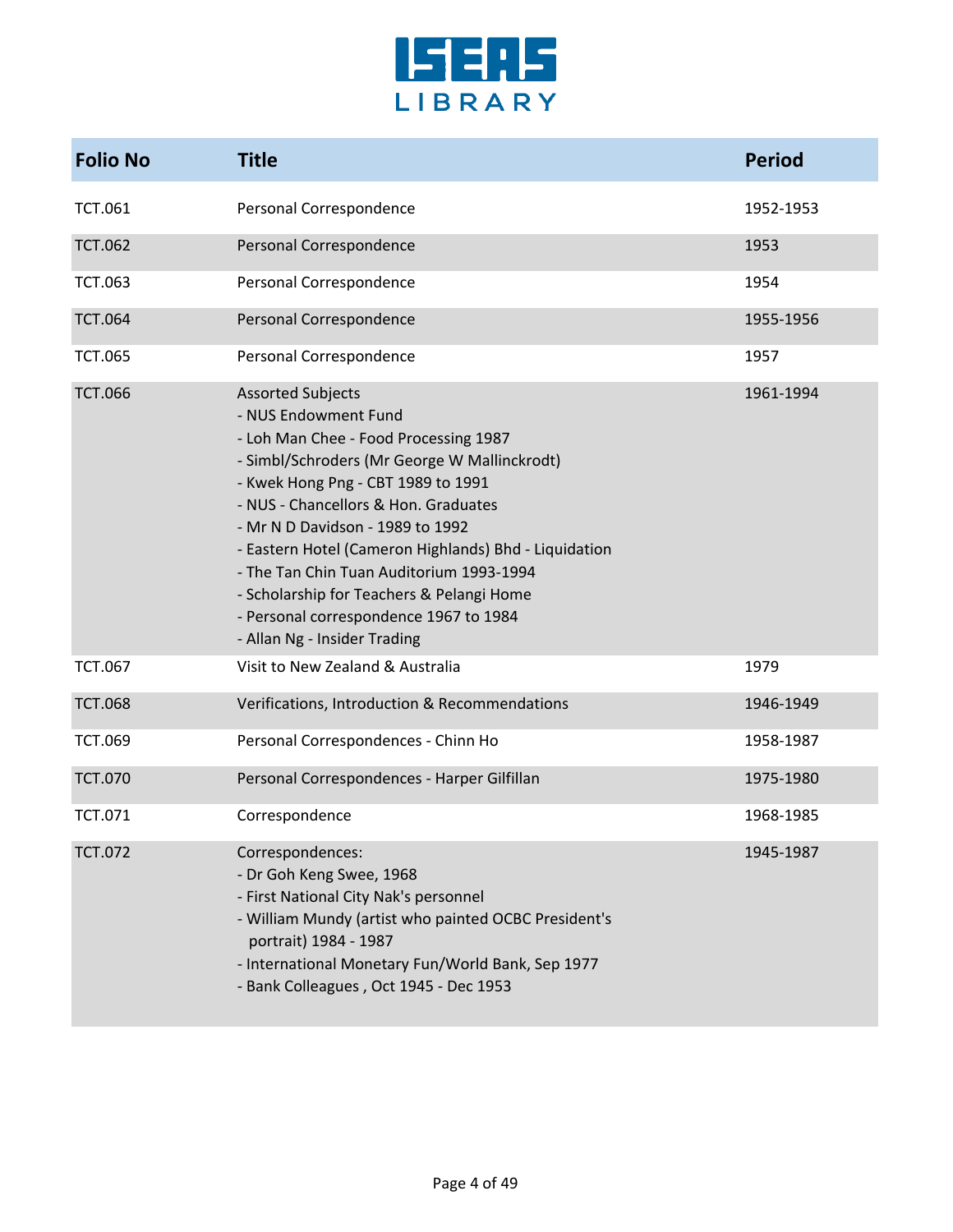| Folio No | Title | Period |
|---|---|---|
| TCT.061 | Personal Correspondence | 1952-1953 |
| TCT.062 | Personal Correspondence | 1953 |
| TCT.063 | Personal Correspondence | 1954 |
| TCT.064 | Personal Correspondence | 1955-1956 |
| TCT.065 | Personal Correspondence | 1957 |
| TCT.066 | Assorted Subjects<br>- NUS Endowment Fund<br>- Loh Man Chee - Food Processing 1987<br>- Simbl/Schroders (Mr George W Mallinckrodt)<br>- Kwek Hong Png - CBT 1989 to 1991<br>- NUS - Chancellors & Hon. Graduates<br>- Mr N D Davidson - 1989 to 1992<br>- Eastern Hotel (Cameron Highlands) Bhd - Liquidation<br>- The Tan Chin Tuan Auditorium 1993-1994<br>- Scholarship for Teachers & Pelangi Home<br>- Personal correspondence 1967 to 1984<br>- Allan Ng - Insider Trading | 1961-1994 |
| TCT.067 | Visit to New Zealand & Australia | 1979 |
| TCT.068 | Verifications, Introduction & Recommendations | 1946-1949 |
| TCT.069 | Personal Correspondences - Chinn Ho | 1958-1987 |
| TCT.070 | Personal Correspondences - Harper Gilfillan | 1975-1980 |
| TCT.071 | Correspondence | 1968-1985 |
| TCT.072 | Correspondences:<br>- Dr Goh Keng Swee, 1968<br>- First National City Nak's personnel<br>- William Mundy (artist who painted OCBC President's portrait) 1984 - 1987<br>- International Monetary Fun/World Bank, Sep 1977<br>- Bank Colleagues , Oct 1945 - Dec 1953 | 1945-1987 |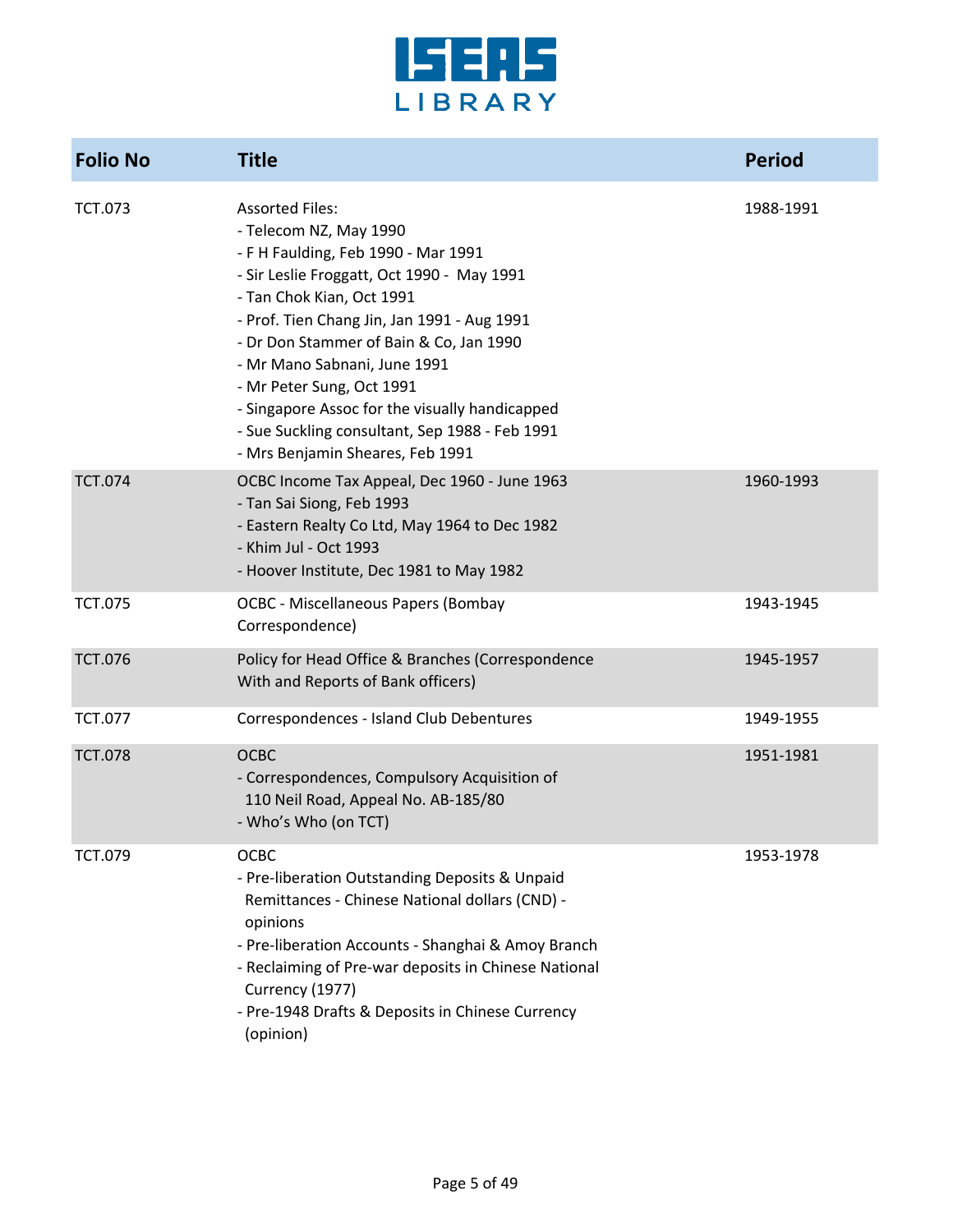| Folio No | Title | Period |
|---|---|---|
| TCT.073 | Assorted Files:<br>- Telecom NZ, May 1990<br>- F H Faulding, Feb 1990 - Mar 1991<br>- Sir Leslie Froggatt, Oct 1990 - May 1991<br>- Tan Chok Kian, Oct 1991<br>- Prof. Tien Chang Jin, Jan 1991 - Aug 1991<br>- Dr Don Stammer of Bain & Co, Jan 1990<br>- Mr Mano Sabnani, June 1991<br>- Mr Peter Sung, Oct 1991<br>- Singapore Assoc for the visually handicapped<br>- Sue Suckling consultant, Sep 1988 - Feb 1991<br>- Mrs Benjamin Sheares, Feb 1991 | 1988-1991 |
| TCT.074 | OCBC Income Tax Appeal, Dec 1960 - June 1963<br>- Tan Sai Siong, Feb 1993<br>- Eastern Realty Co Ltd, May 1964 to Dec 1982<br>- Khim Jul - Oct 1993<br>- Hoover Institute, Dec 1981 to May 1982 | 1960-1993 |
| TCT.075 | OCBC - Miscellaneous Papers (Bombay Correspondence) | 1943-1945 |
| TCT.076 | Policy for Head Office & Branches (Correspondence With and Reports of Bank officers) | 1945-1957 |
| TCT.077 | Correspondences - Island Club Debentures | 1949-1955 |
| TCT.078 | OCBC<br>- Correspondences, Compulsory Acquisition of 110 Neil Road, Appeal No. AB-185/80<br>- Who's Who (on TCT) | 1951-1981 |
| TCT.079 | OCBC<br>- Pre-liberation Outstanding Deposits & Unpaid Remittances - Chinese National dollars (CND) - opinions<br>- Pre-liberation Accounts - Shanghai & Amoy Branch<br>- Reclaiming of Pre-war deposits in Chinese National Currency (1977)<br>- Pre-1948 Drafts & Deposits in Chinese Currency (opinion) | 1953-1978 |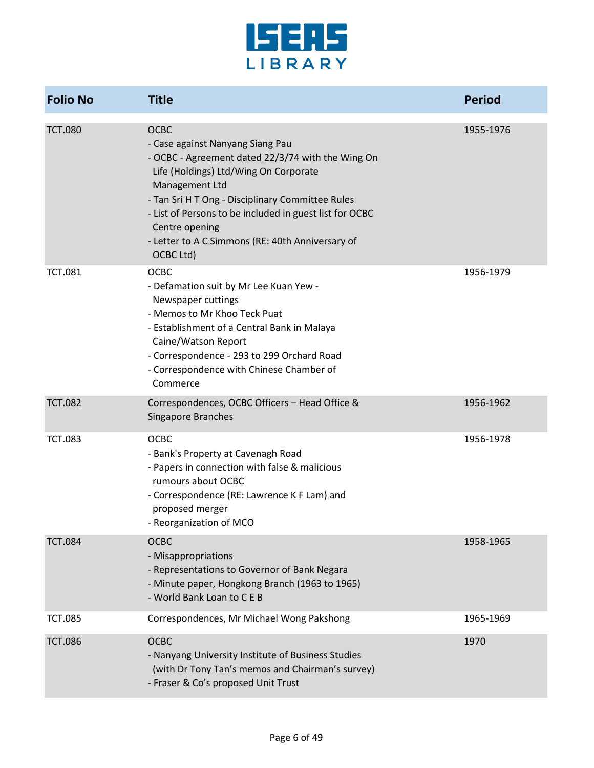| Folio No | Title | Period |
|---|---|---|
| TCT.080 | OCBC<br>- Case against Nanyang Siang Pau<br>- OCBC - Agreement dated 22/3/74 with the Wing On Life (Holdings) Ltd/Wing On Corporate Management Ltd<br>- Tan Sri H T Ong - Disciplinary Committee Rules<br>- List of Persons to be included in guest list for OCBC Centre opening<br>- Letter to A C Simmons (RE: 40th Anniversary of OCBC Ltd) | 1955-1976 |
| TCT.081 | OCBC<br>- Defamation suit by Mr Lee Kuan Yew - Newspaper cuttings<br>- Memos to Mr Khoo Teck Puat<br>- Establishment of a Central Bank in Malaya Caine/Watson Report<br>- Correspondence - 293 to 299 Orchard Road<br>- Correspondence with Chinese Chamber of Commerce | 1956-1979 |
| TCT.082 | Correspondences, OCBC Officers – Head Office & Singapore Branches | 1956-1962 |
| TCT.083 | OCBC<br>- Bank's Property at Cavenagh Road<br>- Papers in connection with false & malicious rumours about OCBC<br>- Correspondence (RE: Lawrence K F Lam) and proposed merger<br>- Reorganization of MCO | 1956-1978 |
| TCT.084 | OCBC<br>- Misappropriations<br>- Representations to Governor of Bank Negara<br>- Minute paper, Hongkong Branch (1963 to 1965)<br>- World Bank Loan to C E B | 1958-1965 |
| TCT.085 | Correspondences, Mr Michael Wong Pakshong | 1965-1969 |
| TCT.086 | OCBC<br>- Nanyang University Institute of Business Studies (with Dr Tony Tan's memos and Chairman's survey)<br>- Fraser & Co's proposed Unit Trust | 1970 |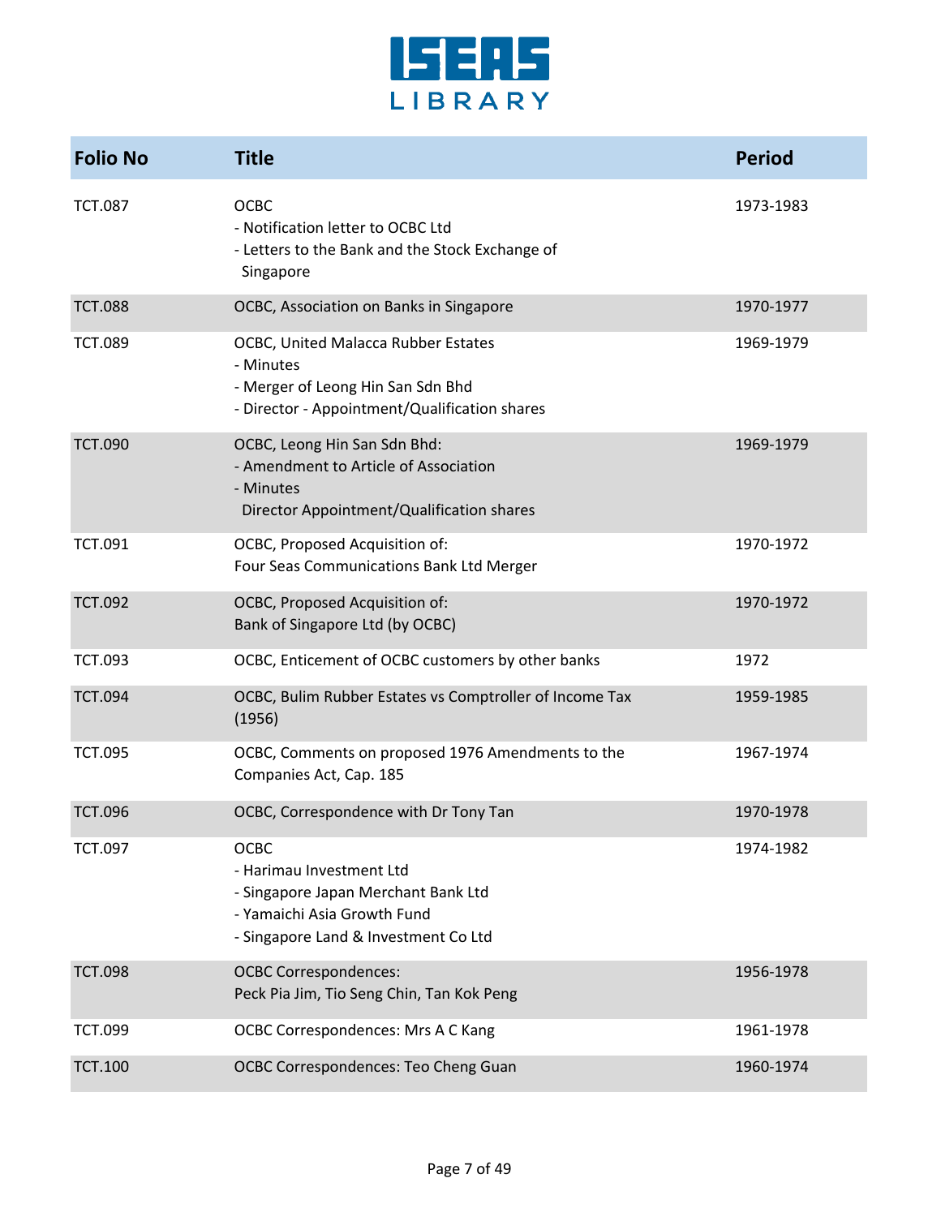| Folio No | Title | Period |
|---|---|---|
| TCT.087 | OCBC<br>- Notification letter to OCBC Ltd<br>- Letters to the Bank and the Stock Exchange of Singapore | 1973-1983 |
| TCT.088 | OCBC, Association on Banks in Singapore | 1970-1977 |
| TCT.089 | OCBC, United Malacca Rubber Estates<br>- Minutes<br>- Merger of Leong Hin San Sdn Bhd<br>- Director - Appointment/Qualification shares | 1969-1979 |
| TCT.090 | OCBC, Leong Hin San Sdn Bhd:<br>- Amendment to Article of Association<br>- Minutes<br>Director Appointment/Qualification shares | 1969-1979 |
| TCT.091 | OCBC, Proposed Acquisition of:<br>Four Seas Communications Bank Ltd Merger | 1970-1972 |
| TCT.092 | OCBC, Proposed Acquisition of:<br>Bank of Singapore Ltd (by OCBC) | 1970-1972 |
| TCT.093 | OCBC, Enticement of OCBC customers by other banks | 1972 |
| TCT.094 | OCBC, Bulim Rubber Estates vs Comptroller of Income Tax (1956) | 1959-1985 |
| TCT.095 | OCBC, Comments on proposed 1976 Amendments to the Companies Act, Cap. 185 | 1967-1974 |
| TCT.096 | OCBC, Correspondence with Dr Tony Tan | 1970-1978 |
| TCT.097 | OCBC<br>- Harimau Investment Ltd<br>- Singapore Japan Merchant Bank Ltd<br>- Yamaichi Asia Growth Fund<br>- Singapore Land & Investment Co Ltd | 1974-1982 |
| TCT.098 | OCBC Correspondences:<br>Peck Pia Jim, Tio Seng Chin, Tan Kok Peng | 1956-1978 |
| TCT.099 | OCBC Correspondences: Mrs A C Kang | 1961-1978 |
| TCT.100 | OCBC Correspondences: Teo Cheng Guan | 1960-1974 |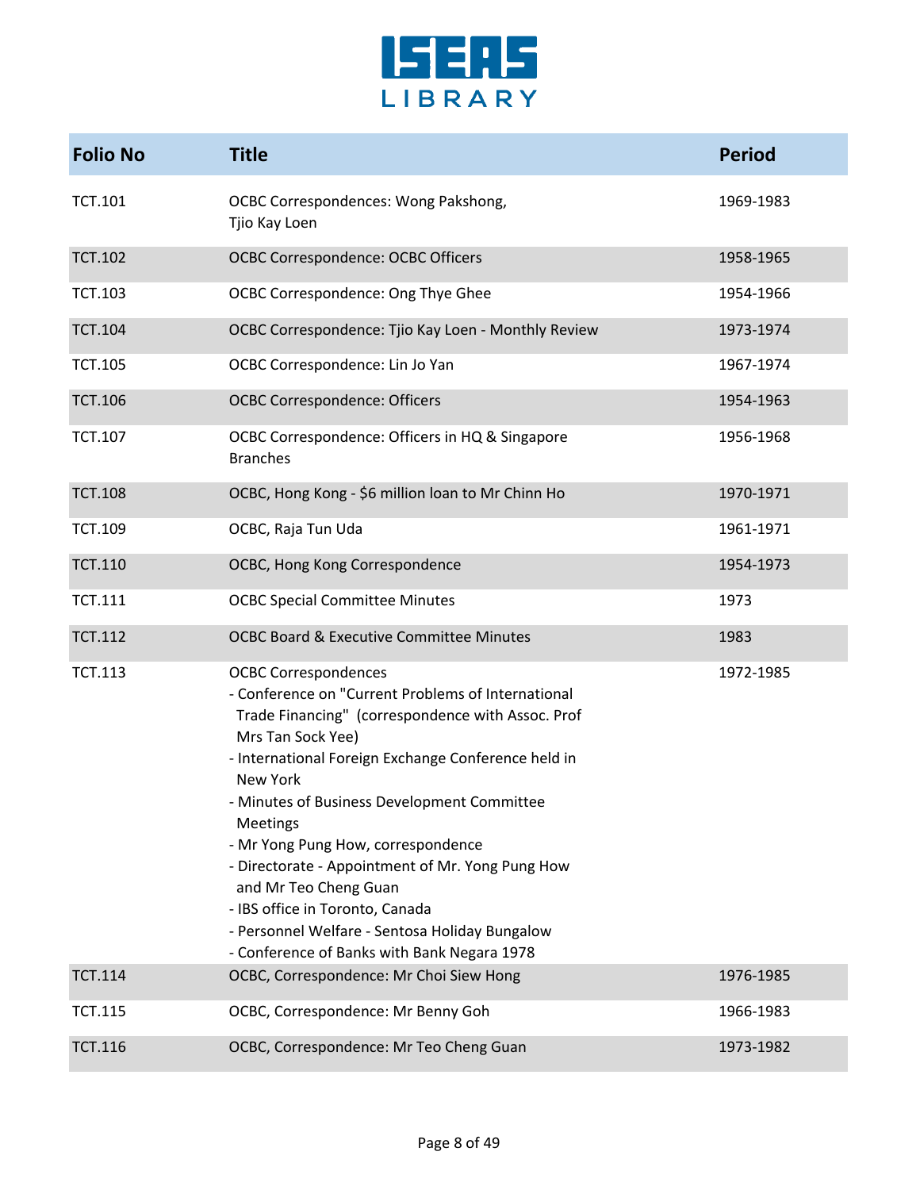| Folio No | Title | Period |
|---|---|---|
| TCT.101 | OCBC Correspondences: Wong Pakshong, Tjio Kay Loen | 1969-1983 |
| TCT.102 | OCBC Correspondence: OCBC Officers | 1958-1965 |
| TCT.103 | OCBC Correspondence: Ong Thye Ghee | 1954-1966 |
| TCT.104 | OCBC Correspondence: Tjio Kay Loen - Monthly Review | 1973-1974 |
| TCT.105 | OCBC Correspondence: Lin Jo Yan | 1967-1974 |
| TCT.106 | OCBC Correspondence: Officers | 1954-1963 |
| TCT.107 | OCBC Correspondence: Officers in HQ & Singapore Branches | 1956-1968 |
| TCT.108 | OCBC, Hong Kong - $6 million loan to Mr Chinn Ho | 1970-1971 |
| TCT.109 | OCBC, Raja Tun Uda | 1961-1971 |
| TCT.110 | OCBC, Hong Kong Correspondence | 1954-1973 |
| TCT.111 | OCBC Special Committee Minutes | 1973 |
| TCT.112 | OCBC Board & Executive Committee Minutes | 1983 |
| TCT.113 | OCBC Correspondences<br>- Conference on "Current Problems of International Trade Financing" (correspondence with Assoc. Prof Mrs Tan Sock Yee)<br>- International Foreign Exchange Conference held in New York<br>- Minutes of Business Development Committee Meetings<br>- Mr Yong Pung How, correspondence<br>- Directorate - Appointment of Mr. Yong Pung How and Mr Teo Cheng Guan<br>- IBS office in Toronto, Canada<br>- Personnel Welfare - Sentosa Holiday Bungalow<br>- Conference of Banks with Bank Negara 1978 | 1972-1985 |
| TCT.114 | OCBC, Correspondence: Mr Choi Siew Hong | 1976-1985 |
| TCT.115 | OCBC, Correspondence: Mr Benny Goh | 1966-1983 |
| TCT.116 | OCBC, Correspondence: Mr Teo Cheng Guan | 1973-1982 |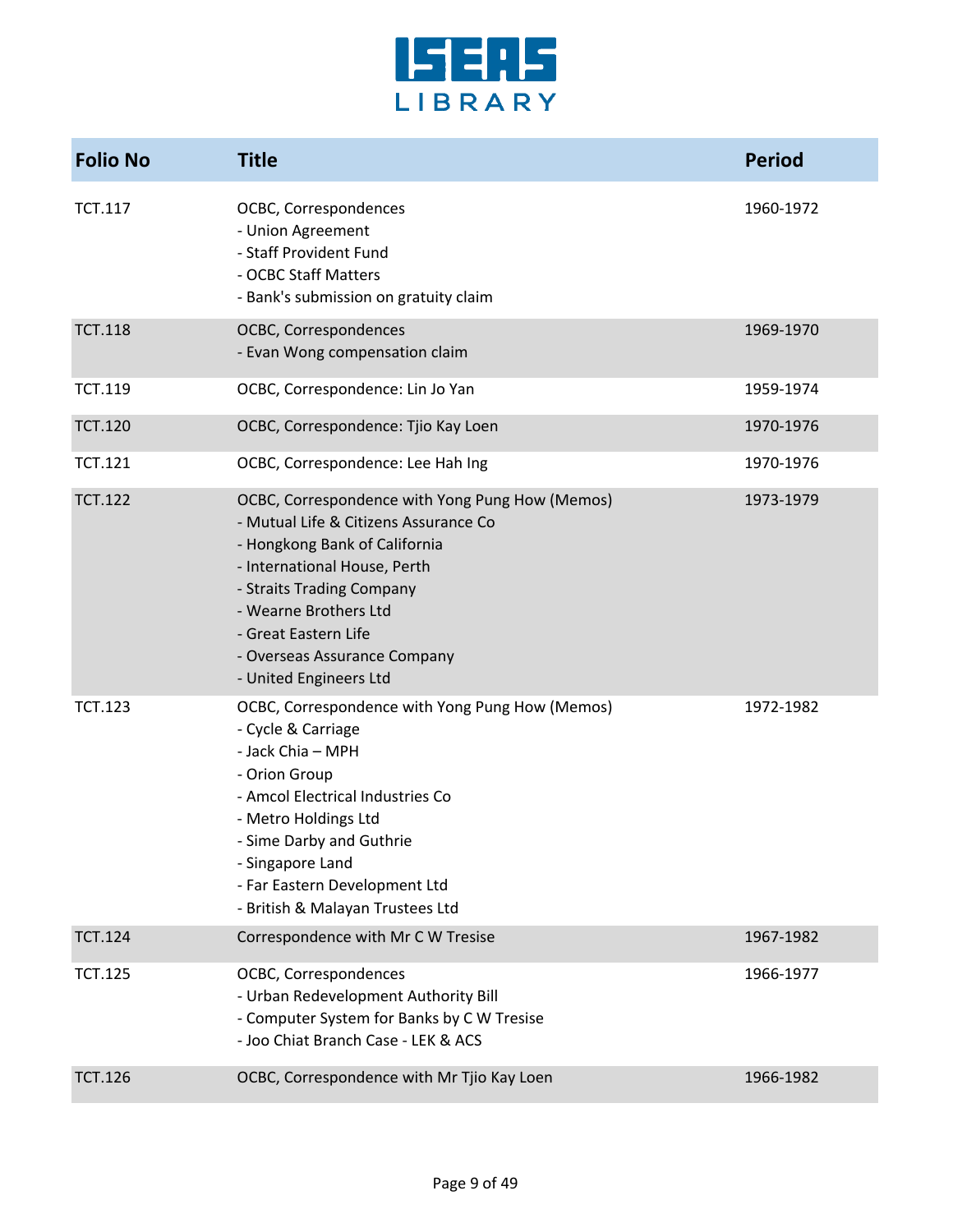| Folio No | Title | Period |
|---|---|---|
| TCT.117 | OCBC, Correspondences<br>- Union Agreement<br>- Staff Provident Fund<br>- OCBC Staff Matters<br>- Bank's submission on gratuity claim | 1960-1972 |
| TCT.118 | OCBC, Correspondences<br>- Evan Wong compensation claim | 1969-1970 |
| TCT.119 | OCBC, Correspondence: Lin Jo Yan | 1959-1974 |
| TCT.120 | OCBC, Correspondence: Tjio Kay Loen | 1970-1976 |
| TCT.121 | OCBC, Correspondence: Lee Hah Ing | 1970-1976 |
| TCT.122 | OCBC, Correspondence with Yong Pung How (Memos)<br>- Mutual Life & Citizens Assurance Co<br>- Hongkong Bank of California<br>- International House, Perth<br>- Straits Trading Company<br>- Wearne Brothers Ltd<br>- Great Eastern Life<br>- Overseas Assurance Company<br>- United Engineers Ltd | 1973-1979 |
| TCT.123 | OCBC, Correspondence with Yong Pung How (Memos)<br>- Cycle & Carriage<br>- Jack Chia – MPH<br>- Orion Group<br>- Amcol Electrical Industries Co<br>- Metro Holdings Ltd<br>- Sime Darby and Guthrie<br>- Singapore Land<br>- Far Eastern Development Ltd<br>- British & Malayan Trustees Ltd | 1972-1982 |
| TCT.124 | Correspondence with Mr C W Tresise | 1967-1982 |
| TCT.125 | OCBC, Correspondences<br>- Urban Redevelopment Authority Bill<br>- Computer System for Banks by C W Tresise<br>- Joo Chiat Branch Case - LEK & ACS | 1966-1977 |
| TCT.126 | OCBC, Correspondence with Mr Tjio Kay Loen | 1966-1982 |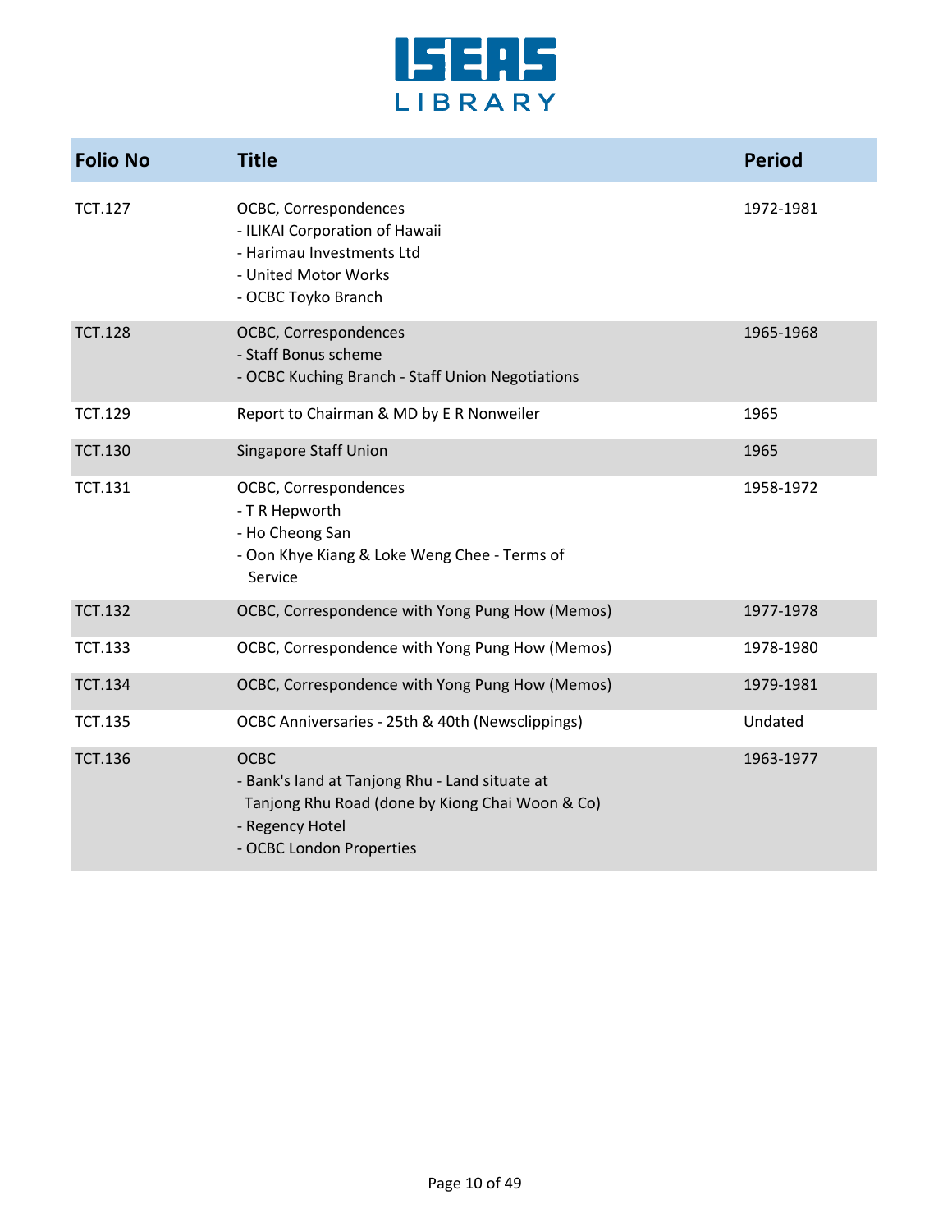| Folio No | Title | Period |
|---|---|---|
| TCT.127 | OCBC, Correspondences<br>- ILIKAI Corporation of Hawaii<br>- Harimau Investments Ltd<br>- United Motor Works<br>- OCBC Toyko Branch | 1972-1981 |
| TCT.128 | OCBC, Correspondences<br>- Staff Bonus scheme<br>- OCBC Kuching Branch - Staff Union Negotiations | 1965-1968 |
| TCT.129 | Report to Chairman & MD by E R Nonweiler | 1965 |
| TCT.130 | Singapore Staff Union | 1965 |
| TCT.131 | OCBC, Correspondences<br>- T R Hepworth<br>- Ho Cheong San<br>- Oon Khye Kiang & Loke Weng Chee - Terms of Service | 1958-1972 |
| TCT.132 | OCBC, Correspondence with Yong Pung How (Memos) | 1977-1978 |
| TCT.133 | OCBC, Correspondence with Yong Pung How (Memos) | 1978-1980 |
| TCT.134 | OCBC, Correspondence with Yong Pung How (Memos) | 1979-1981 |
| TCT.135 | OCBC Anniversaries - 25th & 40th (Newsclippings) | Undated |
| TCT.136 | OCBC<br>- Bank's land at Tanjong Rhu - Land situate at Tanjong Rhu Road (done by Kiong Chai Woon & Co)<br>- Regency Hotel<br>- OCBC London Properties | 1963-1977 |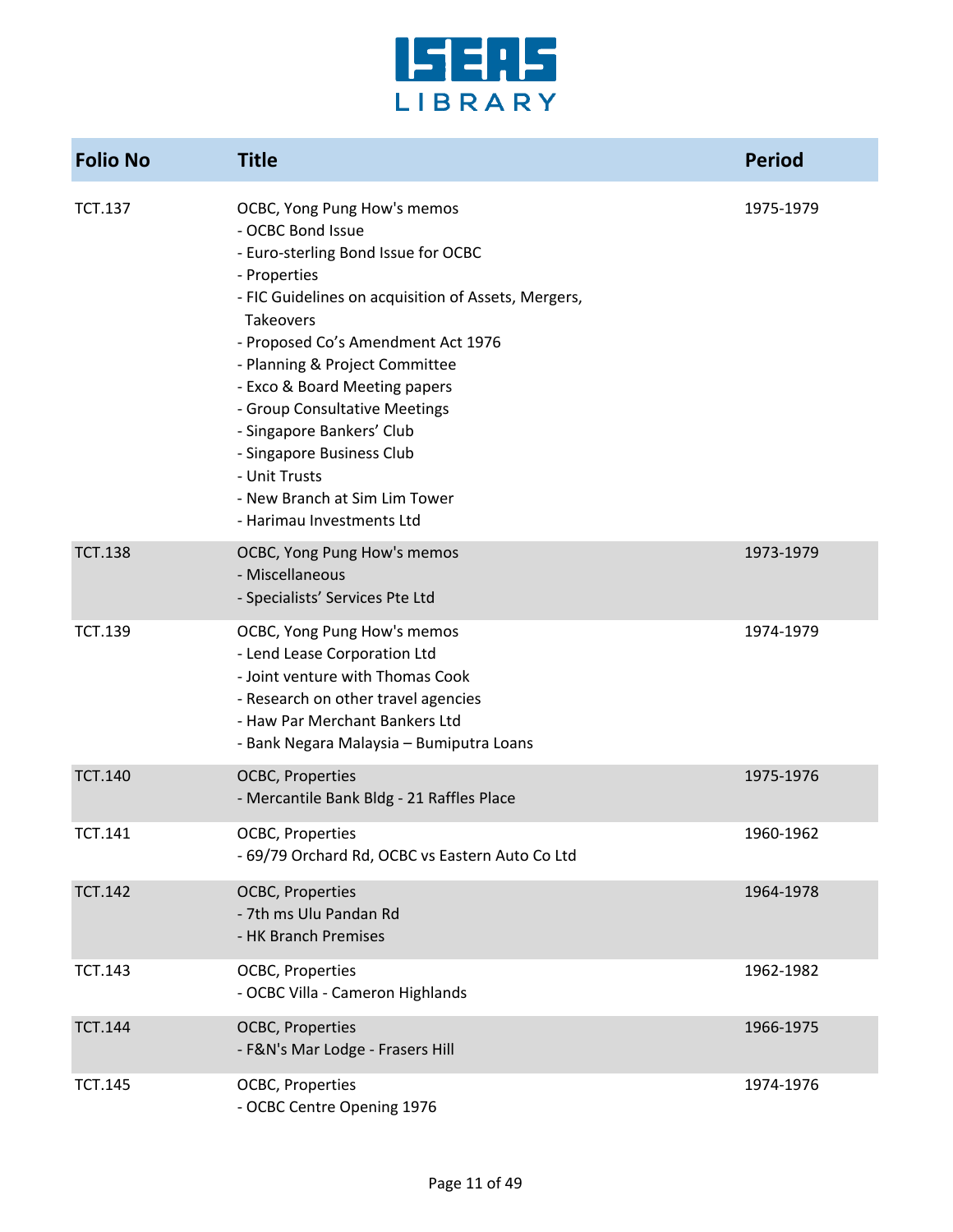| Folio No | Title | Period |
|---|---|---|
| TCT.137 | OCBC, Yong Pung How's memos<br>- OCBC Bond Issue<br>- Euro-sterling Bond Issue for OCBC<br>- Properties<br>- FIC Guidelines on acquisition of Assets, Mergers, Takeovers<br>- Proposed Co's Amendment Act 1976<br>- Planning & Project Committee<br>- Exco & Board Meeting papers<br>- Group Consultative Meetings<br>- Singapore Bankers' Club<br>- Singapore Business Club<br>- Unit Trusts<br>- New Branch at Sim Lim Tower<br>- Harimau Investments Ltd | 1975-1979 |
| TCT.138 | OCBC, Yong Pung How's memos<br>- Miscellaneous<br>- Specialists' Services Pte Ltd | 1973-1979 |
| TCT.139 | OCBC, Yong Pung How's memos<br>- Lend Lease Corporation Ltd<br>- Joint venture with Thomas Cook<br>- Research on other travel agencies<br>- Haw Par Merchant Bankers Ltd<br>- Bank Negara Malaysia – Bumiputra Loans | 1974-1979 |
| TCT.140 | OCBC, Properties<br>- Mercantile Bank Bldg - 21 Raffles Place | 1975-1976 |
| TCT.141 | OCBC, Properties<br>- 69/79 Orchard Rd, OCBC vs Eastern Auto Co Ltd | 1960-1962 |
| TCT.142 | OCBC, Properties<br>- 7th ms Ulu Pandan Rd<br>- HK Branch Premises | 1964-1978 |
| TCT.143 | OCBC, Properties<br>- OCBC Villa - Cameron Highlands | 1962-1982 |
| TCT.144 | OCBC, Properties<br>- F&N's Mar Lodge - Frasers Hill | 1966-1975 |
| TCT.145 | OCBC, Properties<br>- OCBC Centre Opening 1976 | 1974-1976 |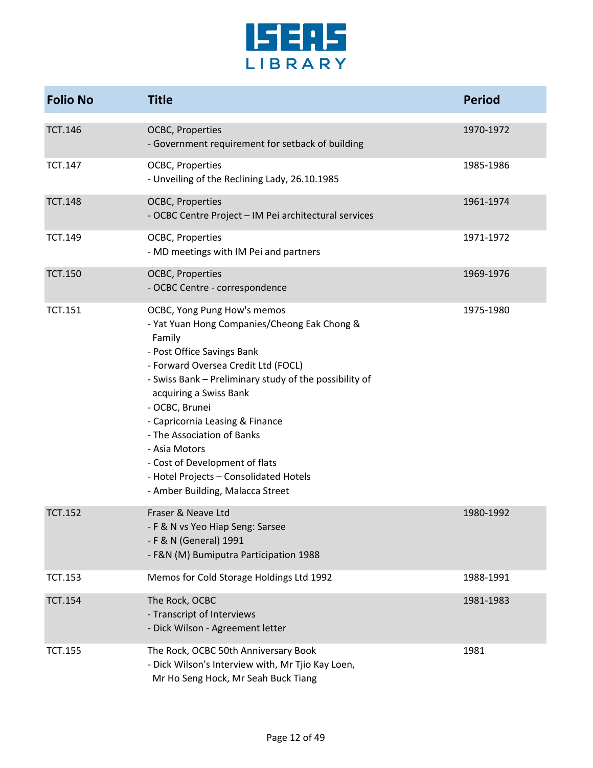| Folio No | Title | Period |
|---|---|---|
| TCT.146 | OCBC, Properties<br>- Government requirement for setback of building | 1970-1972 |
| TCT.147 | OCBC, Properties<br>- Unveiling of the Reclining Lady, 26.10.1985 | 1985-1986 |
| TCT.148 | OCBC, Properties<br>- OCBC Centre Project – IM Pei architectural services | 1961-1974 |
| TCT.149 | OCBC, Properties<br>- MD meetings with IM Pei and partners | 1971-1972 |
| TCT.150 | OCBC, Properties<br>- OCBC Centre - correspondence | 1969-1976 |
| TCT.151 | OCBC, Yong Pung How's memos<br>- Yat Yuan Hong Companies/Cheong Eak Chong & Family<br>- Post Office Savings Bank<br>- Forward Oversea Credit Ltd (FOCL)<br>- Swiss Bank – Preliminary study of the possibility of acquiring a Swiss Bank<br>- OCBC, Brunei<br>- Capricornia Leasing & Finance<br>- The Association of Banks<br>- Asia Motors<br>- Cost of Development of flats<br>- Hotel Projects – Consolidated Hotels<br>- Amber Building, Malacca Street | 1975-1980 |
| TCT.152 | Fraser & Neave Ltd<br>- F & N vs Yeo Hiap Seng: Sarsee<br>- F & N (General) 1991<br>- F&N (M) Bumiputra Participation 1988 | 1980-1992 |
| TCT.153 | Memos for Cold Storage Holdings Ltd 1992 | 1988-1991 |
| TCT.154 | The Rock, OCBC<br>- Transcript of Interviews<br>- Dick Wilson - Agreement letter | 1981-1983 |
| TCT.155 | The Rock, OCBC 50th Anniversary Book<br>- Dick Wilson's Interview with, Mr Tjio Kay Loen, Mr Ho Seng Hock, Mr Seah Buck Tiang | 1981 |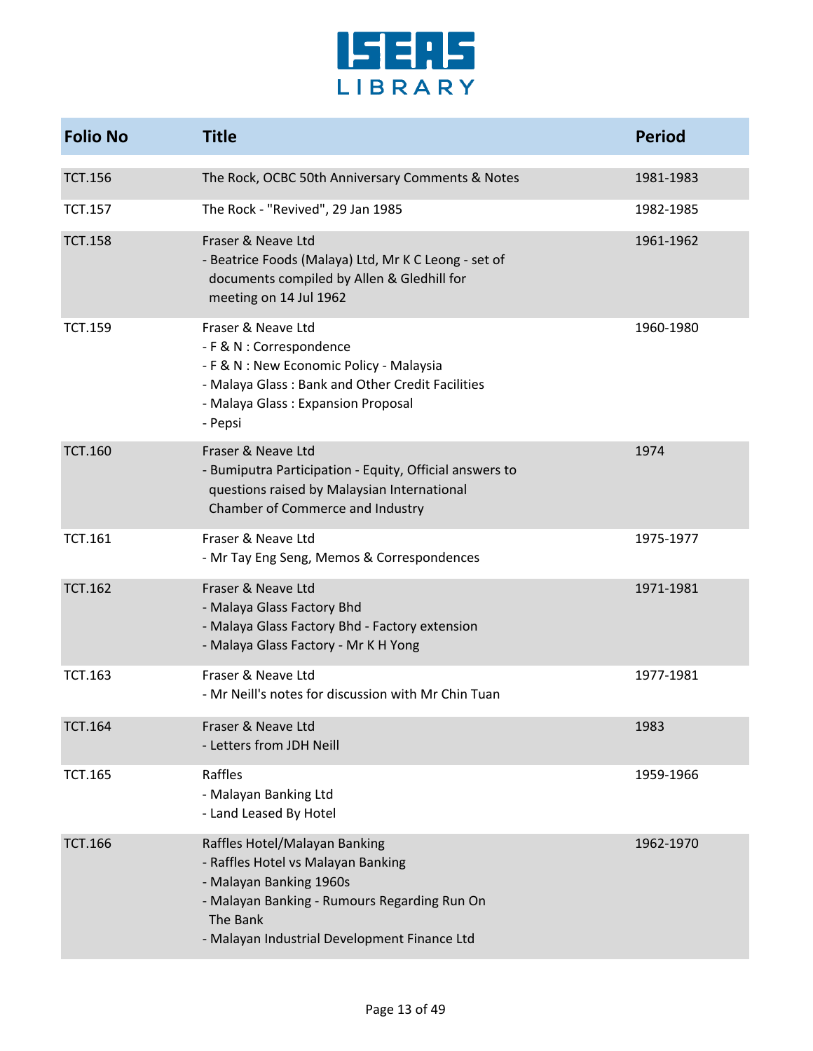| Folio No | Title | Period |
|---|---|---|
| TCT.156 | The Rock, OCBC 50th Anniversary Comments & Notes | 1981-1983 |
| TCT.157 | The Rock - "Revived", 29 Jan 1985 | 1982-1985 |
| TCT.158 | Fraser & Neave Ltd<br>- Beatrice Foods (Malaya) Ltd, Mr K C Leong - set of documents compiled by Allen & Gledhill for meeting on 14 Jul 1962 | 1961-1962 |
| TCT.159 | Fraser & Neave Ltd<br>- F & N : Correspondence<br>- F & N : New Economic Policy - Malaysia<br>- Malaya Glass : Bank and Other Credit Facilities<br>- Malaya Glass : Expansion Proposal<br>- Pepsi | 1960-1980 |
| TCT.160 | Fraser & Neave Ltd<br>- Bumiputra Participation - Equity, Official answers to questions raised by Malaysian International Chamber of Commerce and Industry | 1974 |
| TCT.161 | Fraser & Neave Ltd<br>- Mr Tay Eng Seng, Memos & Correspondences | 1975-1977 |
| TCT.162 | Fraser & Neave Ltd<br>- Malaya Glass Factory Bhd<br>- Malaya Glass Factory Bhd - Factory extension<br>- Malaya Glass Factory - Mr K H Yong | 1971-1981 |
| TCT.163 | Fraser & Neave Ltd<br>- Mr Neill's notes for discussion with Mr Chin Tuan | 1977-1981 |
| TCT.164 | Fraser & Neave Ltd<br>- Letters from JDH Neill | 1983 |
| TCT.165 | Raffles<br>- Malayan Banking Ltd<br>- Land Leased By Hotel | 1959-1966 |
| TCT.166 | Raffles Hotel/Malayan Banking<br>- Raffles Hotel vs Malayan Banking<br>- Malayan Banking 1960s<br>- Malayan Banking - Rumours Regarding Run On The Bank<br>- Malayan Industrial Development Finance Ltd | 1962-1970 |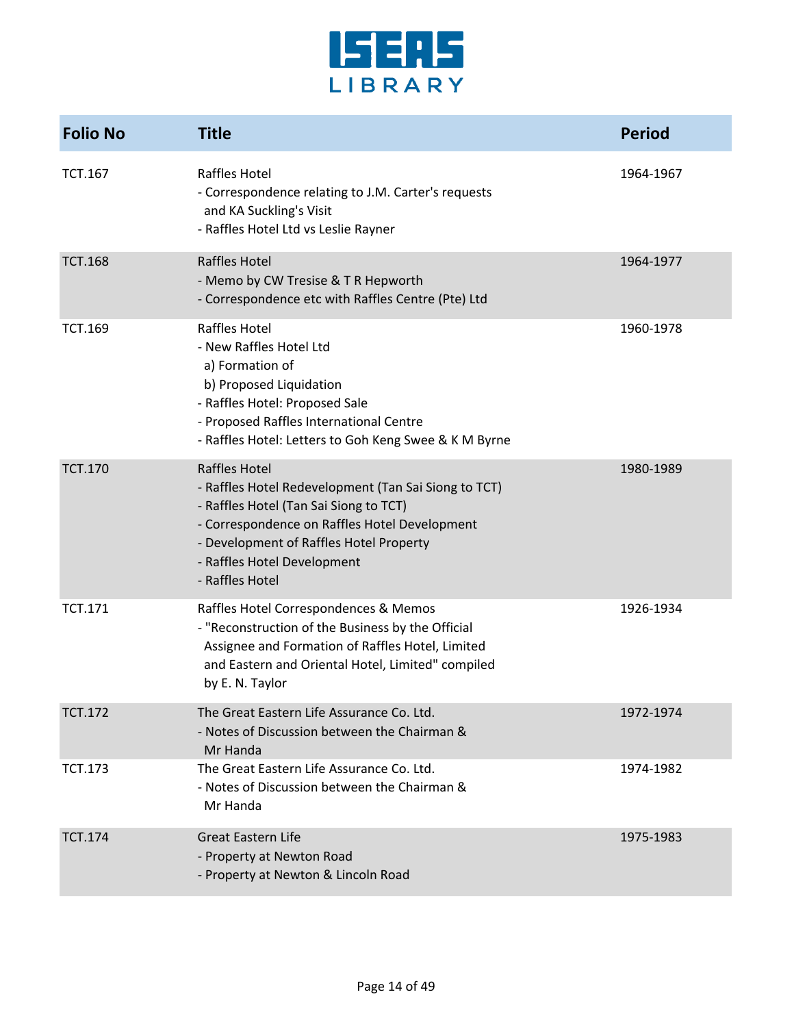| Folio No | Title | Period |
|---|---|---|
| TCT.167 | Raffles Hotel<br>- Correspondence relating to J.M. Carter's requests and KA Suckling's Visit<br>- Raffles Hotel Ltd vs Leslie Rayner | 1964-1967 |
| TCT.168 | Raffles Hotel<br>- Memo by CW Tresise & T R Hepworth<br>- Correspondence etc with Raffles Centre (Pte) Ltd | 1964-1977 |
| TCT.169 | Raffles Hotel<br>- New Raffles Hotel Ltd<br>a) Formation of<br>b) Proposed Liquidation<br>- Raffles Hotel: Proposed Sale<br>- Proposed Raffles International Centre<br>- Raffles Hotel: Letters to Goh Keng Swee & K M Byrne | 1960-1978 |
| TCT.170 | Raffles Hotel<br>- Raffles Hotel Redevelopment (Tan Sai Siong to TCT)<br>- Raffles Hotel (Tan Sai Siong to TCT)<br>- Correspondence on Raffles Hotel Development<br>- Development of Raffles Hotel Property<br>- Raffles Hotel Development<br>- Raffles Hotel | 1980-1989 |
| TCT.171 | Raffles Hotel Correspondences & Memos<br>- "Reconstruction of the Business by the Official Assignee and Formation of Raffles Hotel, Limited and Eastern and Oriental Hotel, Limited" compiled by E. N. Taylor | 1926-1934 |
| TCT.172 | The Great Eastern Life Assurance Co. Ltd.<br>- Notes of Discussion between the Chairman & Mr Handa | 1972-1974 |
| TCT.173 | The Great Eastern Life Assurance Co. Ltd.<br>- Notes of Discussion between the Chairman & Mr Handa | 1974-1982 |
| TCT.174 | Great Eastern Life<br>- Property at Newton Road<br>- Property at Newton & Lincoln Road | 1975-1983 |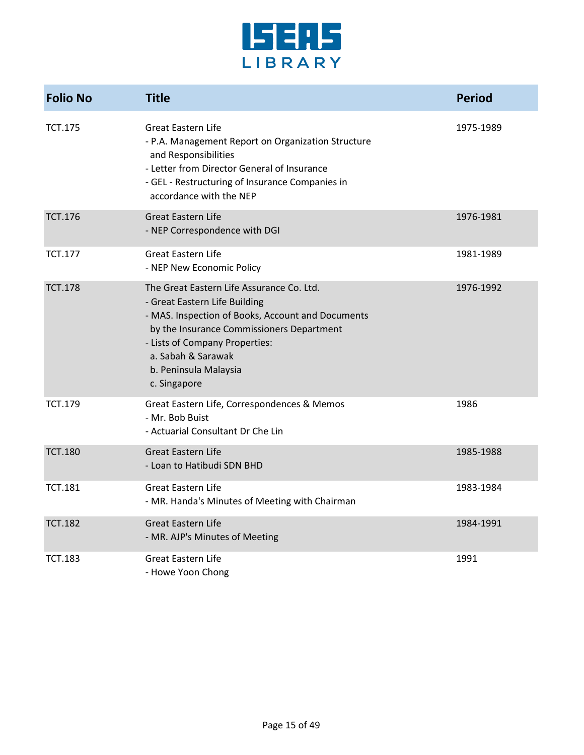| Folio No | Title | Period |
|---|---|---|
| TCT.175 | Great Eastern Life<br>- P.A. Management Report on Organization Structure and Responsibilities<br>- Letter from Director General of Insurance<br>- GEL - Restructuring of Insurance Companies in accordance with the NEP | 1975-1989 |
| TCT.176 | Great Eastern Life<br>- NEP Correspondence with DGI | 1976-1981 |
| TCT.177 | Great Eastern Life<br>- NEP New Economic Policy | 1981-1989 |
| TCT.178 | The Great Eastern Life Assurance Co. Ltd.<br>- Great Eastern Life Building<br>- MAS. Inspection of Books, Account and Documents by the Insurance Commissioners Department<br>- Lists of Company Properties:<br>a. Sabah & Sarawak<br>b. Peninsula Malaysia<br>c. Singapore | 1976-1992 |
| TCT.179 | Great Eastern Life, Correspondences & Memos<br>- Mr. Bob Buist<br>- Actuarial Consultant Dr Che Lin | 1986 |
| TCT.180 | Great Eastern Life<br>- Loan to Hatibudi SDN BHD | 1985-1988 |
| TCT.181 | Great Eastern Life<br>- MR. Handa's Minutes of Meeting with Chairman | 1983-1984 |
| TCT.182 | Great Eastern Life<br>- MR. AJP's Minutes of Meeting | 1984-1991 |
| TCT.183 | Great Eastern Life<br>- Howe Yoon Chong | 1991 |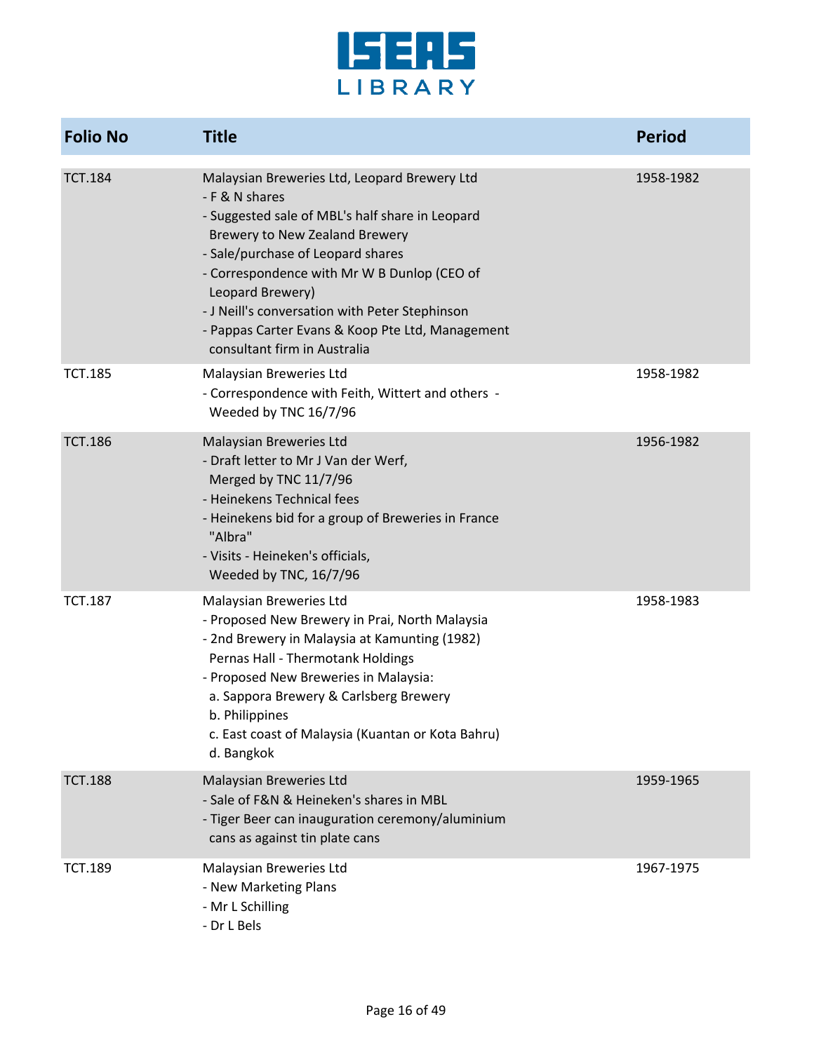| Folio No | Title | Period |
| --- | --- | --- |
| TCT.184 | Malaysian Breweries Ltd, Leopard Brewery Ltd<br>- F & N shares<br>- Suggested sale of MBL's half share in Leopard Brewery to New Zealand Brewery<br>- Sale/purchase of Leopard shares<br>- Correspondence with Mr W B Dunlop (CEO of Leopard Brewery)<br>- J Neill's conversation with Peter Stephinson<br>- Pappas Carter Evans & Koop Pte Ltd, Management consultant firm in Australia | 1958-1982 |
| TCT.185 | Malaysian Breweries Ltd<br>- Correspondence with Feith, Wittert and others - Weeded by TNC 16/7/96 | 1958-1982 |
| TCT.186 | Malaysian Breweries Ltd<br>- Draft letter to Mr J Van der Werf, Merged by TNC 11/7/96<br>- Heinekens Technical fees<br>- Heinekens bid for a group of Breweries in France "Albra"<br>- Visits - Heineken's officials, Weeded by TNC, 16/7/96 | 1956-1982 |
| TCT.187 | Malaysian Breweries Ltd<br>- Proposed New Brewery in Prai, North Malaysia<br>- 2nd Brewery in Malaysia at Kamunting (1982) Pernas Hall - Thermotank Holdings<br>- Proposed New Breweries in Malaysia:<br>a. Sappora Brewery & Carlsberg Brewery<br>b. Philippines<br>c. East coast of Malaysia (Kuantan or Kota Bahru)<br>d. Bangkok | 1958-1983 |
| TCT.188 | Malaysian Breweries Ltd<br>- Sale of F&N & Heineken's shares in MBL<br>- Tiger Beer can inauguration ceremony/aluminium cans as against tin plate cans | 1959-1965 |
| TCT.189 | Malaysian Breweries Ltd<br>- New Marketing Plans<br>- Mr L Schilling<br>- Dr L Bels | 1967-1975 |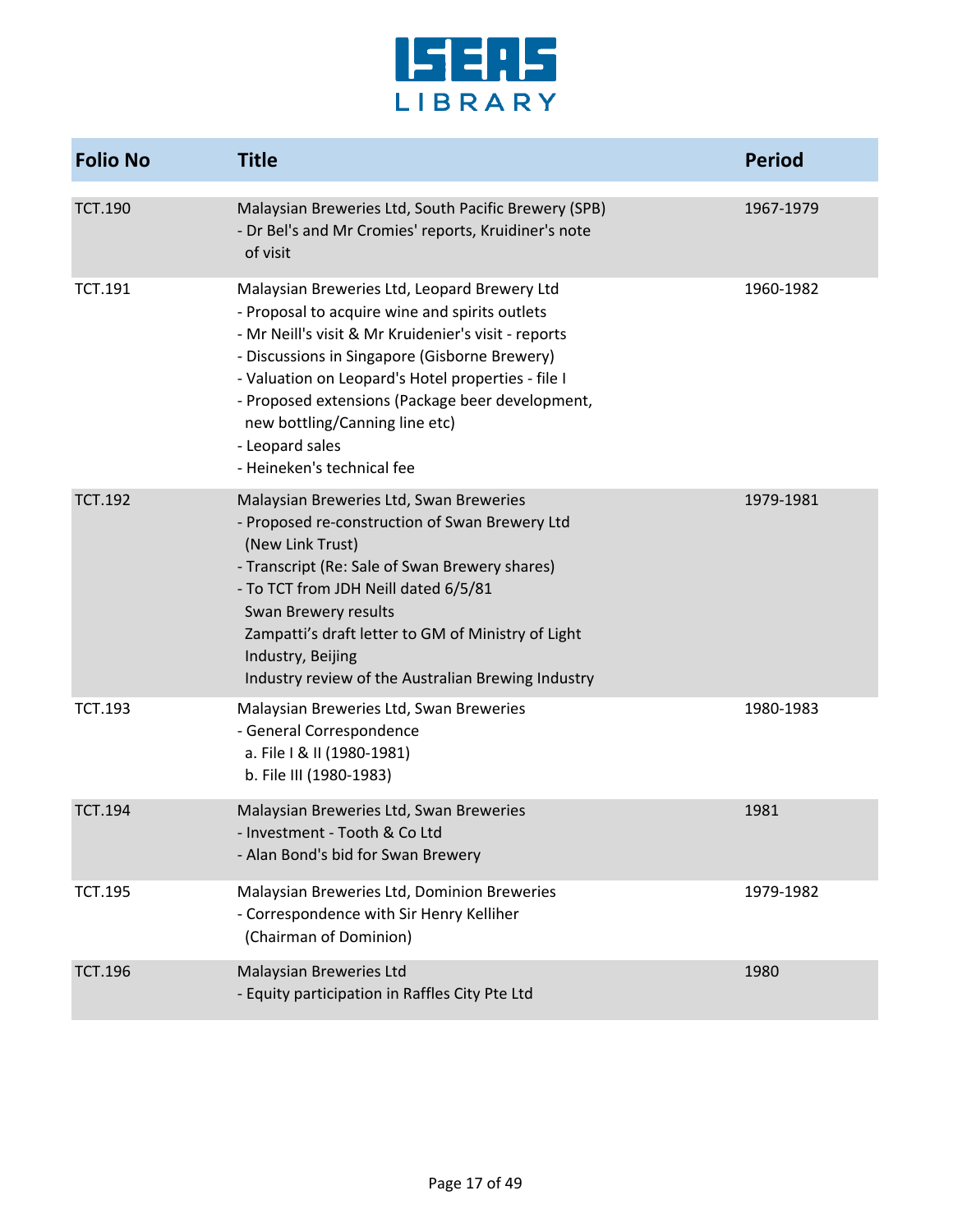| Folio No | Title | Period |
|---|---|---|
| TCT.190 | Malaysian Breweries Ltd, South Pacific Brewery (SPB)<br>- Dr Bel's and Mr Cromies' reports, Kruidiner's note of visit | 1967-1979 |
| TCT.191 | Malaysian Breweries Ltd, Leopard Brewery Ltd<br>- Proposal to acquire wine and spirits outlets<br>- Mr Neill's visit & Mr Kruidenier's visit - reports<br>- Discussions in Singapore (Gisborne Brewery)<br>- Valuation on Leopard's Hotel properties - file I<br>- Proposed extensions (Package beer development, new bottling/Canning line etc)<br>- Leopard sales<br>- Heineken's technical fee | 1960-1982 |
| TCT.192 | Malaysian Breweries Ltd, Swan Breweries<br>- Proposed re-construction of Swan Brewery Ltd (New Link Trust)<br>- Transcript (Re: Sale of Swan Brewery shares)<br>- To TCT from JDH Neill dated 6/5/81<br>Swan Brewery results<br>Zampatti's draft letter to GM of Ministry of Light Industry, Beijing<br>Industry review of the Australian Brewing Industry | 1979-1981 |
| TCT.193 | Malaysian Breweries Ltd, Swan Breweries<br>- General Correspondence<br>a. File I & II (1980-1981)<br>b. File III (1980-1983) | 1980-1983 |
| TCT.194 | Malaysian Breweries Ltd, Swan Breweries<br>- Investment - Tooth & Co Ltd<br>- Alan Bond's bid for Swan Brewery | 1981 |
| TCT.195 | Malaysian Breweries Ltd, Dominion Breweries<br>- Correspondence with Sir Henry Kelliher (Chairman of Dominion) | 1979-1982 |
| TCT.196 | Malaysian Breweries Ltd<br>- Equity participation in Raffles City Pte Ltd | 1980 |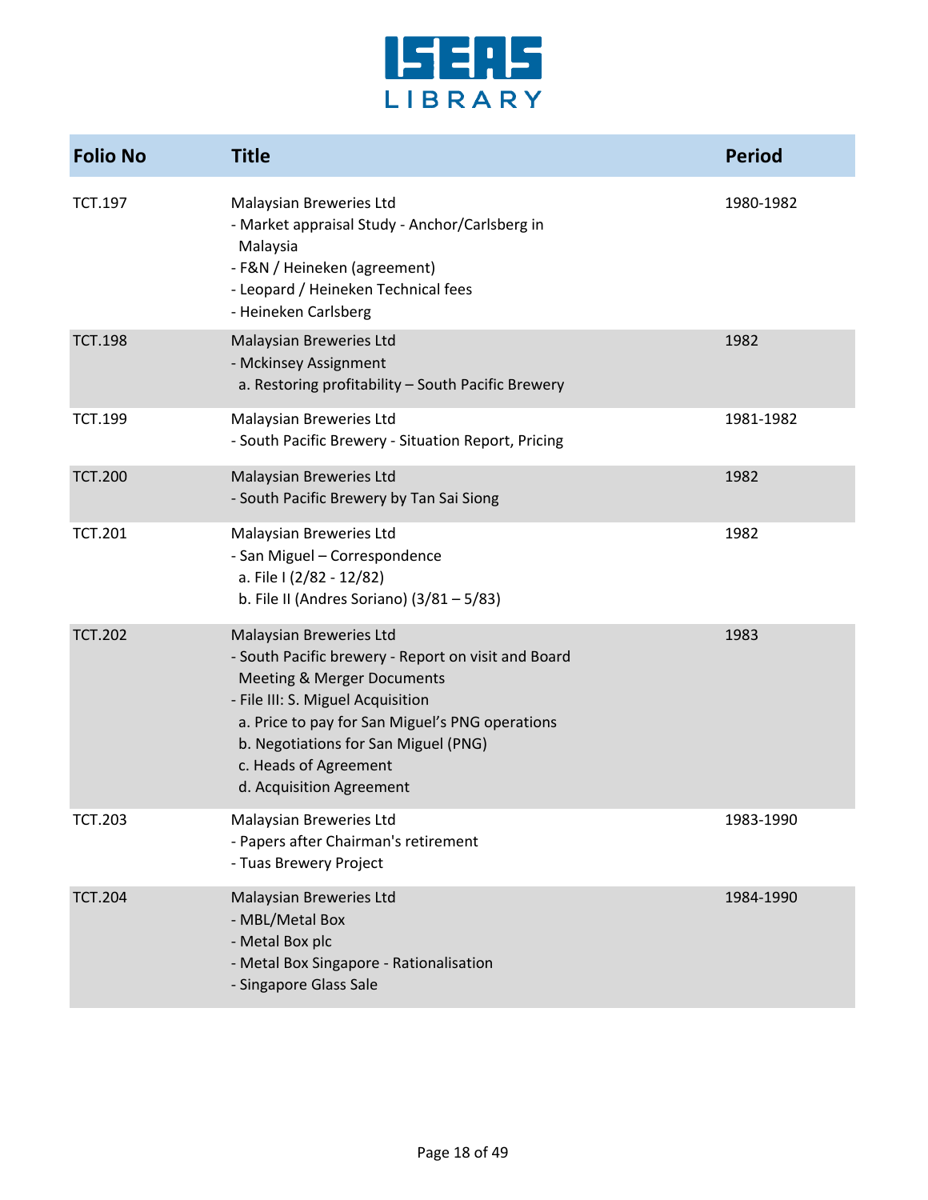| Folio No | Title | Period |
|---|---|---|
| TCT.197 | Malaysian Breweries Ltd<br>- Market appraisal Study - Anchor/Carlsberg in Malaysia<br>- F&N / Heineken (agreement)<br>- Leopard / Heineken Technical fees<br>- Heineken Carlsberg | 1980-1982 |
| TCT.198 | Malaysian Breweries Ltd<br>- Mckinsey Assignment<br>a. Restoring profitability – South Pacific Brewery | 1982 |
| TCT.199 | Malaysian Breweries Ltd<br>- South Pacific Brewery - Situation Report, Pricing | 1981-1982 |
| TCT.200 | Malaysian Breweries Ltd<br>- South Pacific Brewery by Tan Sai Siong | 1982 |
| TCT.201 | Malaysian Breweries Ltd<br>- San Miguel – Correspondence<br>a. File I (2/82 - 12/82)<br>b. File II (Andres Soriano) (3/81 – 5/83) | 1982 |
| TCT.202 | Malaysian Breweries Ltd<br>- South Pacific brewery - Report on visit and Board Meeting & Merger Documents<br>- File III: S. Miguel Acquisition<br>a. Price to pay for San Miguel's PNG operations<br>b. Negotiations for San Miguel (PNG)<br>c. Heads of Agreement<br>d. Acquisition Agreement | 1983 |
| TCT.203 | Malaysian Breweries Ltd<br>- Papers after Chairman's retirement<br>- Tuas Brewery Project | 1983-1990 |
| TCT.204 | Malaysian Breweries Ltd<br>- MBL/Metal Box<br>- Metal Box plc<br>- Metal Box Singapore - Rationalisation<br>- Singapore Glass Sale | 1984-1990 |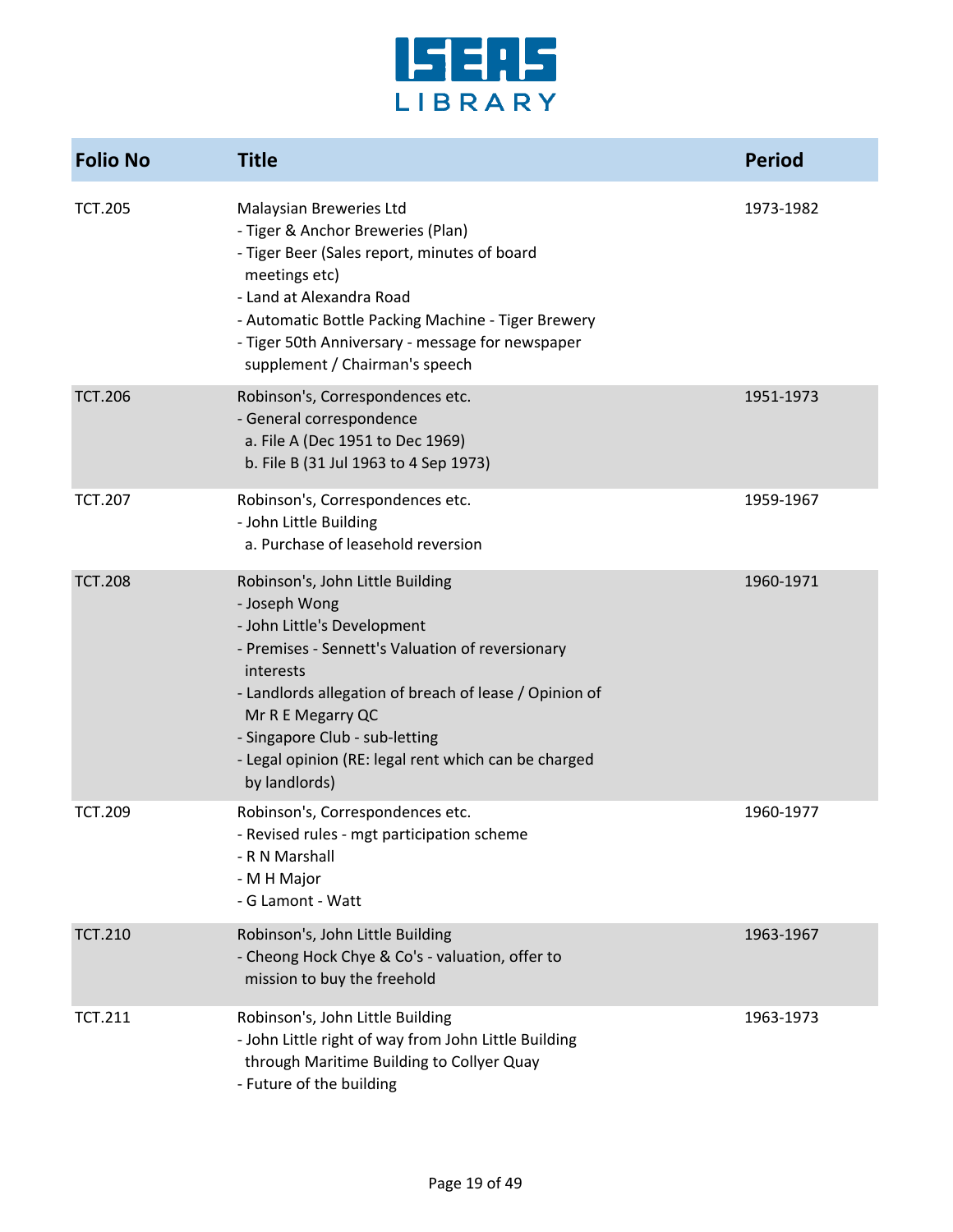| Folio No | Title | Period |
|---|---|---|
| TCT.205 | Malaysian Breweries Ltd<br>- Tiger & Anchor Breweries (Plan)<br>- Tiger Beer (Sales report, minutes of board meetings etc)<br>- Land at Alexandra Road<br>- Automatic Bottle Packing Machine - Tiger Brewery<br>- Tiger 50th Anniversary - message for newspaper supplement / Chairman's speech | 1973-1982 |
| TCT.206 | Robinson's, Correspondences etc.<br>- General correspondence<br>a. File A (Dec 1951 to Dec 1969)<br>b. File B (31 Jul 1963 to 4 Sep 1973) | 1951-1973 |
| TCT.207 | Robinson's, Correspondences etc.<br>- John Little Building<br>a. Purchase of leasehold reversion | 1959-1967 |
| TCT.208 | Robinson's, John Little Building<br>- Joseph Wong<br>- John Little's Development<br>- Premises - Sennett's Valuation of reversionary interests<br>- Landlords allegation of breach of lease / Opinion of Mr R E Megarry QC<br>- Singapore Club - sub-letting<br>- Legal opinion (RE: legal rent which can be charged by landlords) | 1960-1971 |
| TCT.209 | Robinson's, Correspondences etc.<br>- Revised rules - mgt participation scheme<br>- R N Marshall<br>- M H Major<br>- G Lamont - Watt | 1960-1977 |
| TCT.210 | Robinson's, John Little Building<br>- Cheong Hock Chye & Co's - valuation, offer to mission to buy the freehold | 1963-1967 |
| TCT.211 | Robinson's, John Little Building<br>- John Little right of way from John Little Building through Maritime Building to Collyer Quay<br>- Future of the building | 1963-1973 |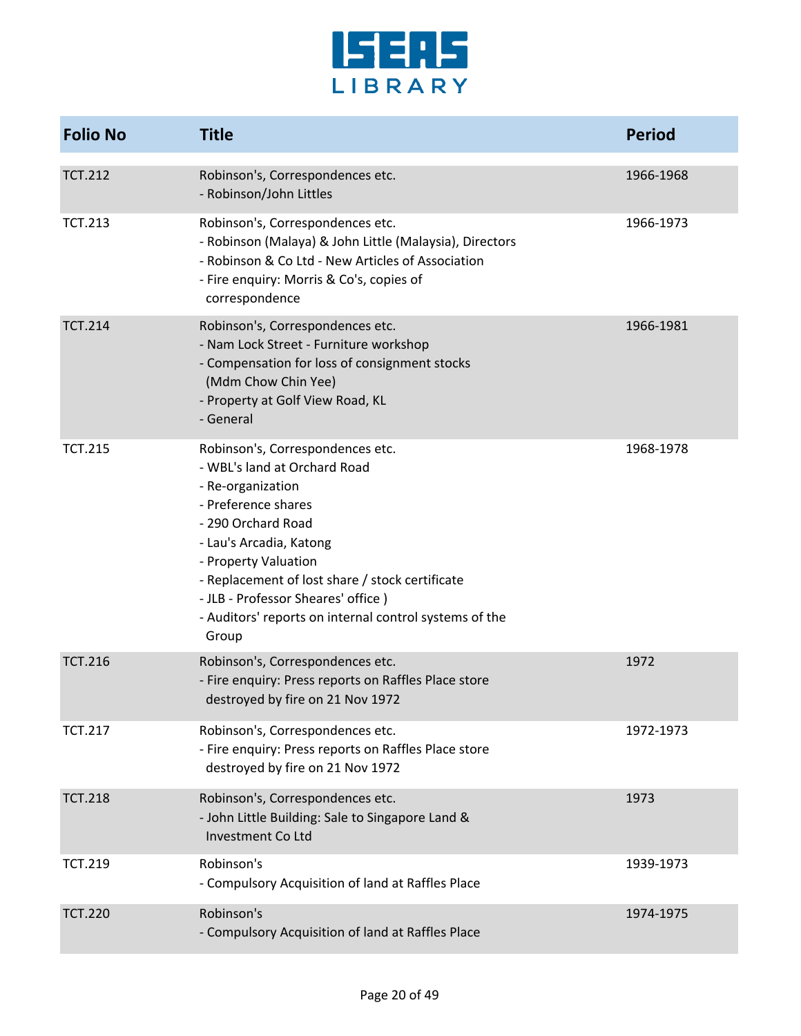| Folio No | Title | Period |
|---|---|---|
| TCT.212 | Robinson's, Correspondences etc.<br>- Robinson/John Littles | 1966-1968 |
| TCT.213 | Robinson's, Correspondences etc.<br>- Robinson (Malaya) & John Little (Malaysia), Directors<br>- Robinson & Co Ltd - New Articles of Association<br>- Fire enquiry: Morris & Co's, copies of correspondence | 1966-1973 |
| TCT.214 | Robinson's, Correspondences etc.<br>- Nam Lock Street - Furniture workshop<br>- Compensation for loss of consignment stocks (Mdm Chow Chin Yee)<br>- Property at Golf View Road, KL<br>- General | 1966-1981 |
| TCT.215 | Robinson's, Correspondences etc.<br>- WBL's land at Orchard Road<br>- Re-organization<br>- Preference shares<br>- 290 Orchard Road<br>- Lau's Arcadia, Katong<br>- Property Valuation<br>- Replacement of lost share / stock certificate<br>- JLB - Professor Sheares' office )<br>- Auditors' reports on internal control systems of the Group | 1968-1978 |
| TCT.216 | Robinson's, Correspondences etc.<br>- Fire enquiry: Press reports on Raffles Place store destroyed by fire on 21 Nov 1972 | 1972 |
| TCT.217 | Robinson's, Correspondences etc.<br>- Fire enquiry: Press reports on Raffles Place store destroyed by fire on 21 Nov 1972 | 1972-1973 |
| TCT.218 | Robinson's, Correspondences etc.<br>- John Little Building: Sale to Singapore Land & Investment Co Ltd | 1973 |
| TCT.219 | Robinson's<br>- Compulsory Acquisition of land at Raffles Place | 1939-1973 |
| TCT.220 | Robinson's<br>- Compulsory Acquisition of land at Raffles Place | 1974-1975 |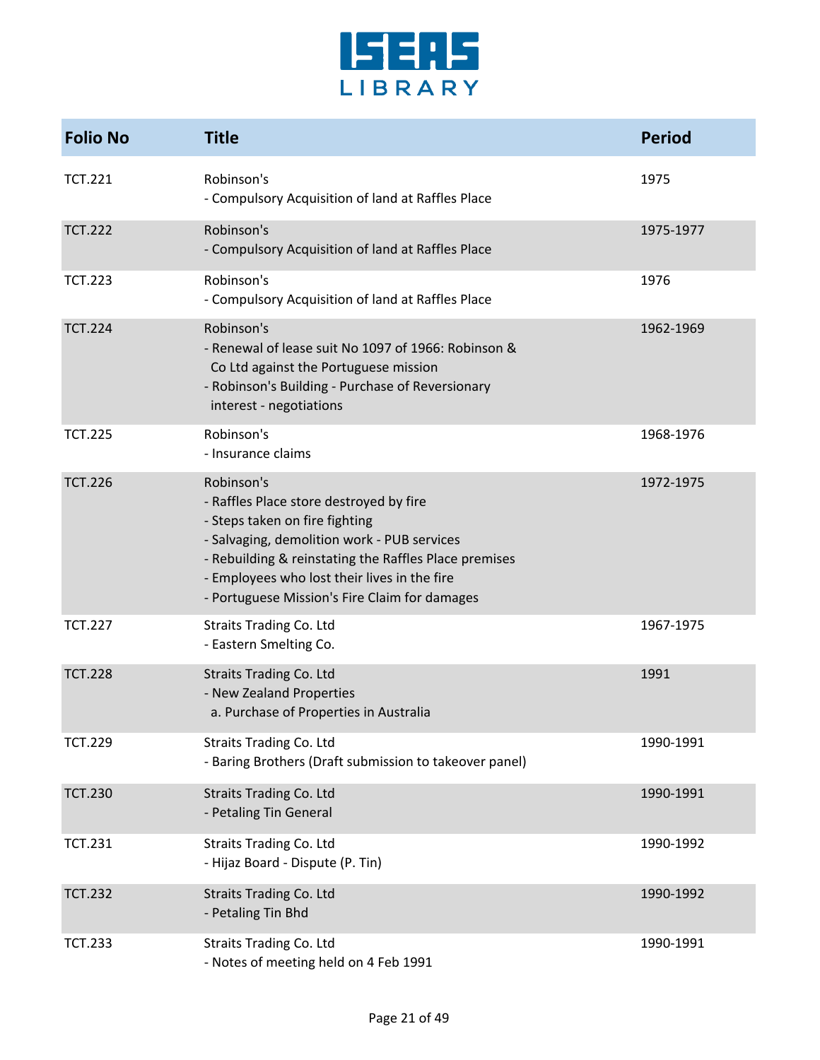| Folio No | Title | Period |
|---|---|---|
| TCT.221 | Robinson's<br>- Compulsory Acquisition of land at Raffles Place | 1975 |
| TCT.222 | Robinson's<br>- Compulsory Acquisition of land at Raffles Place | 1975-1977 |
| TCT.223 | Robinson's<br>- Compulsory Acquisition of land at Raffles Place | 1976 |
| TCT.224 | Robinson's<br>- Renewal of lease suit No 1097 of 1966: Robinson & Co Ltd against the Portuguese mission<br>- Robinson's Building - Purchase of Reversionary interest - negotiations | 1962-1969 |
| TCT.225 | Robinson's<br>- Insurance claims | 1968-1976 |
| TCT.226 | Robinson's<br>- Raffles Place store destroyed by fire<br>- Steps taken on fire fighting<br>- Salvaging, demolition work - PUB services<br>- Rebuilding & reinstating the Raffles Place premises<br>- Employees who lost their lives in the fire<br>- Portuguese Mission's Fire Claim for damages | 1972-1975 |
| TCT.227 | Straits Trading Co. Ltd<br>- Eastern Smelting Co. | 1967-1975 |
| TCT.228 | Straits Trading Co. Ltd<br>- New Zealand Properties<br>a. Purchase of Properties in Australia | 1991 |
| TCT.229 | Straits Trading Co. Ltd<br>- Baring Brothers (Draft submission to takeover panel) | 1990-1991 |
| TCT.230 | Straits Trading Co. Ltd<br>- Petaling Tin General | 1990-1991 |
| TCT.231 | Straits Trading Co. Ltd<br>- Hijaz Board - Dispute (P. Tin) | 1990-1992 |
| TCT.232 | Straits Trading Co. Ltd<br>- Petaling Tin Bhd | 1990-1992 |
| TCT.233 | Straits Trading Co. Ltd<br>- Notes of meeting held on 4 Feb 1991 | 1990-1991 |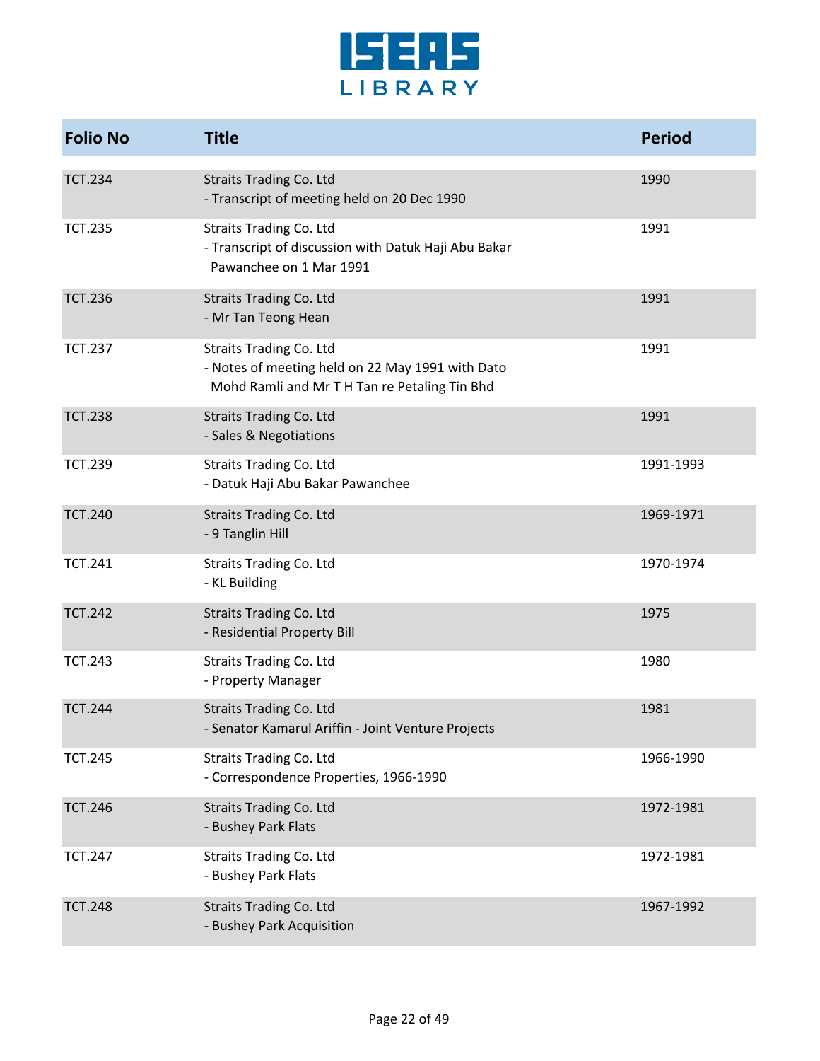| Folio No | Title | Period |
|---|---|---|
| TCT.234 | Straits Trading Co. Ltd<br>- Transcript of meeting held on 20 Dec 1990 | 1990 |
| TCT.235 | Straits Trading Co. Ltd<br>- Transcript of discussion with Datuk Haji Abu Bakar Pawanchee on 1 Mar 1991 | 1991 |
| TCT.236 | Straits Trading Co. Ltd<br>- Mr Tan Teong Hean | 1991 |
| TCT.237 | Straits Trading Co. Ltd<br>- Notes of meeting held on 22 May 1991 with Dato Mohd Ramli and Mr T H Tan re Petaling Tin Bhd | 1991 |
| TCT.238 | Straits Trading Co. Ltd<br>- Sales & Negotiations | 1991 |
| TCT.239 | Straits Trading Co. Ltd<br>- Datuk Haji Abu Bakar Pawanchee | 1991-1993 |
| TCT.240 | Straits Trading Co. Ltd<br>- 9 Tanglin Hill | 1969-1971 |
| TCT.241 | Straits Trading Co. Ltd<br>- KL Building | 1970-1974 |
| TCT.242 | Straits Trading Co. Ltd<br>- Residential Property Bill | 1975 |
| TCT.243 | Straits Trading Co. Ltd<br>- Property Manager | 1980 |
| TCT.244 | Straits Trading Co. Ltd<br>- Senator Kamarul Ariffin - Joint Venture Projects | 1981 |
| TCT.245 | Straits Trading Co. Ltd<br>- Correspondence Properties, 1966-1990 | 1966-1990 |
| TCT.246 | Straits Trading Co. Ltd<br>- Bushey Park Flats | 1972-1981 |
| TCT.247 | Straits Trading Co. Ltd<br>- Bushey Park Flats | 1972-1981 |
| TCT.248 | Straits Trading Co. Ltd<br>- Bushey Park Acquisition | 1967-1992 |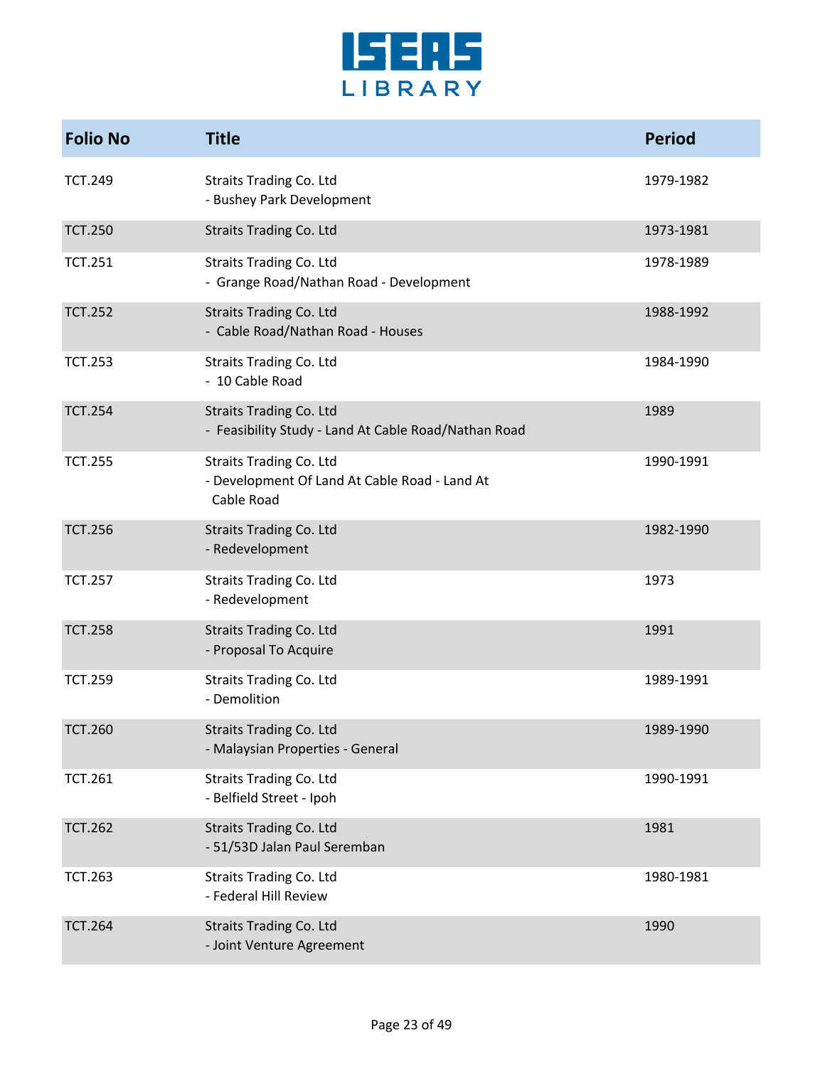| Folio No | Title | Period |
|---|---|---|
| TCT.249 | Straits Trading Co. Ltd<br>- Bushey Park Development | 1979-1982 |
| TCT.250 | Straits Trading Co. Ltd | 1973-1981 |
| TCT.251 | Straits Trading Co. Ltd<br>- Grange Road/Nathan Road - Development | 1978-1989 |
| TCT.252 | Straits Trading Co. Ltd<br>- Cable Road/Nathan Road - Houses | 1988-1992 |
| TCT.253 | Straits Trading Co. Ltd<br>- 10 Cable Road | 1984-1990 |
| TCT.254 | Straits Trading Co. Ltd<br>- Feasibility Study - Land At Cable Road/Nathan Road | 1989 |
| TCT.255 | Straits Trading Co. Ltd<br>- Development Of Land At Cable Road - Land At Cable Road | 1990-1991 |
| TCT.256 | Straits Trading Co. Ltd<br>- Redevelopment | 1982-1990 |
| TCT.257 | Straits Trading Co. Ltd<br>- Redevelopment | 1973 |
| TCT.258 | Straits Trading Co. Ltd<br>- Proposal To Acquire | 1991 |
| TCT.259 | Straits Trading Co. Ltd<br>- Demolition | 1989-1991 |
| TCT.260 | Straits Trading Co. Ltd<br>- Malaysian Properties - General | 1989-1990 |
| TCT.261 | Straits Trading Co. Ltd<br>- Belfield Street - Ipoh | 1990-1991 |
| TCT.262 | Straits Trading Co. Ltd<br>- 51/53D Jalan Paul Seremban | 1981 |
| TCT.263 | Straits Trading Co. Ltd<br>- Federal Hill Review | 1980-1981 |
| TCT.264 | Straits Trading Co. Ltd<br>- Joint Venture Agreement | 1990 |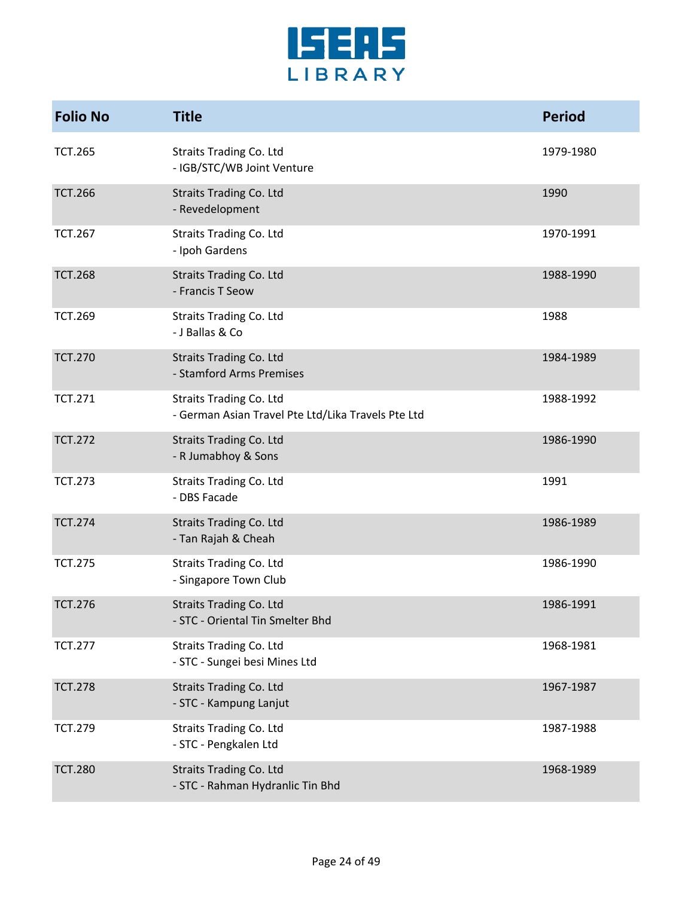| Folio No | Title | Period |
|---|---|---|
| TCT.265 | Straits Trading Co. Ltd<br>- IGB/STC/WB Joint Venture | 1979-1980 |
| TCT.266 | Straits Trading Co. Ltd<br>- Revedelopment | 1990 |
| TCT.267 | Straits Trading Co. Ltd<br>- Ipoh Gardens | 1970-1991 |
| TCT.268 | Straits Trading Co. Ltd<br>- Francis T Seow | 1988-1990 |
| TCT.269 | Straits Trading Co. Ltd<br>- J Ballas & Co | 1988 |
| TCT.270 | Straits Trading Co. Ltd<br>- Stamford Arms Premises | 1984-1989 |
| TCT.271 | Straits Trading Co. Ltd<br>- German Asian Travel Pte Ltd/Lika Travels Pte Ltd | 1988-1992 |
| TCT.272 | Straits Trading Co. Ltd<br>- R Jumabhoy & Sons | 1986-1990 |
| TCT.273 | Straits Trading Co. Ltd<br>- DBS Facade | 1991 |
| TCT.274 | Straits Trading Co. Ltd<br>- Tan Rajah & Cheah | 1986-1989 |
| TCT.275 | Straits Trading Co. Ltd<br>- Singapore Town Club | 1986-1990 |
| TCT.276 | Straits Trading Co. Ltd<br>- STC - Oriental Tin Smelter Bhd | 1986-1991 |
| TCT.277 | Straits Trading Co. Ltd<br>- STC - Sungei besi Mines Ltd | 1968-1981 |
| TCT.278 | Straits Trading Co. Ltd<br>- STC - Kampung Lanjut | 1967-1987 |
| TCT.279 | Straits Trading Co. Ltd<br>- STC - Pengkalen Ltd | 1987-1988 |
| TCT.280 | Straits Trading Co. Ltd<br>- STC - Rahman Hydranlic Tin Bhd | 1968-1989 |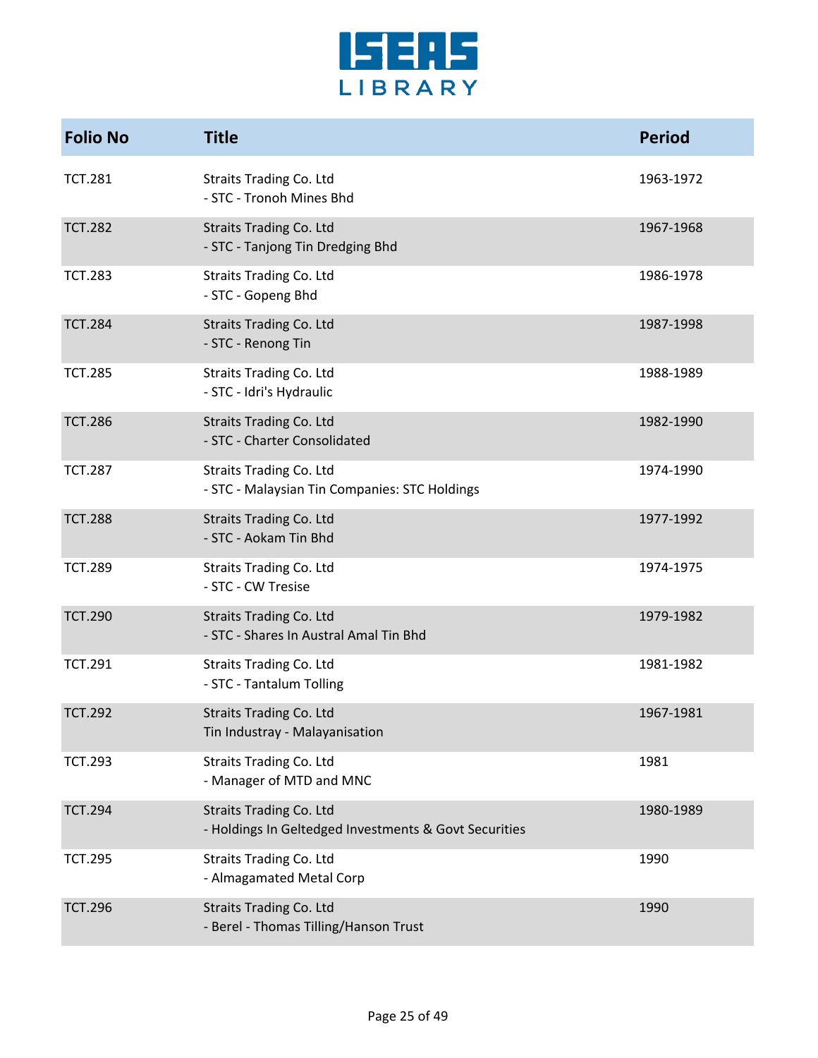| Folio No | Title | Period |
|---|---|---|
| TCT.281 | Straits Trading Co. Ltd<br>- STC - Tronoh Mines Bhd | 1963-1972 |
| TCT.282 | Straits Trading Co. Ltd<br>- STC - Tanjong Tin Dredging Bhd | 1967-1968 |
| TCT.283 | Straits Trading Co. Ltd<br>- STC - Gopeng Bhd | 1986-1978 |
| TCT.284 | Straits Trading Co. Ltd<br>- STC - Renong Tin | 1987-1998 |
| TCT.285 | Straits Trading Co. Ltd<br>- STC - Idri's Hydraulic | 1988-1989 |
| TCT.286 | Straits Trading Co. Ltd<br>- STC - Charter Consolidated | 1982-1990 |
| TCT.287 | Straits Trading Co. Ltd<br>- STC - Malaysian Tin Companies: STC Holdings | 1974-1990 |
| TCT.288 | Straits Trading Co. Ltd<br>- STC - Aokam Tin Bhd | 1977-1992 |
| TCT.289 | Straits Trading Co. Ltd<br>- STC - CW Tresise | 1974-1975 |
| TCT.290 | Straits Trading Co. Ltd<br>- STC - Shares In Austral Amal Tin Bhd | 1979-1982 |
| TCT.291 | Straits Trading Co. Ltd<br>- STC - Tantalum Tolling | 1981-1982 |
| TCT.292 | Straits Trading Co. Ltd<br>Tin Industray - Malayanisation | 1967-1981 |
| TCT.293 | Straits Trading Co. Ltd<br>- Manager of MTD and MNC | 1981 |
| TCT.294 | Straits Trading Co. Ltd<br>- Holdings In Geltedged Investments & Govt Securities | 1980-1989 |
| TCT.295 | Straits Trading Co. Ltd<br>- Almagamated Metal Corp | 1990 |
| TCT.296 | Straits Trading Co. Ltd<br>- Berel - Thomas Tilling/Hanson Trust | 1990 |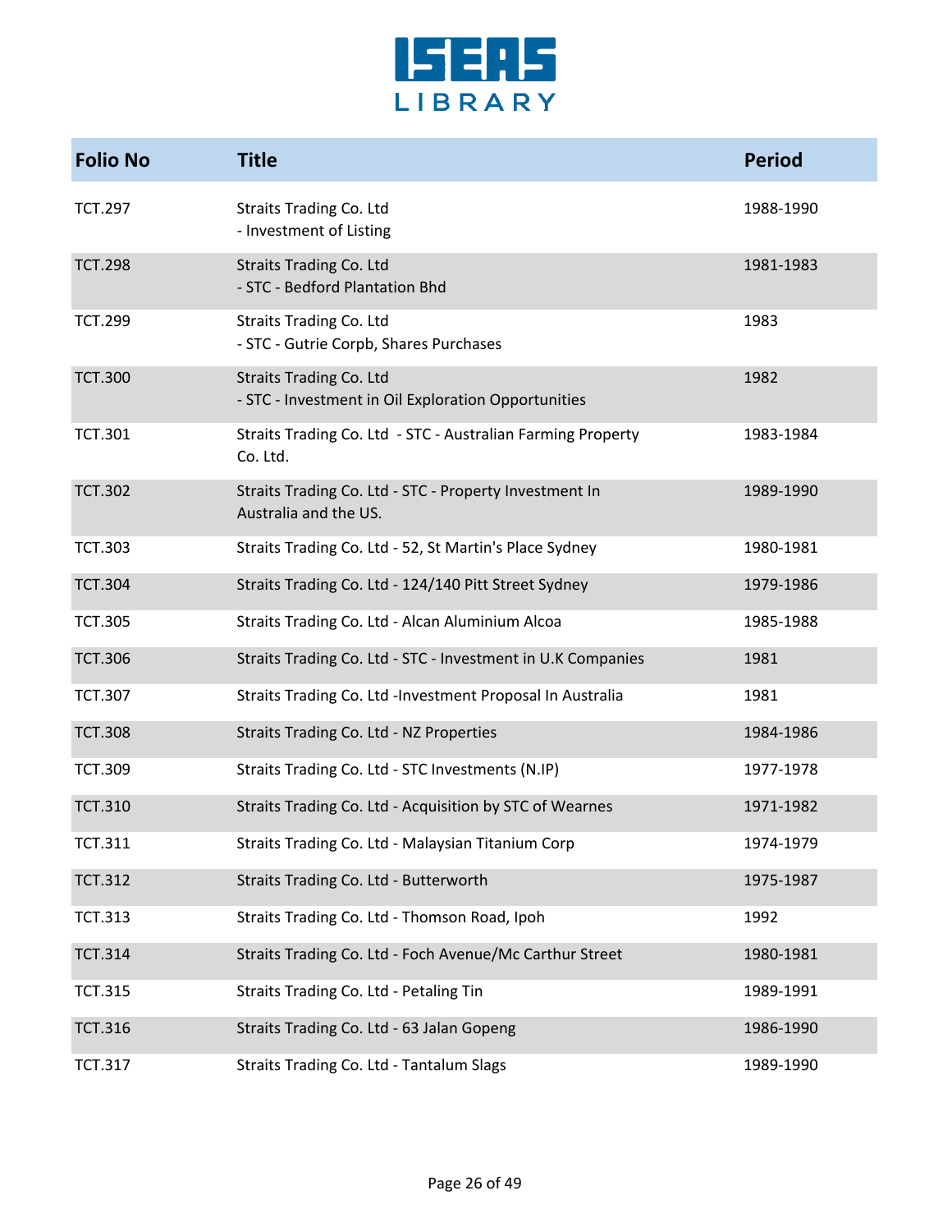| Folio No | Title | Period |
|---|---|---|
| TCT.297 | Straits Trading Co. Ltd<br>- Investment of Listing | 1988-1990 |
| TCT.298 | Straits Trading Co. Ltd<br>- STC - Bedford Plantation Bhd | 1981-1983 |
| TCT.299 | Straits Trading Co. Ltd<br>- STC - Gutrie Corpb, Shares Purchases | 1983 |
| TCT.300 | Straits Trading Co. Ltd<br>- STC - Investment in Oil Exploration Opportunities | 1982 |
| TCT.301 | Straits Trading Co. Ltd - STC - Australian Farming Property Co. Ltd. | 1983-1984 |
| TCT.302 | Straits Trading Co. Ltd - STC - Property Investment In Australia and the US. | 1989-1990 |
| TCT.303 | Straits Trading Co. Ltd - 52, St Martin's Place Sydney | 1980-1981 |
| TCT.304 | Straits Trading Co. Ltd - 124/140 Pitt Street Sydney | 1979-1986 |
| TCT.305 | Straits Trading Co. Ltd - Alcan Aluminium Alcoa | 1985-1988 |
| TCT.306 | Straits Trading Co. Ltd - STC - Investment in U.K Companies | 1981 |
| TCT.307 | Straits Trading Co. Ltd -Investment Proposal In Australia | 1981 |
| TCT.308 | Straits Trading Co. Ltd - NZ Properties | 1984-1986 |
| TCT.309 | Straits Trading Co. Ltd - STC Investments (N.IP) | 1977-1978 |
| TCT.310 | Straits Trading Co. Ltd - Acquisition by STC of Wearnes | 1971-1982 |
| TCT.311 | Straits Trading Co. Ltd - Malaysian Titanium Corp | 1974-1979 |
| TCT.312 | Straits Trading Co. Ltd - Butterworth | 1975-1987 |
| TCT.313 | Straits Trading Co. Ltd - Thomson Road, Ipoh | 1992 |
| TCT.314 | Straits Trading Co. Ltd - Foch Avenue/Mc Carthur Street | 1980-1981 |
| TCT.315 | Straits Trading Co. Ltd - Petaling Tin | 1989-1991 |
| TCT.316 | Straits Trading Co. Ltd - 63 Jalan Gopeng | 1986-1990 |
| TCT.317 | Straits Trading Co. Ltd - Tantalum Slags | 1989-1990 |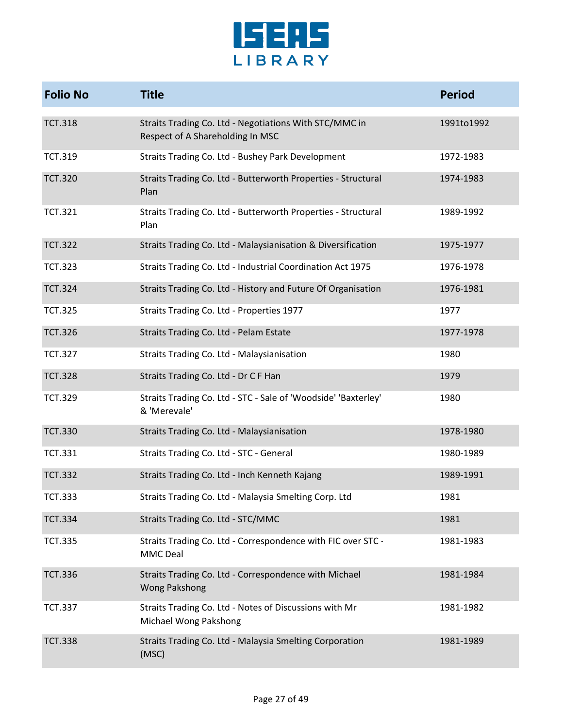| Folio No | Title | Period |
|---|---|---|
| TCT.318 | Straits Trading Co. Ltd - Negotiations With STC/MMC in Respect of A Shareholding In MSC | 1991to1992 |
| TCT.319 | Straits Trading Co. Ltd - Bushey Park Development | 1972-1983 |
| TCT.320 | Straits Trading Co. Ltd - Butterworth Properties - Structural Plan | 1974-1983 |
| TCT.321 | Straits Trading Co. Ltd - Butterworth Properties - Structural Plan | 1989-1992 |
| TCT.322 | Straits Trading Co. Ltd - Malaysianisation & Diversification | 1975-1977 |
| TCT.323 | Straits Trading Co. Ltd - Industrial Coordination Act 1975 | 1976-1978 |
| TCT.324 | Straits Trading Co. Ltd - History and Future Of Organisation | 1976-1981 |
| TCT.325 | Straits Trading Co. Ltd - Properties 1977 | 1977 |
| TCT.326 | Straits Trading Co. Ltd - Pelam Estate | 1977-1978 |
| TCT.327 | Straits Trading Co. Ltd - Malaysianisation | 1980 |
| TCT.328 | Straits Trading Co. Ltd - Dr C F Han | 1979 |
| TCT.329 | Straits Trading Co. Ltd - STC - Sale of 'Woodside' 'Baxterley' & 'Merevale' | 1980 |
| TCT.330 | Straits Trading Co. Ltd - Malaysianisation | 1978-1980 |
| TCT.331 | Straits Trading Co. Ltd - STC - General | 1980-1989 |
| TCT.332 | Straits Trading Co. Ltd - Inch Kenneth Kajang | 1989-1991 |
| TCT.333 | Straits Trading Co. Ltd - Malaysia Smelting Corp. Ltd | 1981 |
| TCT.334 | Straits Trading Co. Ltd - STC/MMC | 1981 |
| TCT.335 | Straits Trading Co. Ltd - Correspondence with FIC over STC - MMC Deal | 1981-1983 |
| TCT.336 | Straits Trading Co. Ltd - Correspondence with Michael Wong Pakshong | 1981-1984 |
| TCT.337 | Straits Trading Co. Ltd - Notes of Discussions with Mr Michael Wong Pakshong | 1981-1982 |
| TCT.338 | Straits Trading Co. Ltd - Malaysia Smelting Corporation (MSC) | 1981-1989 |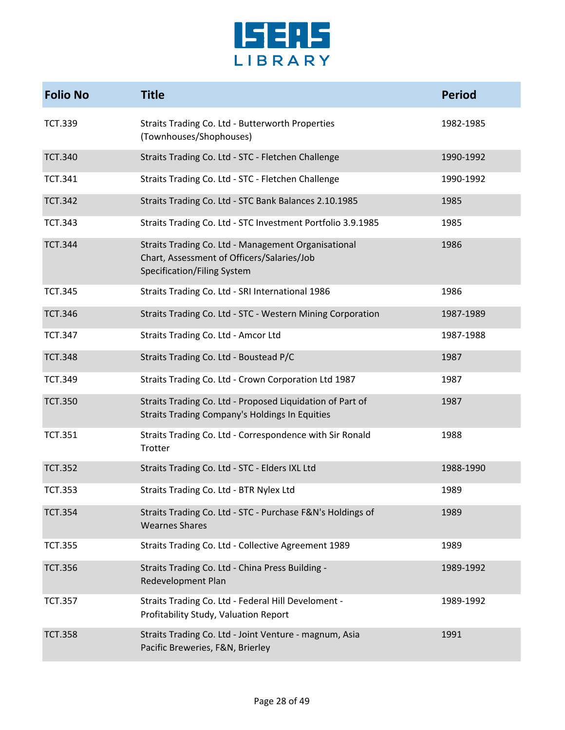| Folio No | Title | Period |
|---|---|---|
| TCT.339 | Straits Trading Co. Ltd - Butterworth Properties (Townhouses/Shophouses) | 1982-1985 |
| TCT.340 | Straits Trading Co. Ltd - STC - Fletchen Challenge | 1990-1992 |
| TCT.341 | Straits Trading Co. Ltd - STC - Fletchen Challenge | 1990-1992 |
| TCT.342 | Straits Trading Co. Ltd - STC Bank Balances 2.10.1985 | 1985 |
| TCT.343 | Straits Trading Co. Ltd - STC Investment Portfolio 3.9.1985 | 1985 |
| TCT.344 | Straits Trading Co. Ltd - Management Organisational Chart, Assessment of Officers/Salaries/Job Specification/Filing System | 1986 |
| TCT.345 | Straits Trading Co. Ltd - SRI International 1986 | 1986 |
| TCT.346 | Straits Trading Co. Ltd - STC - Western Mining Corporation | 1987-1989 |
| TCT.347 | Straits Trading Co. Ltd - Amcor Ltd | 1987-1988 |
| TCT.348 | Straits Trading Co. Ltd - Boustead P/C | 1987 |
| TCT.349 | Straits Trading Co. Ltd - Crown Corporation Ltd 1987 | 1987 |
| TCT.350 | Straits Trading Co. Ltd - Proposed Liquidation of Part of Straits Trading Company's Holdings In Equities | 1987 |
| TCT.351 | Straits Trading Co. Ltd - Correspondence with Sir Ronald Trotter | 1988 |
| TCT.352 | Straits Trading Co. Ltd - STC - Elders IXL Ltd | 1988-1990 |
| TCT.353 | Straits Trading Co. Ltd - BTR Nylex Ltd | 1989 |
| TCT.354 | Straits Trading Co. Ltd - STC - Purchase F&N's Holdings of Wearnes Shares | 1989 |
| TCT.355 | Straits Trading Co. Ltd - Collective Agreement 1989 | 1989 |
| TCT.356 | Straits Trading Co. Ltd - China Press Building - Redevelopment Plan | 1989-1992 |
| TCT.357 | Straits Trading Co. Ltd - Federal Hill Develoment - Profitability Study, Valuation Report | 1989-1992 |
| TCT.358 | Straits Trading Co. Ltd - Joint Venture - magnum, Asia Pacific Breweries, F&N, Brierley | 1991 |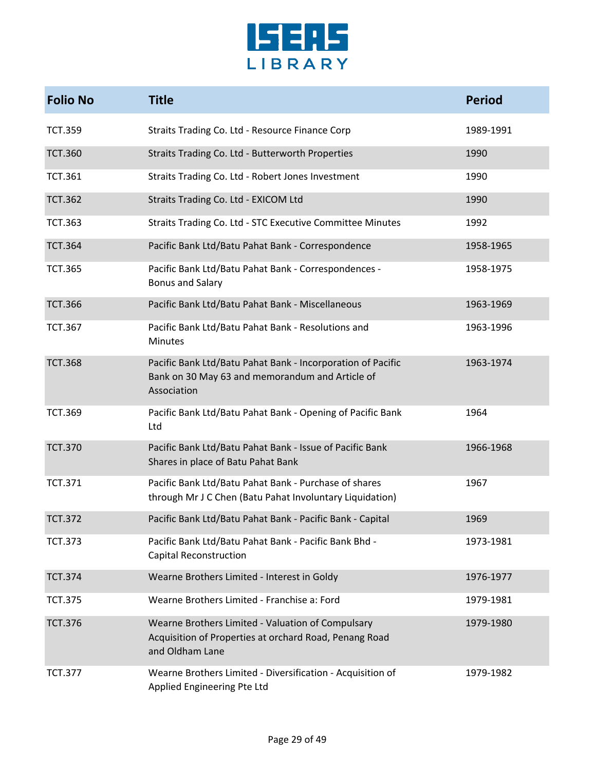| Folio No | Title | Period |
|---|---|---|
| TCT.359 | Straits Trading Co. Ltd - Resource Finance Corp | 1989-1991 |
| TCT.360 | Straits Trading Co. Ltd - Butterworth Properties | 1990 |
| TCT.361 | Straits Trading Co. Ltd - Robert Jones Investment | 1990 |
| TCT.362 | Straits Trading Co. Ltd - EXICOM Ltd | 1990 |
| TCT.363 | Straits Trading Co. Ltd - STC Executive Committee Minutes | 1992 |
| TCT.364 | Pacific Bank Ltd/Batu Pahat Bank - Correspondence | 1958-1965 |
| TCT.365 | Pacific Bank Ltd/Batu Pahat Bank - Correspondences - Bonus and Salary | 1958-1975 |
| TCT.366 | Pacific Bank Ltd/Batu Pahat Bank - Miscellaneous | 1963-1969 |
| TCT.367 | Pacific Bank Ltd/Batu Pahat Bank - Resolutions and Minutes | 1963-1996 |
| TCT.368 | Pacific Bank Ltd/Batu Pahat Bank - Incorporation of Pacific Bank on 30 May 63 and memorandum and Article of Association | 1963-1974 |
| TCT.369 | Pacific Bank Ltd/Batu Pahat Bank - Opening of Pacific Bank Ltd | 1964 |
| TCT.370 | Pacific Bank Ltd/Batu Pahat Bank - Issue of Pacific Bank Shares in place of Batu Pahat Bank | 1966-1968 |
| TCT.371 | Pacific Bank Ltd/Batu Pahat Bank - Purchase of shares through Mr J C Chen (Batu Pahat Involuntary Liquidation) | 1967 |
| TCT.372 | Pacific Bank Ltd/Batu Pahat Bank - Pacific Bank - Capital | 1969 |
| TCT.373 | Pacific Bank Ltd/Batu Pahat Bank - Pacific Bank Bhd - Capital Reconstruction | 1973-1981 |
| TCT.374 | Wearne Brothers Limited - Interest in Goldy | 1976-1977 |
| TCT.375 | Wearne Brothers Limited - Franchise a: Ford | 1979-1981 |
| TCT.376 | Wearne Brothers Limited - Valuation of Compulsary Acquisition of Properties at orchard Road, Penang Road and Oldham Lane | 1979-1980 |
| TCT.377 | Wearne Brothers Limited - Diversification - Acquisition of Applied Engineering Pte Ltd | 1979-1982 |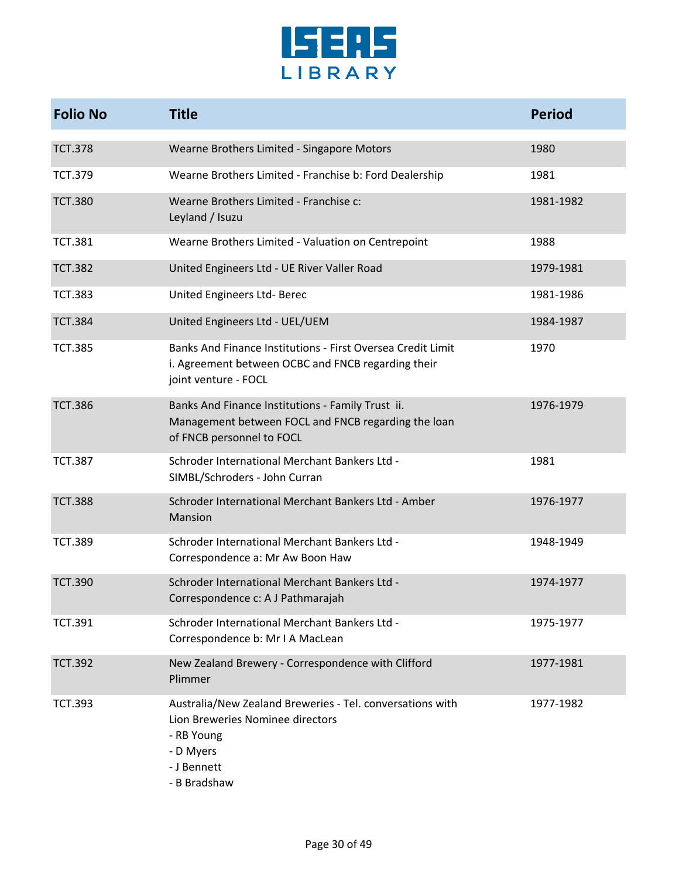| Folio No | Title | Period |
|---|---|---|
| TCT.378 | Wearne Brothers Limited - Singapore Motors | 1980 |
| TCT.379 | Wearne Brothers Limited - Franchise b: Ford Dealership | 1981 |
| TCT.380 | Wearne Brothers Limited - Franchise c: Leyland / Isuzu | 1981-1982 |
| TCT.381 | Wearne Brothers Limited - Valuation on Centrepoint | 1988 |
| TCT.382 | United Engineers Ltd - UE River Valler Road | 1979-1981 |
| TCT.383 | United Engineers Ltd- Berec | 1981-1986 |
| TCT.384 | United Engineers Ltd - UEL/UEM | 1984-1987 |
| TCT.385 | Banks And Finance Institutions - First Oversea Credit Limit i. Agreement between OCBC and FNCB regarding their joint venture - FOCL | 1970 |
| TCT.386 | Banks And Finance Institutions - Family Trust ii. Management between FOCL and FNCB regarding the loan of FNCB personnel to FOCL | 1976-1979 |
| TCT.387 | Schroder International Merchant Bankers Ltd - SIMBL/Schroders - John Curran | 1981 |
| TCT.388 | Schroder International Merchant Bankers Ltd - Amber Mansion | 1976-1977 |
| TCT.389 | Schroder International Merchant Bankers Ltd - Correspondence a: Mr Aw Boon Haw | 1948-1949 |
| TCT.390 | Schroder International Merchant Bankers Ltd - Correspondence c: A J Pathmarajah | 1974-1977 |
| TCT.391 | Schroder International Merchant Bankers Ltd - Correspondence b: Mr I A MacLean | 1975-1977 |
| TCT.392 | New Zealand Brewery - Correspondence with Clifford Plimmer | 1977-1981 |
| TCT.393 | Australia/New Zealand Breweries - Tel. conversations with Lion Breweries Nominee directors - RB Young - D Myers - J Bennett - B Bradshaw | 1977-1982 |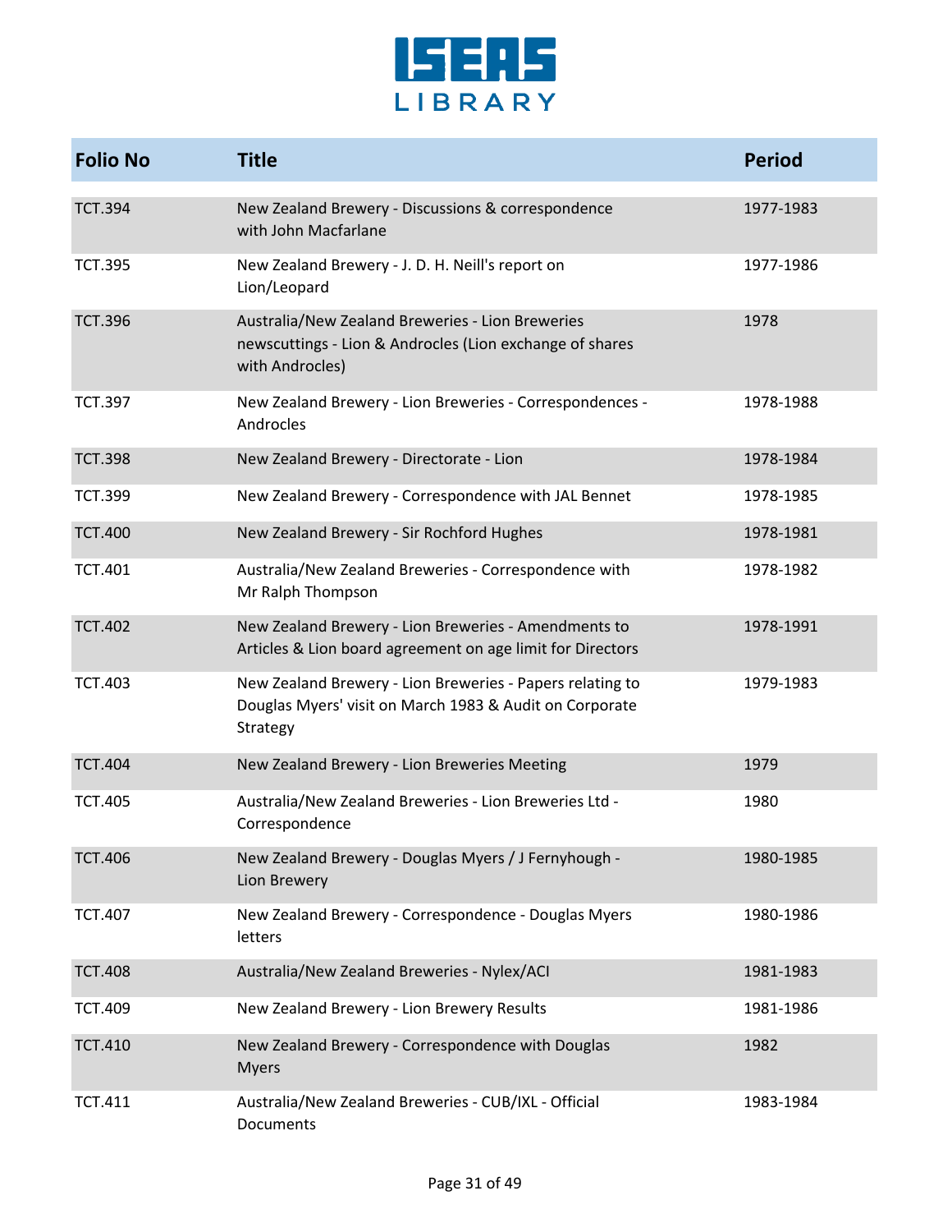| Folio No | Title | Period |
|---|---|---|
| TCT.394 | New Zealand Brewery - Discussions & correspondence with John Macfarlane | 1977-1983 |
| TCT.395 | New Zealand Brewery - J. D. H. Neill's report on Lion/Leopard | 1977-1986 |
| TCT.396 | Australia/New Zealand Breweries - Lion Breweries newscuttings - Lion & Androcles (Lion exchange of shares with Androcles) | 1978 |
| TCT.397 | New Zealand Brewery - Lion Breweries - Correspondences - Androcles | 1978-1988 |
| TCT.398 | New Zealand Brewery - Directorate - Lion | 1978-1984 |
| TCT.399 | New Zealand Brewery - Correspondence with JAL Bennet | 1978-1985 |
| TCT.400 | New Zealand Brewery - Sir Rochford Hughes | 1978-1981 |
| TCT.401 | Australia/New Zealand Breweries - Correspondence with Mr Ralph Thompson | 1978-1982 |
| TCT.402 | New Zealand Brewery - Lion Breweries - Amendments to Articles & Lion board agreement on age limit for Directors | 1978-1991 |
| TCT.403 | New Zealand Brewery - Lion Breweries - Papers relating to Douglas Myers' visit on March 1983 & Audit on Corporate Strategy | 1979-1983 |
| TCT.404 | New Zealand Brewery - Lion Breweries Meeting | 1979 |
| TCT.405 | Australia/New Zealand Breweries - Lion Breweries Ltd - Correspondence | 1980 |
| TCT.406 | New Zealand Brewery - Douglas Myers / J Fernyhough - Lion Brewery | 1980-1985 |
| TCT.407 | New Zealand Brewery - Correspondence - Douglas Myers letters | 1980-1986 |
| TCT.408 | Australia/New Zealand Breweries - Nylex/ACI | 1981-1983 |
| TCT.409 | New Zealand Brewery - Lion Brewery Results | 1981-1986 |
| TCT.410 | New Zealand Brewery - Correspondence with Douglas Myers | 1982 |
| TCT.411 | Australia/New Zealand Breweries - CUB/IXL - Official Documents | 1983-1984 |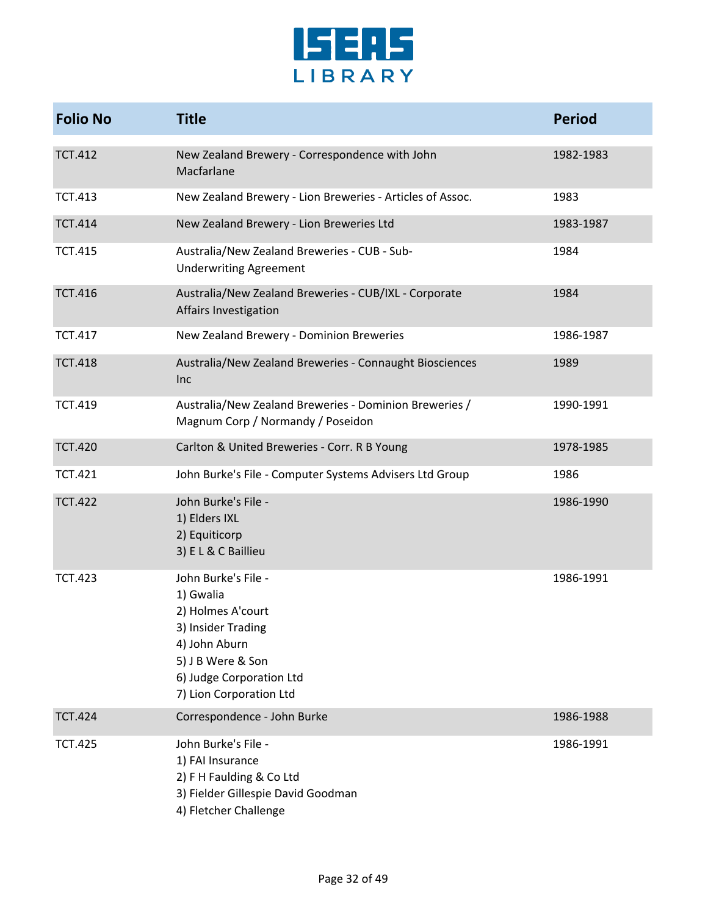| Folio No | Title | Period |
|---|---|---|
| TCT.412 | New Zealand Brewery - Correspondence with John Macfarlane | 1982-1983 |
| TCT.413 | New Zealand Brewery - Lion Breweries - Articles of Assoc. | 1983 |
| TCT.414 | New Zealand Brewery - Lion Breweries Ltd | 1983-1987 |
| TCT.415 | Australia/New Zealand Breweries - CUB - Sub-Underwriting Agreement | 1984 |
| TCT.416 | Australia/New Zealand Breweries - CUB/IXL - Corporate Affairs Investigation | 1984 |
| TCT.417 | New Zealand Brewery - Dominion Breweries | 1986-1987 |
| TCT.418 | Australia/New Zealand Breweries - Connaught Biosciences Inc | 1989 |
| TCT.419 | Australia/New Zealand Breweries - Dominion Breweries / Magnum Corp / Normandy / Poseidon | 1990-1991 |
| TCT.420 | Carlton & United Breweries - Corr. R B Young | 1978-1985 |
| TCT.421 | John Burke's File - Computer Systems Advisers Ltd Group | 1986 |
| TCT.422 | John Burke's File -<br>1) Elders IXL<br>2) Equiticorp<br>3) E L & C Baillieu | 1986-1990 |
| TCT.423 | John Burke's File -<br>1) Gwalia<br>2) Holmes A'court<br>3) Insider Trading<br>4) John Aburn<br>5) J B Were & Son<br>6) Judge Corporation Ltd<br>7) Lion Corporation Ltd | 1986-1991 |
| TCT.424 | Correspondence - John Burke | 1986-1988 |
| TCT.425 | John Burke's File -<br>1) FAI Insurance<br>2) F H Faulding & Co Ltd<br>3) Fielder Gillespie David Goodman<br>4) Fletcher Challenge | 1986-1991 |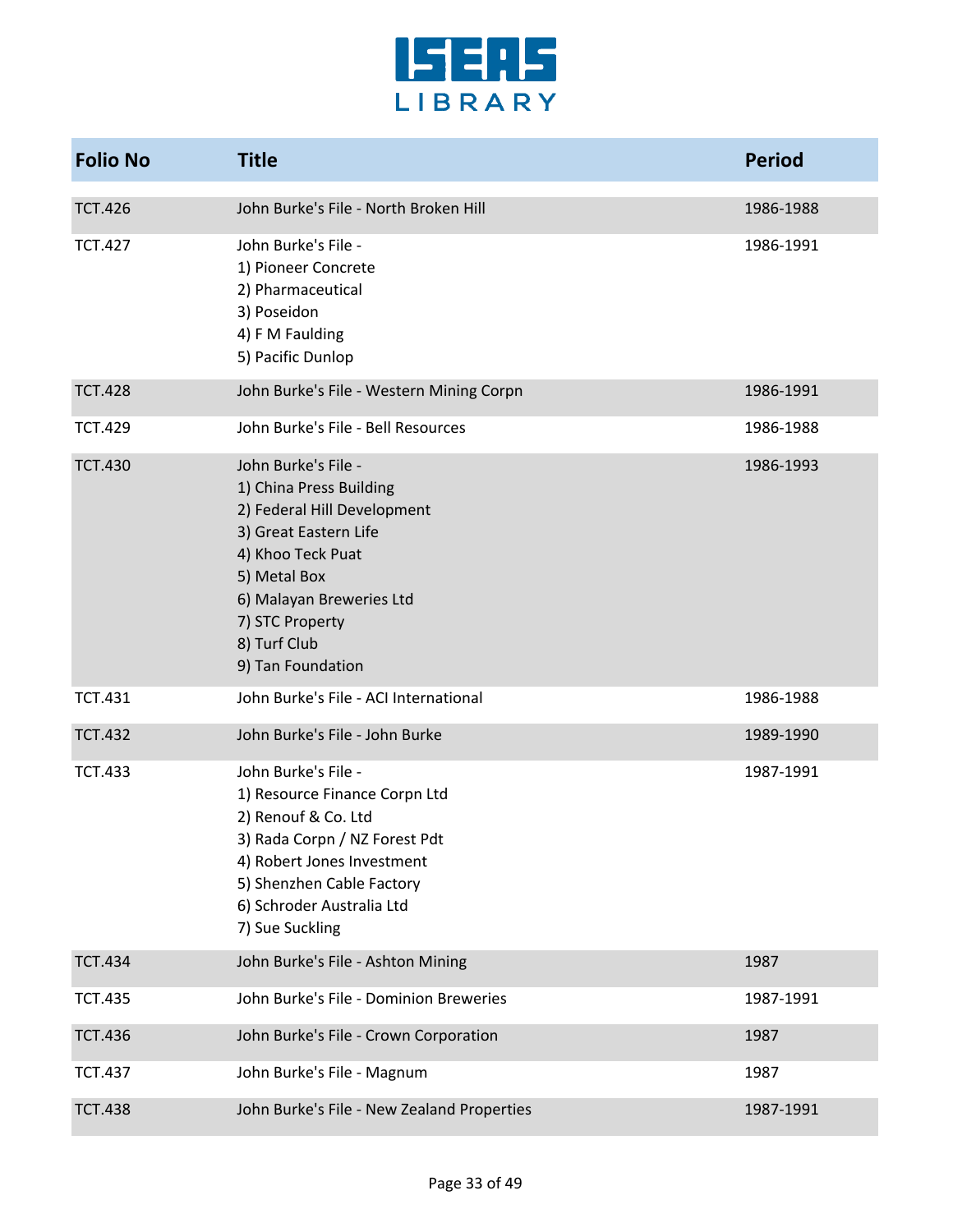| Folio No | Title | Period |
|---|---|---|
| TCT.426 | John Burke's File - North Broken Hill | 1986-1988 |
| TCT.427 | John Burke's File -<br>1) Pioneer Concrete<br>2) Pharmaceutical<br>3) Poseidon<br>4) F M Faulding<br>5) Pacific Dunlop | 1986-1991 |
| TCT.428 | John Burke's File - Western Mining Corpn | 1986-1991 |
| TCT.429 | John Burke's File - Bell Resources | 1986-1988 |
| TCT.430 | John Burke's File -<br>1) China Press Building<br>2) Federal Hill Development<br>3) Great Eastern Life<br>4) Khoo Teck Puat<br>5) Metal Box<br>6) Malayan Breweries Ltd<br>7) STC Property<br>8) Turf Club<br>9) Tan Foundation | 1986-1993 |
| TCT.431 | John Burke's File - ACI International | 1986-1988 |
| TCT.432 | John Burke's File - John Burke | 1989-1990 |
| TCT.433 | John Burke's File -<br>1) Resource Finance Corpn Ltd<br>2) Renouf & Co. Ltd<br>3) Rada Corpn / NZ Forest Pdt<br>4) Robert Jones Investment<br>5) Shenzhen Cable Factory<br>6) Schroder Australia Ltd<br>7) Sue Suckling | 1987-1991 |
| TCT.434 | John Burke's File - Ashton Mining | 1987 |
| TCT.435 | John Burke's File - Dominion Breweries | 1987-1991 |
| TCT.436 | John Burke's File - Crown Corporation | 1987 |
| TCT.437 | John Burke's File - Magnum | 1987 |
| TCT.438 | John Burke's File - New Zealand Properties | 1987-1991 |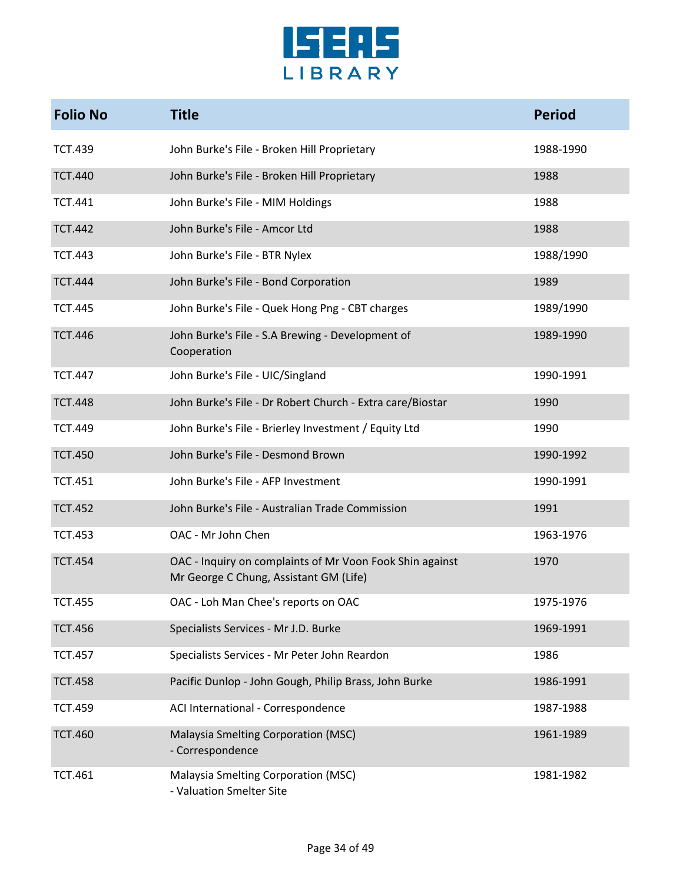| Folio No | Title | Period |
|---|---|---|
| TCT.439 | John Burke's File - Broken Hill Proprietary | 1988-1990 |
| TCT.440 | John Burke's File - Broken Hill Proprietary | 1988 |
| TCT.441 | John Burke's File - MIM Holdings | 1988 |
| TCT.442 | John Burke's File - Amcor Ltd | 1988 |
| TCT.443 | John Burke's File - BTR Nylex | 1988/1990 |
| TCT.444 | John Burke's File - Bond Corporation | 1989 |
| TCT.445 | John Burke's File - Quek Hong Png - CBT charges | 1989/1990 |
| TCT.446 | John Burke's File - S.A Brewing - Development of Cooperation | 1989-1990 |
| TCT.447 | John Burke's File - UIC/Singland | 1990-1991 |
| TCT.448 | John Burke's File - Dr Robert Church - Extra care/Biostar | 1990 |
| TCT.449 | John Burke's File - Brierley Investment / Equity Ltd | 1990 |
| TCT.450 | John Burke's File - Desmond Brown | 1990-1992 |
| TCT.451 | John Burke's File - AFP Investment | 1990-1991 |
| TCT.452 | John Burke's File - Australian Trade Commission | 1991 |
| TCT.453 | OAC - Mr John Chen | 1963-1976 |
| TCT.454 | OAC - Inquiry on complaints of Mr Voon Fook Shin against Mr George C Chung, Assistant GM (Life) | 1970 |
| TCT.455 | OAC - Loh Man Chee's reports on OAC | 1975-1976 |
| TCT.456 | Specialists Services - Mr J.D. Burke | 1969-1991 |
| TCT.457 | Specialists Services - Mr Peter John Reardon | 1986 |
| TCT.458 | Pacific Dunlop - John Gough, Philip Brass, John Burke | 1986-1991 |
| TCT.459 | ACI International - Correspondence | 1987-1988 |
| TCT.460 | Malaysia Smelting Corporation (MSC) - Correspondence | 1961-1989 |
| TCT.461 | Malaysia Smelting Corporation (MSC) - Valuation Smelter Site | 1981-1982 |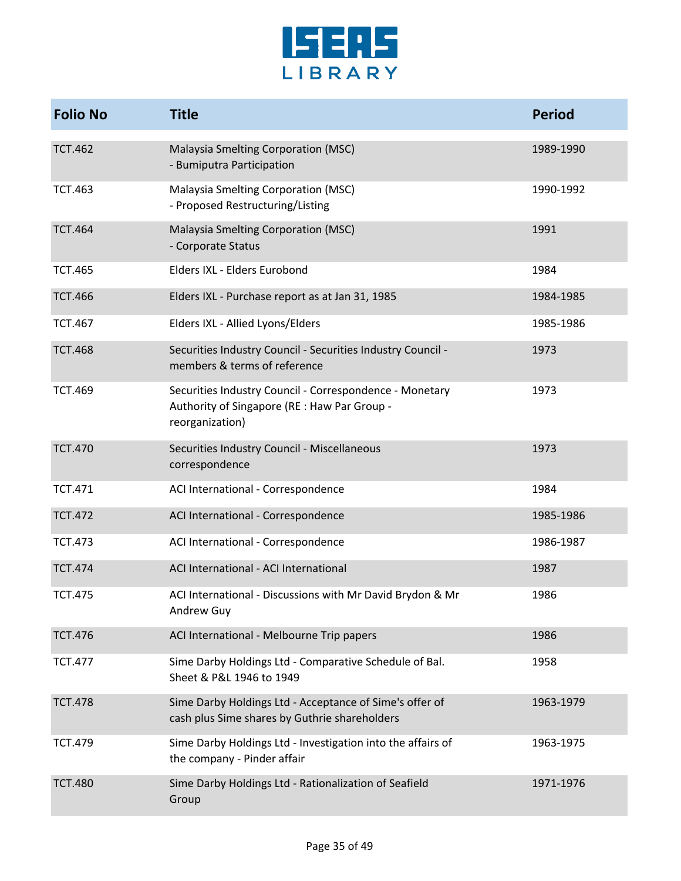| Folio No | Title | Period |
|---|---|---|
| TCT.462 | Malaysia Smelting Corporation (MSC)<br>- Bumiputra Participation | 1989-1990 |
| TCT.463 | Malaysia Smelting Corporation (MSC)<br>- Proposed Restructuring/Listing | 1990-1992 |
| TCT.464 | Malaysia Smelting Corporation (MSC)<br>- Corporate Status | 1991 |
| TCT.465 | Elders IXL - Elders Eurobond | 1984 |
| TCT.466 | Elders IXL - Purchase report as at Jan 31, 1985 | 1984-1985 |
| TCT.467 | Elders IXL - Allied Lyons/Elders | 1985-1986 |
| TCT.468 | Securities Industry Council - Securities Industry Council - members & terms of reference | 1973 |
| TCT.469 | Securities Industry Council - Correspondence - Monetary Authority of Singapore (RE : Haw Par Group - reorganization) | 1973 |
| TCT.470 | Securities Industry Council - Miscellaneous correspondence | 1973 |
| TCT.471 | ACI International - Correspondence | 1984 |
| TCT.472 | ACI International - Correspondence | 1985-1986 |
| TCT.473 | ACI International - Correspondence | 1986-1987 |
| TCT.474 | ACI International - ACI International | 1987 |
| TCT.475 | ACI International - Discussions with Mr David Brydon & Mr Andrew Guy | 1986 |
| TCT.476 | ACI International - Melbourne Trip papers | 1986 |
| TCT.477 | Sime Darby Holdings Ltd - Comparative Schedule of Bal. Sheet & P&L 1946 to 1949 | 1958 |
| TCT.478 | Sime Darby Holdings Ltd - Acceptance of Sime's offer of cash plus Sime shares by Guthrie shareholders | 1963-1979 |
| TCT.479 | Sime Darby Holdings Ltd - Investigation into the affairs of the company - Pinder affair | 1963-1975 |
| TCT.480 | Sime Darby Holdings Ltd - Rationalization of Seafield Group | 1971-1976 |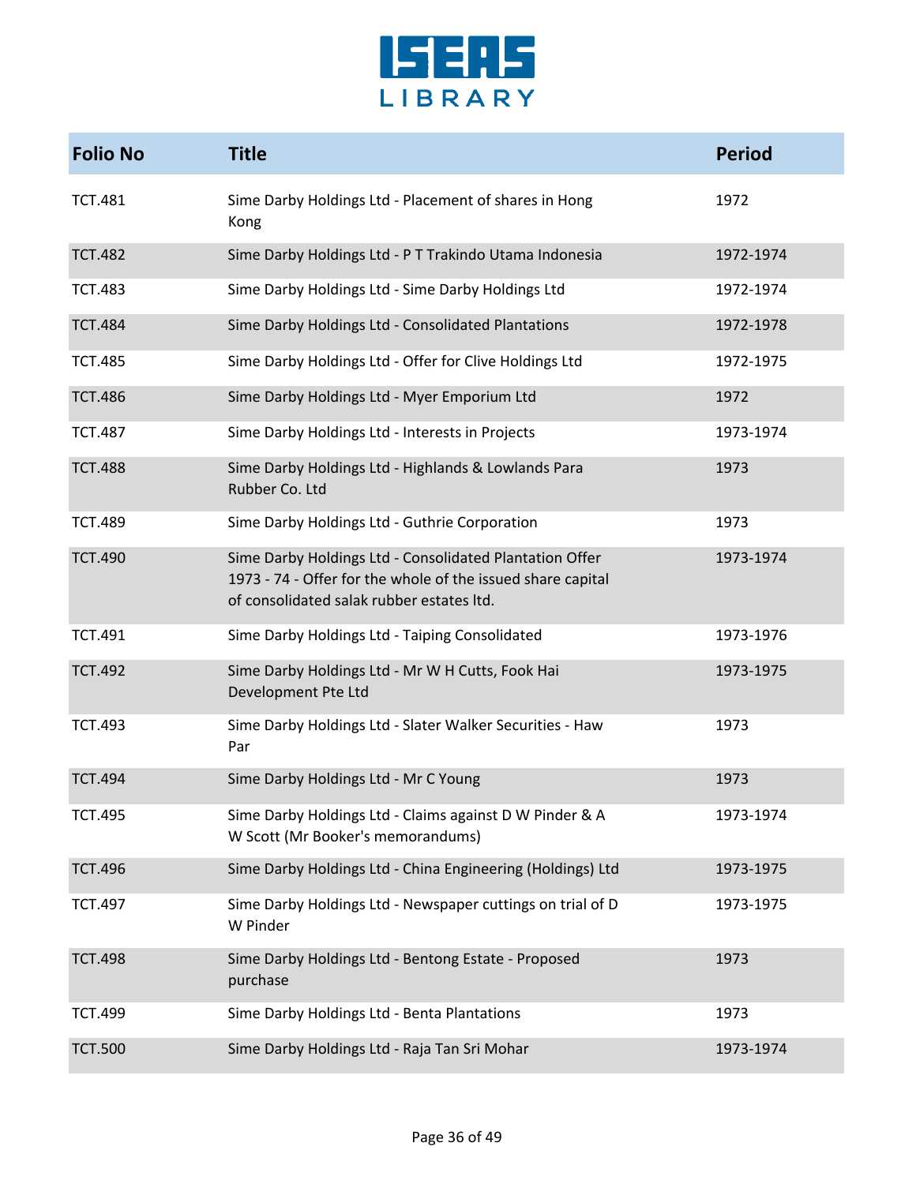| Folio No | Title | Period |
|---|---|---|
| TCT.481 | Sime Darby Holdings Ltd - Placement of shares in Hong Kong | 1972 |
| TCT.482 | Sime Darby Holdings Ltd - P T Trakindo Utama Indonesia | 1972-1974 |
| TCT.483 | Sime Darby Holdings Ltd - Sime Darby Holdings Ltd | 1972-1974 |
| TCT.484 | Sime Darby Holdings Ltd - Consolidated Plantations | 1972-1978 |
| TCT.485 | Sime Darby Holdings Ltd - Offer for Clive Holdings Ltd | 1972-1975 |
| TCT.486 | Sime Darby Holdings Ltd - Myer Emporium Ltd | 1972 |
| TCT.487 | Sime Darby Holdings Ltd - Interests in Projects | 1973-1974 |
| TCT.488 | Sime Darby Holdings Ltd - Highlands & Lowlands Para Rubber Co. Ltd | 1973 |
| TCT.489 | Sime Darby Holdings Ltd - Guthrie Corporation | 1973 |
| TCT.490 | Sime Darby Holdings Ltd - Consolidated Plantation Offer 1973 - 74 - Offer for the whole of the issued share capital of consolidated salak rubber estates ltd. | 1973-1974 |
| TCT.491 | Sime Darby Holdings Ltd - Taiping Consolidated | 1973-1976 |
| TCT.492 | Sime Darby Holdings Ltd - Mr W H Cutts, Fook Hai Development Pte Ltd | 1973-1975 |
| TCT.493 | Sime Darby Holdings Ltd - Slater Walker Securities - Haw Par | 1973 |
| TCT.494 | Sime Darby Holdings Ltd - Mr C Young | 1973 |
| TCT.495 | Sime Darby Holdings Ltd - Claims against D W Pinder & A W Scott (Mr Booker's memorandums) | 1973-1974 |
| TCT.496 | Sime Darby Holdings Ltd - China Engineering (Holdings) Ltd | 1973-1975 |
| TCT.497 | Sime Darby Holdings Ltd - Newspaper cuttings on trial of D W Pinder | 1973-1975 |
| TCT.498 | Sime Darby Holdings Ltd - Bentong Estate - Proposed purchase | 1973 |
| TCT.499 | Sime Darby Holdings Ltd - Benta Plantations | 1973 |
| TCT.500 | Sime Darby Holdings Ltd - Raja Tan Sri Mohar | 1973-1974 |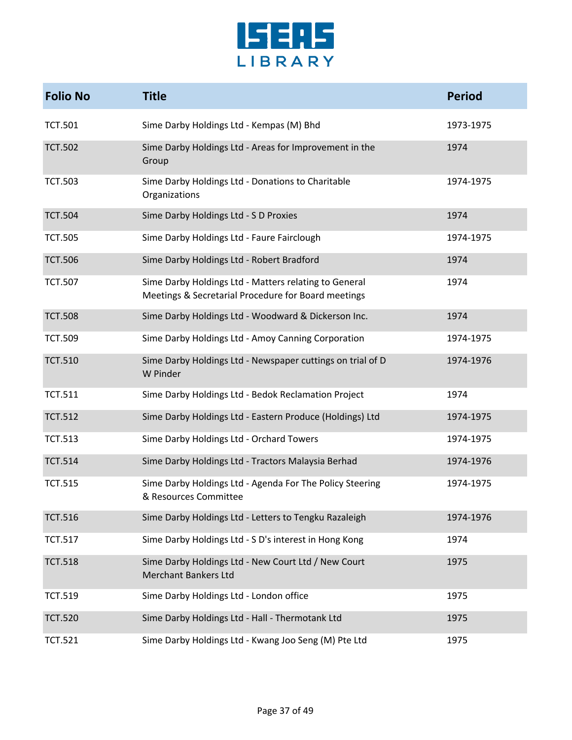| Folio No | Title | Period |
|---|---|---|
| TCT.501 | Sime Darby Holdings Ltd - Kempas (M) Bhd | 1973-1975 |
| TCT.502 | Sime Darby Holdings Ltd - Areas for Improvement in the Group | 1974 |
| TCT.503 | Sime Darby Holdings Ltd - Donations to Charitable Organizations | 1974-1975 |
| TCT.504 | Sime Darby Holdings Ltd - S D Proxies | 1974 |
| TCT.505 | Sime Darby Holdings Ltd - Faure Fairclough | 1974-1975 |
| TCT.506 | Sime Darby Holdings Ltd - Robert Bradford | 1974 |
| TCT.507 | Sime Darby Holdings Ltd - Matters relating to General Meetings & Secretarial Procedure for Board meetings | 1974 |
| TCT.508 | Sime Darby Holdings Ltd - Woodward & Dickerson Inc. | 1974 |
| TCT.509 | Sime Darby Holdings Ltd - Amoy Canning Corporation | 1974-1975 |
| TCT.510 | Sime Darby Holdings Ltd - Newspaper cuttings on trial of D W Pinder | 1974-1976 |
| TCT.511 | Sime Darby Holdings Ltd - Bedok Reclamation Project | 1974 |
| TCT.512 | Sime Darby Holdings Ltd - Eastern Produce (Holdings) Ltd | 1974-1975 |
| TCT.513 | Sime Darby Holdings Ltd - Orchard Towers | 1974-1975 |
| TCT.514 | Sime Darby Holdings Ltd - Tractors Malaysia Berhad | 1974-1976 |
| TCT.515 | Sime Darby Holdings Ltd - Agenda For The Policy Steering & Resources Committee | 1974-1975 |
| TCT.516 | Sime Darby Holdings Ltd - Letters to Tengku Razaleigh | 1974-1976 |
| TCT.517 | Sime Darby Holdings Ltd - S D's interest in Hong Kong | 1974 |
| TCT.518 | Sime Darby Holdings Ltd - New Court Ltd / New Court Merchant Bankers Ltd | 1975 |
| TCT.519 | Sime Darby Holdings Ltd - London office | 1975 |
| TCT.520 | Sime Darby Holdings Ltd - Hall - Thermotank Ltd | 1975 |
| TCT.521 | Sime Darby Holdings Ltd - Kwang Joo Seng (M) Pte Ltd | 1975 |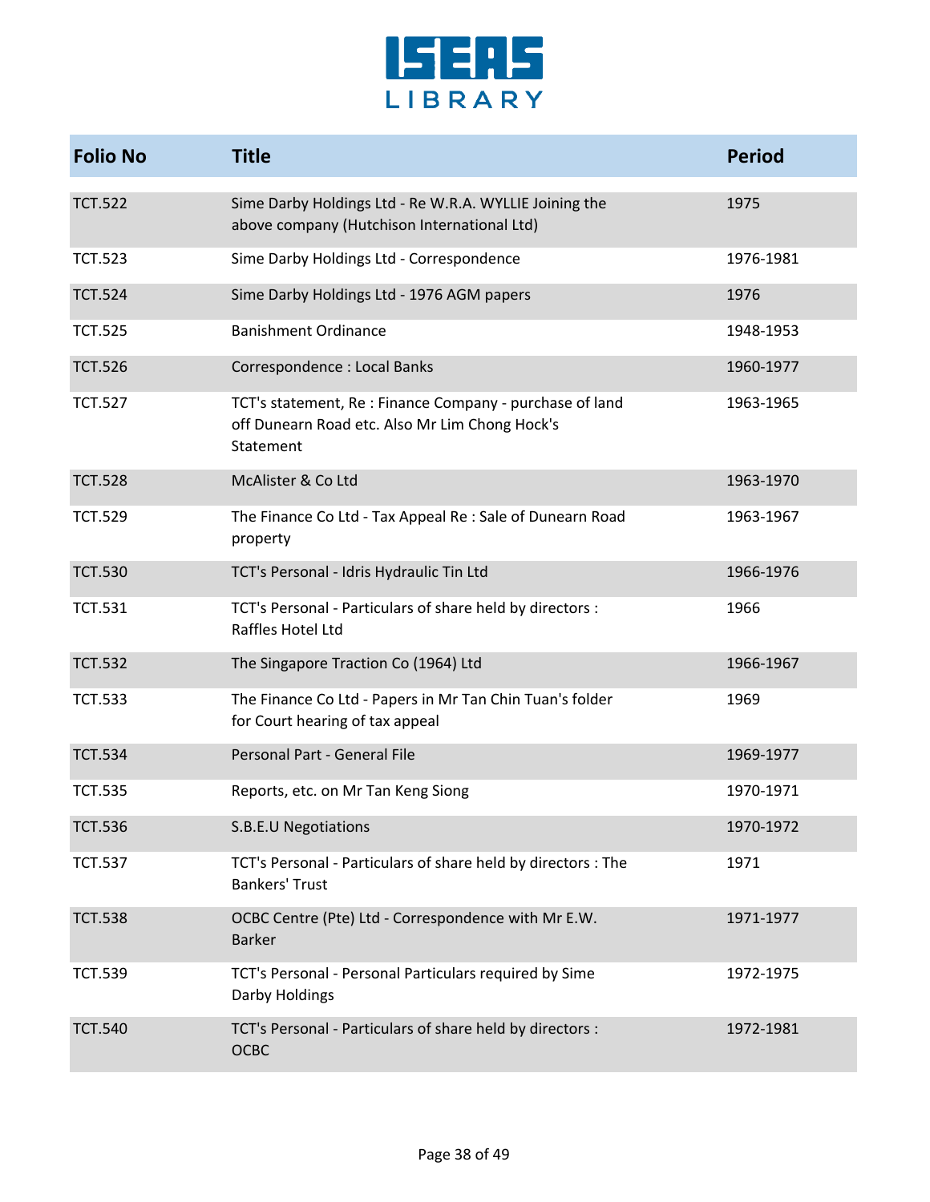| Folio No | Title | Period |
|---|---|---|
| TCT.522 | Sime Darby Holdings Ltd - Re W.R.A. WYLLIE Joining the above company (Hutchison International Ltd) | 1975 |
| TCT.523 | Sime Darby Holdings Ltd - Correspondence | 1976-1981 |
| TCT.524 | Sime Darby Holdings Ltd - 1976 AGM papers | 1976 |
| TCT.525 | Banishment Ordinance | 1948-1953 |
| TCT.526 | Correspondence : Local Banks | 1960-1977 |
| TCT.527 | TCT's statement, Re : Finance Company - purchase of land off Dunearn Road etc. Also Mr Lim Chong Hock's Statement | 1963-1965 |
| TCT.528 | McAlister & Co Ltd | 1963-1970 |
| TCT.529 | The Finance Co Ltd - Tax Appeal Re : Sale of Dunearn Road property | 1963-1967 |
| TCT.530 | TCT's Personal - Idris Hydraulic Tin Ltd | 1966-1976 |
| TCT.531 | TCT's Personal - Particulars of share held by directors : Raffles Hotel Ltd | 1966 |
| TCT.532 | The Singapore Traction Co (1964) Ltd | 1966-1967 |
| TCT.533 | The Finance Co Ltd - Papers in Mr Tan Chin Tuan's folder for Court hearing of tax appeal | 1969 |
| TCT.534 | Personal Part - General File | 1969-1977 |
| TCT.535 | Reports, etc. on Mr Tan Keng Siong | 1970-1971 |
| TCT.536 | S.B.E.U Negotiations | 1970-1972 |
| TCT.537 | TCT's Personal - Particulars of share held by directors : The Bankers' Trust | 1971 |
| TCT.538 | OCBC Centre (Pte) Ltd - Correspondence with Mr E.W. Barker | 1971-1977 |
| TCT.539 | TCT's Personal - Personal Particulars required by Sime Darby Holdings | 1972-1975 |
| TCT.540 | TCT's Personal - Particulars of share held by directors : OCBC | 1972-1981 |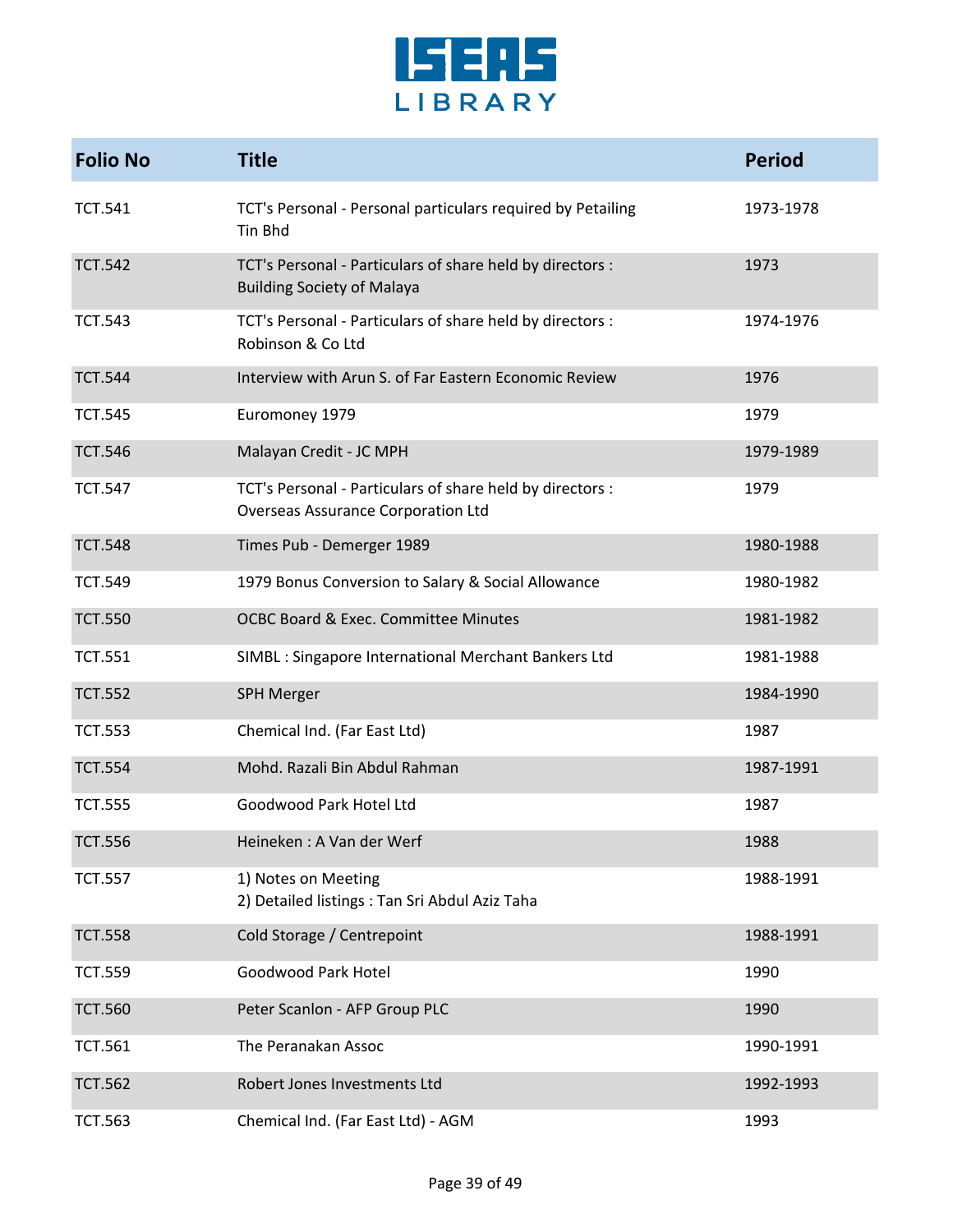| Folio No | Title | Period |
|---|---|---|
| TCT.541 | TCT's Personal - Personal particulars required by Petailing Tin Bhd | 1973-1978 |
| TCT.542 | TCT's Personal - Particulars of share held by directors : Building Society of Malaya | 1973 |
| TCT.543 | TCT's Personal - Particulars of share held by directors : Robinson & Co Ltd | 1974-1976 |
| TCT.544 | Interview with Arun S. of Far Eastern Economic Review | 1976 |
| TCT.545 | Euromoney 1979 | 1979 |
| TCT.546 | Malayan Credit - JC MPH | 1979-1989 |
| TCT.547 | TCT's Personal - Particulars of share held by directors : Overseas Assurance Corporation Ltd | 1979 |
| TCT.548 | Times Pub - Demerger 1989 | 1980-1988 |
| TCT.549 | 1979 Bonus Conversion to Salary & Social Allowance | 1980-1982 |
| TCT.550 | OCBC Board & Exec. Committee Minutes | 1981-1982 |
| TCT.551 | SIMBL : Singapore International Merchant Bankers Ltd | 1981-1988 |
| TCT.552 | SPH Merger | 1984-1990 |
| TCT.553 | Chemical Ind. (Far East Ltd) | 1987 |
| TCT.554 | Mohd. Razali Bin Abdul Rahman | 1987-1991 |
| TCT.555 | Goodwood Park Hotel Ltd | 1987 |
| TCT.556 | Heineken : A Van der Werf | 1988 |
| TCT.557 | 1) Notes on Meeting<br>2) Detailed listings : Tan Sri Abdul Aziz Taha | 1988-1991 |
| TCT.558 | Cold Storage / Centrepoint | 1988-1991 |
| TCT.559 | Goodwood Park Hotel | 1990 |
| TCT.560 | Peter Scanlon - AFP Group PLC | 1990 |
| TCT.561 | The Peranakan Assoc | 1990-1991 |
| TCT.562 | Robert Jones Investments Ltd | 1992-1993 |
| TCT.563 | Chemical Ind. (Far East Ltd) - AGM | 1993 |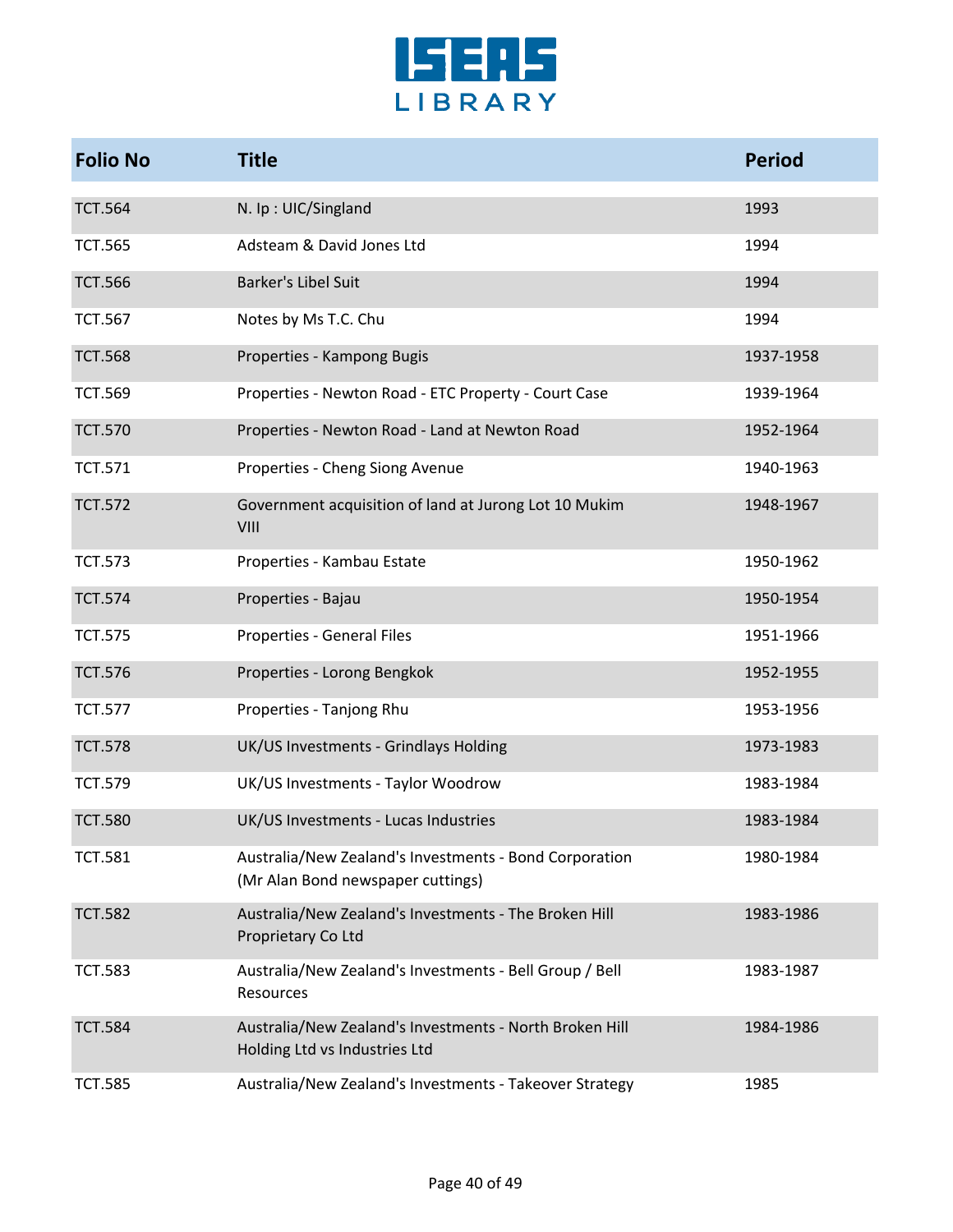| Folio No | Title | Period |
|---|---|---|
| TCT.564 | N. Ip : UIC/Singland | 1993 |
| TCT.565 | Adsteam & David Jones Ltd | 1994 |
| TCT.566 | Barker's Libel Suit | 1994 |
| TCT.567 | Notes by Ms T.C. Chu | 1994 |
| TCT.568 | Properties - Kampong Bugis | 1937-1958 |
| TCT.569 | Properties - Newton Road - ETC Property - Court Case | 1939-1964 |
| TCT.570 | Properties - Newton Road - Land at Newton Road | 1952-1964 |
| TCT.571 | Properties - Cheng Siong Avenue | 1940-1963 |
| TCT.572 | Government acquisition of land at Jurong Lot 10 Mukim VIII | 1948-1967 |
| TCT.573 | Properties - Kambau Estate | 1950-1962 |
| TCT.574 | Properties - Bajau | 1950-1954 |
| TCT.575 | Properties - General Files | 1951-1966 |
| TCT.576 | Properties - Lorong Bengkok | 1952-1955 |
| TCT.577 | Properties - Tanjong Rhu | 1953-1956 |
| TCT.578 | UK/US Investments - Grindlays Holding | 1973-1983 |
| TCT.579 | UK/US Investments - Taylor Woodrow | 1983-1984 |
| TCT.580 | UK/US Investments - Lucas Industries | 1983-1984 |
| TCT.581 | Australia/New Zealand's Investments - Bond Corporation (Mr Alan Bond newspaper cuttings) | 1980-1984 |
| TCT.582 | Australia/New Zealand's Investments - The Broken Hill Proprietary Co Ltd | 1983-1986 |
| TCT.583 | Australia/New Zealand's Investments - Bell Group / Bell Resources | 1983-1987 |
| TCT.584 | Australia/New Zealand's Investments - North Broken Hill Holding Ltd vs Industries Ltd | 1984-1986 |
| TCT.585 | Australia/New Zealand's Investments - Takeover Strategy | 1985 |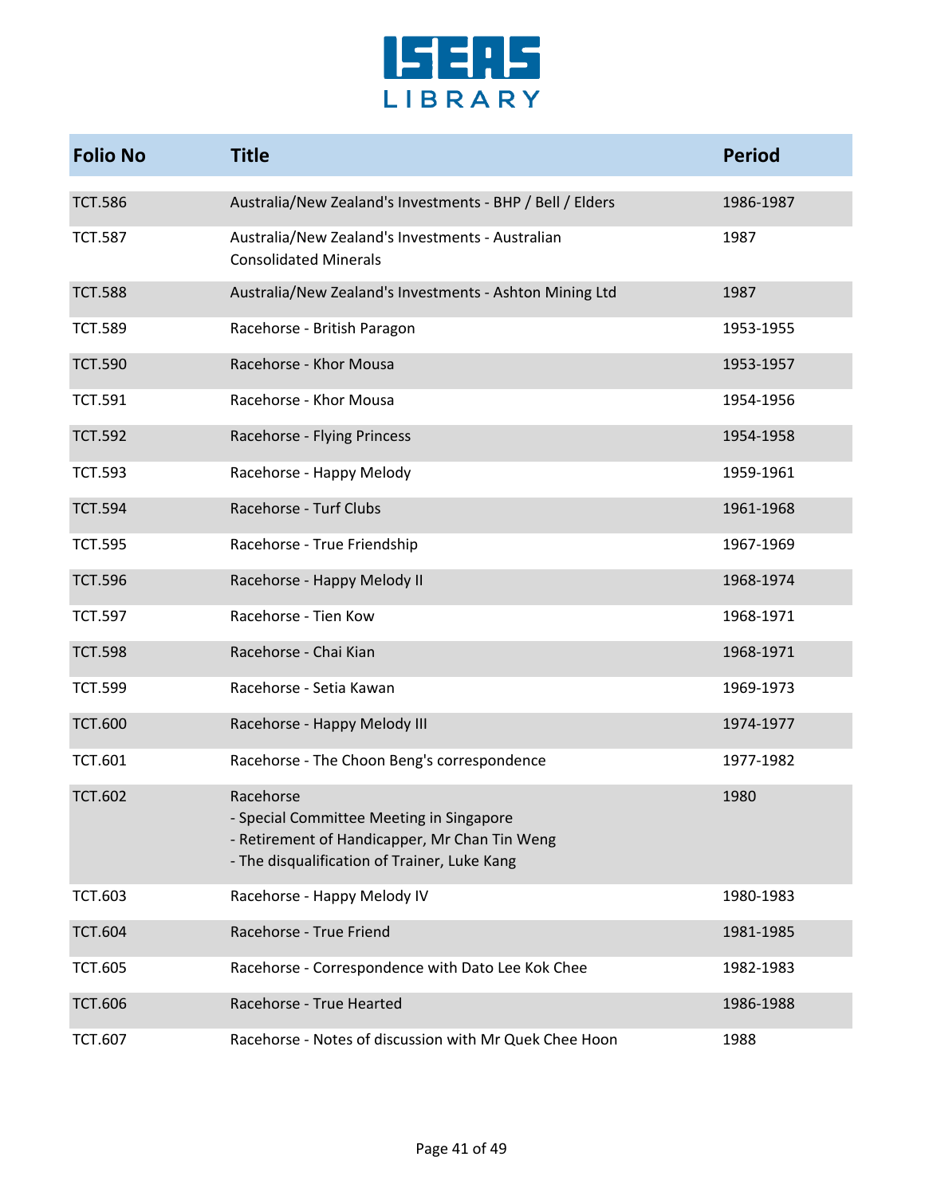| Folio No | Title | Period |
|---|---|---|
| TCT.586 | Australia/New Zealand's Investments - BHP / Bell / Elders | 1986-1987 |
| TCT.587 | Australia/New Zealand's Investments - Australian Consolidated Minerals | 1987 |
| TCT.588 | Australia/New Zealand's Investments - Ashton Mining Ltd | 1987 |
| TCT.589 | Racehorse - British Paragon | 1953-1955 |
| TCT.590 | Racehorse - Khor Mousa | 1953-1957 |
| TCT.591 | Racehorse - Khor Mousa | 1954-1956 |
| TCT.592 | Racehorse - Flying Princess | 1954-1958 |
| TCT.593 | Racehorse - Happy Melody | 1959-1961 |
| TCT.594 | Racehorse - Turf Clubs | 1961-1968 |
| TCT.595 | Racehorse - True Friendship | 1967-1969 |
| TCT.596 | Racehorse - Happy Melody II | 1968-1974 |
| TCT.597 | Racehorse - Tien Kow | 1968-1971 |
| TCT.598 | Racehorse - Chai Kian | 1968-1971 |
| TCT.599 | Racehorse - Setia Kawan | 1969-1973 |
| TCT.600 | Racehorse - Happy Melody III | 1974-1977 |
| TCT.601 | Racehorse - The Choon Beng's correspondence | 1977-1982 |
| TCT.602 | Racehorse<br>- Special Committee Meeting in Singapore<br>- Retirement of Handicapper, Mr Chan Tin Weng<br>- The disqualification of Trainer, Luke Kang | 1980 |
| TCT.603 | Racehorse - Happy Melody IV | 1980-1983 |
| TCT.604 | Racehorse - True Friend | 1981-1985 |
| TCT.605 | Racehorse - Correspondence with Dato Lee Kok Chee | 1982-1983 |
| TCT.606 | Racehorse - True Hearted | 1986-1988 |
| TCT.607 | Racehorse - Notes of discussion with Mr Quek Chee Hoon | 1988 |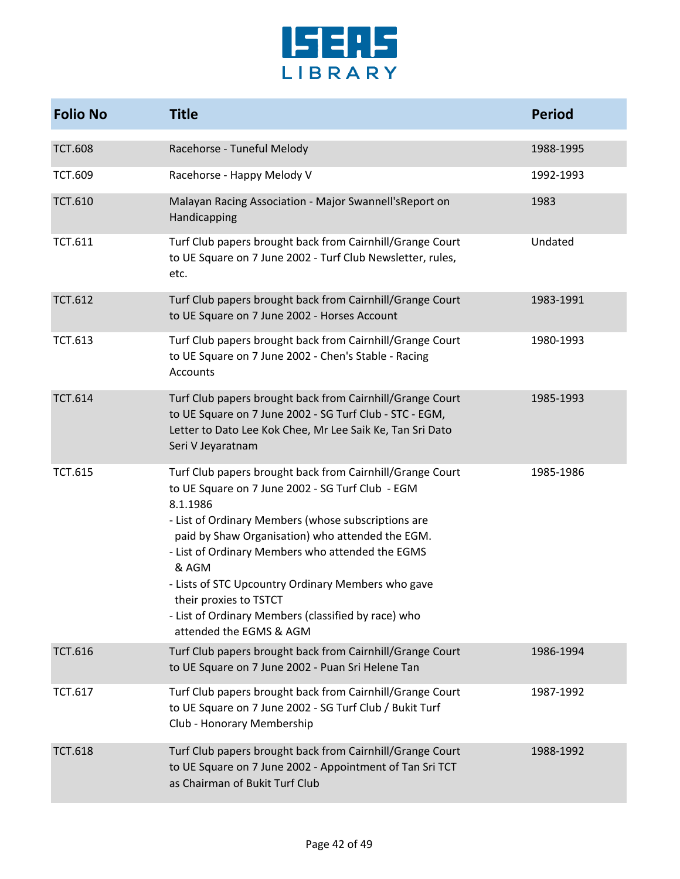| Folio No | Title | Period |
|---|---|---|
| TCT.608 | Racehorse - Tuneful Melody | 1988-1995 |
| TCT.609 | Racehorse - Happy Melody V | 1992-1993 |
| TCT.610 | Malayan Racing Association - Major Swannell'sReport on Handicapping | 1983 |
| TCT.611 | Turf Club papers brought back from Cairnhill/Grange Court to UE Square on 7 June 2002 - Turf Club Newsletter, rules, etc. | Undated |
| TCT.612 | Turf Club papers brought back from Cairnhill/Grange Court to UE Square on 7 June 2002 - Horses Account | 1983-1991 |
| TCT.613 | Turf Club papers brought back from Cairnhill/Grange Court to UE Square on 7 June 2002 - Chen's Stable - Racing Accounts | 1980-1993 |
| TCT.614 | Turf Club papers brought back from Cairnhill/Grange Court to UE Square on 7 June 2002 - SG Turf Club - STC - EGM, Letter to Dato Lee Kok Chee, Mr Lee Saik Ke, Tan Sri Dato Seri V Jeyaratnam | 1985-1993 |
| TCT.615 | Turf Club papers brought back from Cairnhill/Grange Court to UE Square on 7 June 2002 - SG Turf Club - EGM 8.1.1986<br>- List of Ordinary Members (whose subscriptions are paid by Shaw Organisation) who attended the EGM.<br>- List of Ordinary Members who attended the EGMS & AGM<br>- Lists of STC Upcountry Ordinary Members who gave their proxies to TSTCT<br>- List of Ordinary Members (classified by race) who attended the EGMS & AGM | 1985-1986 |
| TCT.616 | Turf Club papers brought back from Cairnhill/Grange Court to UE Square on 7 June 2002 - Puan Sri Helene Tan | 1986-1994 |
| TCT.617 | Turf Club papers brought back from Cairnhill/Grange Court to UE Square on 7 June 2002 - SG Turf Club / Bukit Turf Club - Honorary Membership | 1987-1992 |
| TCT.618 | Turf Club papers brought back from Cairnhill/Grange Court to UE Square on 7 June 2002 - Appointment of Tan Sri TCT as Chairman of Bukit Turf Club | 1988-1992 |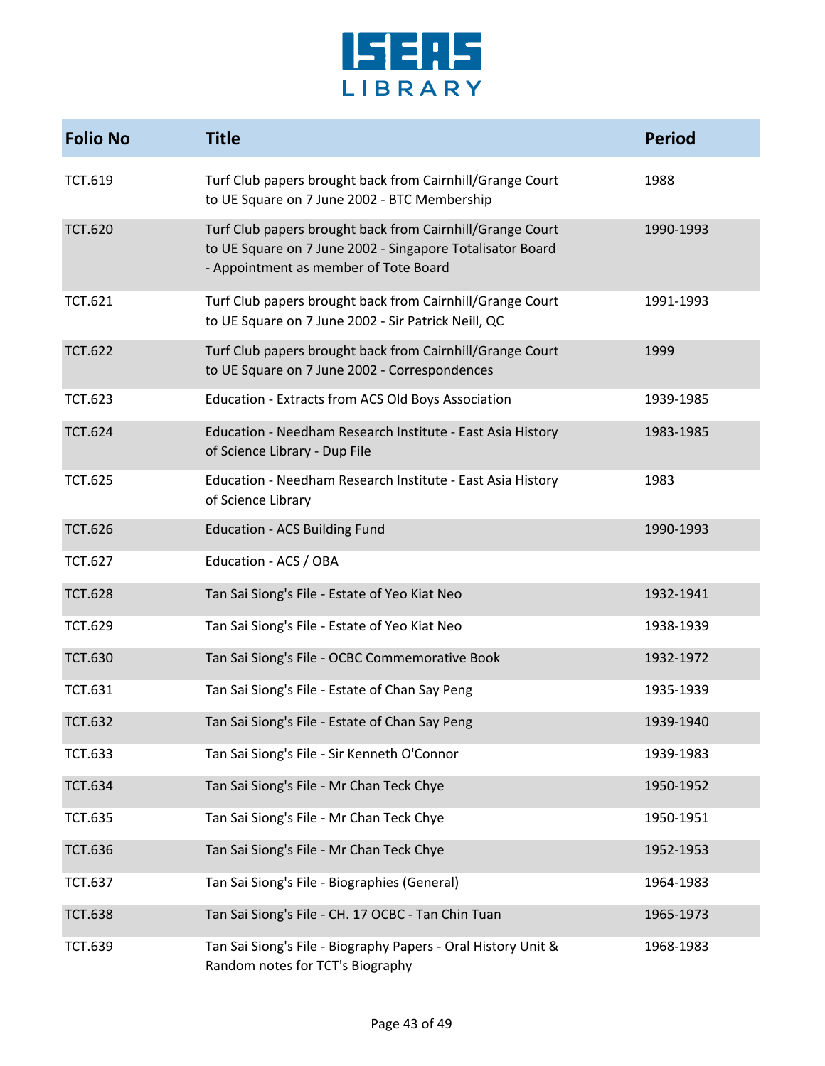| Folio No | Title | Period |
|---|---|---|
| TCT.619 | Turf Club papers brought back from Cairnhill/Grange Court to UE Square on 7 June 2002 - BTC Membership | 1988 |
| TCT.620 | Turf Club papers brought back from Cairnhill/Grange Court to UE Square on 7 June 2002 - Singapore Totalisator Board - Appointment as member of Tote Board | 1990-1993 |
| TCT.621 | Turf Club papers brought back from Cairnhill/Grange Court to UE Square on 7 June 2002 - Sir Patrick Neill, QC | 1991-1993 |
| TCT.622 | Turf Club papers brought back from Cairnhill/Grange Court to UE Square on 7 June 2002 - Correspondences | 1999 |
| TCT.623 | Education - Extracts from ACS Old Boys Association | 1939-1985 |
| TCT.624 | Education - Needham Research Institute - East Asia History of Science Library - Dup File | 1983-1985 |
| TCT.625 | Education - Needham Research Institute - East Asia History of Science Library | 1983 |
| TCT.626 | Education - ACS Building Fund | 1990-1993 |
| TCT.627 | Education - ACS / OBA | |
| TCT.628 | Tan Sai Siong's File - Estate of Yeo Kiat Neo | 1932-1941 |
| TCT.629 | Tan Sai Siong's File - Estate of Yeo Kiat Neo | 1938-1939 |
| TCT.630 | Tan Sai Siong's File - OCBC Commemorative Book | 1932-1972 |
| TCT.631 | Tan Sai Siong's File - Estate of Chan Say Peng | 1935-1939 |
| TCT.632 | Tan Sai Siong's File - Estate of Chan Say Peng | 1939-1940 |
| TCT.633 | Tan Sai Siong's File - Sir Kenneth O'Connor | 1939-1983 |
| TCT.634 | Tan Sai Siong's File - Mr Chan Teck Chye | 1950-1952 |
| TCT.635 | Tan Sai Siong's File - Mr Chan Teck Chye | 1950-1951 |
| TCT.636 | Tan Sai Siong's File - Mr Chan Teck Chye | 1952-1953 |
| TCT.637 | Tan Sai Siong's File - Biographies (General) | 1964-1983 |
| TCT.638 | Tan Sai Siong's File - CH. 17 OCBC - Tan Chin Tuan | 1965-1973 |
| TCT.639 | Tan Sai Siong's File - Biography Papers - Oral History Unit & Random notes for TCT's Biography | 1968-1983 |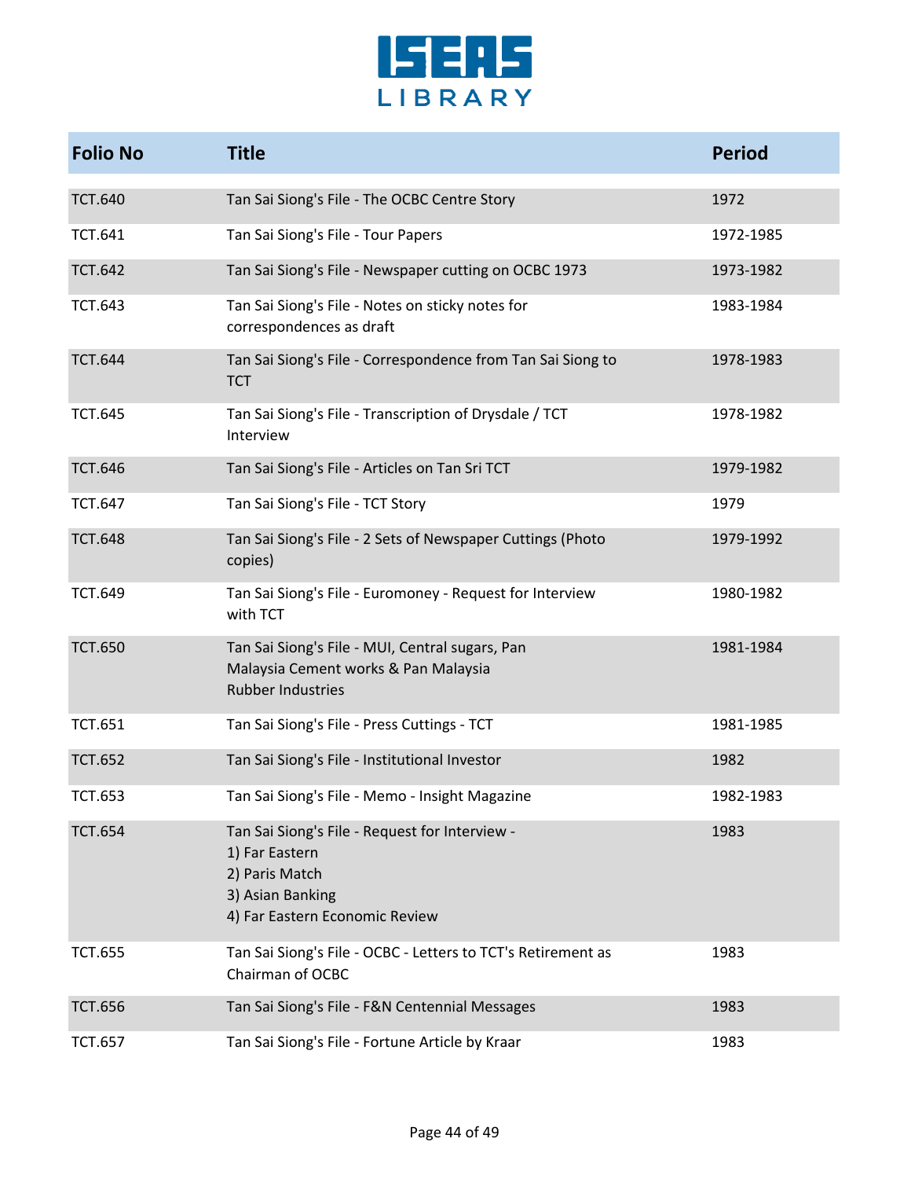| Folio No | Title | Period |
|---|---|---|
| TCT.640 | Tan Sai Siong's File - The OCBC Centre Story | 1972 |
| TCT.641 | Tan Sai Siong's File - Tour Papers | 1972-1985 |
| TCT.642 | Tan Sai Siong's File - Newspaper cutting on OCBC 1973 | 1973-1982 |
| TCT.643 | Tan Sai Siong's File - Notes on sticky notes for correspondences as draft | 1983-1984 |
| TCT.644 | Tan Sai Siong's File - Correspondence from Tan Sai Siong to TCT | 1978-1983 |
| TCT.645 | Tan Sai Siong's File - Transcription of Drysdale / TCT Interview | 1978-1982 |
| TCT.646 | Tan Sai Siong's File - Articles on Tan Sri TCT | 1979-1982 |
| TCT.647 | Tan Sai Siong's File - TCT Story | 1979 |
| TCT.648 | Tan Sai Siong's File - 2 Sets of Newspaper Cuttings (Photo copies) | 1979-1992 |
| TCT.649 | Tan Sai Siong's File - Euromoney - Request for Interview with TCT | 1980-1982 |
| TCT.650 | Tan Sai Siong's File - MUI, Central sugars, Pan Malaysia Cement works & Pan Malaysia Rubber Industries | 1981-1984 |
| TCT.651 | Tan Sai Siong's File - Press Cuttings - TCT | 1981-1985 |
| TCT.652 | Tan Sai Siong's File - Institutional Investor | 1982 |
| TCT.653 | Tan Sai Siong's File - Memo - Insight Magazine | 1982-1983 |
| TCT.654 | Tan Sai Siong's File - Request for Interview - 1) Far Eastern 2) Paris Match 3) Asian Banking 4) Far Eastern Economic Review | 1983 |
| TCT.655 | Tan Sai Siong's File - OCBC - Letters to TCT's Retirement as Chairman of OCBC | 1983 |
| TCT.656 | Tan Sai Siong's File - F&N Centennial Messages | 1983 |
| TCT.657 | Tan Sai Siong's File - Fortune Article by Kraar | 1983 |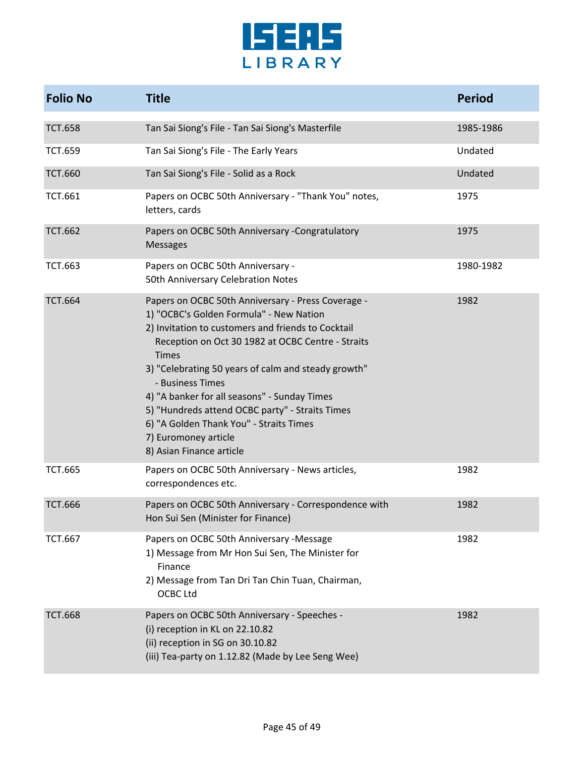| Folio No | Title | Period |
|---|---|---|
| TCT.658 | Tan Sai Siong's File - Tan Sai Siong's Masterfile | 1985-1986 |
| TCT.659 | Tan Sai Siong's File - The Early Years | Undated |
| TCT.660 | Tan Sai Siong's File - Solid as a Rock | Undated |
| TCT.661 | Papers on OCBC 50th Anniversary - "Thank You" notes, letters, cards | 1975 |
| TCT.662 | Papers on OCBC 50th Anniversary -Congratulatory Messages | 1975 |
| TCT.663 | Papers on OCBC 50th Anniversary - 50th Anniversary Celebration Notes | 1980-1982 |
| TCT.664 | Papers on OCBC 50th Anniversary - Press Coverage - 1) "OCBC's Golden Formula" - New Nation 2) Invitation to customers and friends to Cocktail Reception on Oct 30 1982 at OCBC Centre - Straits Times 3) "Celebrating 50 years of calm and steady growth" - Business Times 4) "A banker for all seasons" - Sunday Times 5) "Hundreds attend OCBC party" - Straits Times 6) "A Golden Thank You" - Straits Times 7) Euromoney article 8) Asian Finance article | 1982 |
| TCT.665 | Papers on OCBC 50th Anniversary - News articles, correspondences etc. | 1982 |
| TCT.666 | Papers on OCBC 50th Anniversary - Correspondence with Hon Sui Sen (Minister for Finance) | 1982 |
| TCT.667 | Papers on OCBC 50th Anniversary -Message 1) Message from Mr Hon Sui Sen, The Minister for Finance 2) Message from Tan Dri Tan Chin Tuan, Chairman, OCBC Ltd | 1982 |
| TCT.668 | Papers on OCBC 50th Anniversary - Speeches - (i) reception in KL on 22.10.82 (ii) reception in SG on 30.10.82 (iii) Tea-party on 1.12.82 (Made by Lee Seng Wee) | 1982 |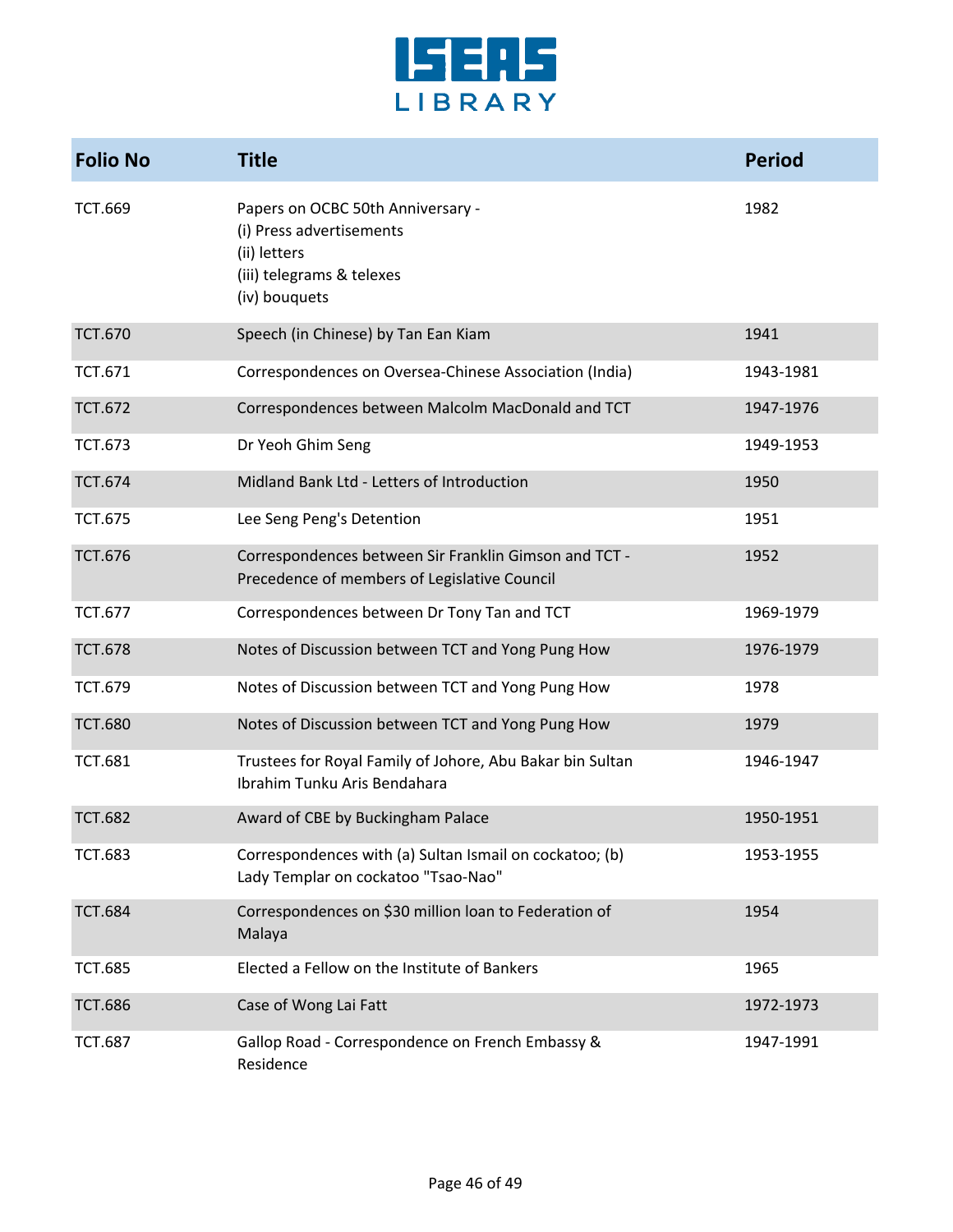| Folio No | Title | Period |
|---|---|---|
| TCT.669 | Papers on OCBC 50th Anniversary - (i) Press advertisements (ii) letters (iii) telegrams & telexes (iv) bouquets | 1982 |
| TCT.670 | Speech (in Chinese) by Tan Ean Kiam | 1941 |
| TCT.671 | Correspondences on Oversea-Chinese Association (India) | 1943-1981 |
| TCT.672 | Correspondences between Malcolm MacDonald and TCT | 1947-1976 |
| TCT.673 | Dr Yeoh Ghim Seng | 1949-1953 |
| TCT.674 | Midland Bank Ltd - Letters of Introduction | 1950 |
| TCT.675 | Lee Seng Peng's Detention | 1951 |
| TCT.676 | Correspondences between Sir Franklin Gimson and TCT - Precedence of members of Legislative Council | 1952 |
| TCT.677 | Correspondences between Dr Tony Tan and TCT | 1969-1979 |
| TCT.678 | Notes of Discussion between TCT and Yong Pung How | 1976-1979 |
| TCT.679 | Notes of Discussion between TCT and Yong Pung How | 1978 |
| TCT.680 | Notes of Discussion between TCT and Yong Pung How | 1979 |
| TCT.681 | Trustees for Royal Family of Johore, Abu Bakar bin Sultan Ibrahim Tunku Aris Bendahara | 1946-1947 |
| TCT.682 | Award of CBE by Buckingham Palace | 1950-1951 |
| TCT.683 | Correspondences with (a) Sultan Ismail on cockatoo; (b) Lady Templar on cockatoo "Tsao-Nao" | 1953-1955 |
| TCT.684 | Correspondences on $30 million loan to Federation of Malaya | 1954 |
| TCT.685 | Elected a Fellow on the Institute of Bankers | 1965 |
| TCT.686 | Case of Wong Lai Fatt | 1972-1973 |
| TCT.687 | Gallop Road - Correspondence on French Embassy & Residence | 1947-1991 |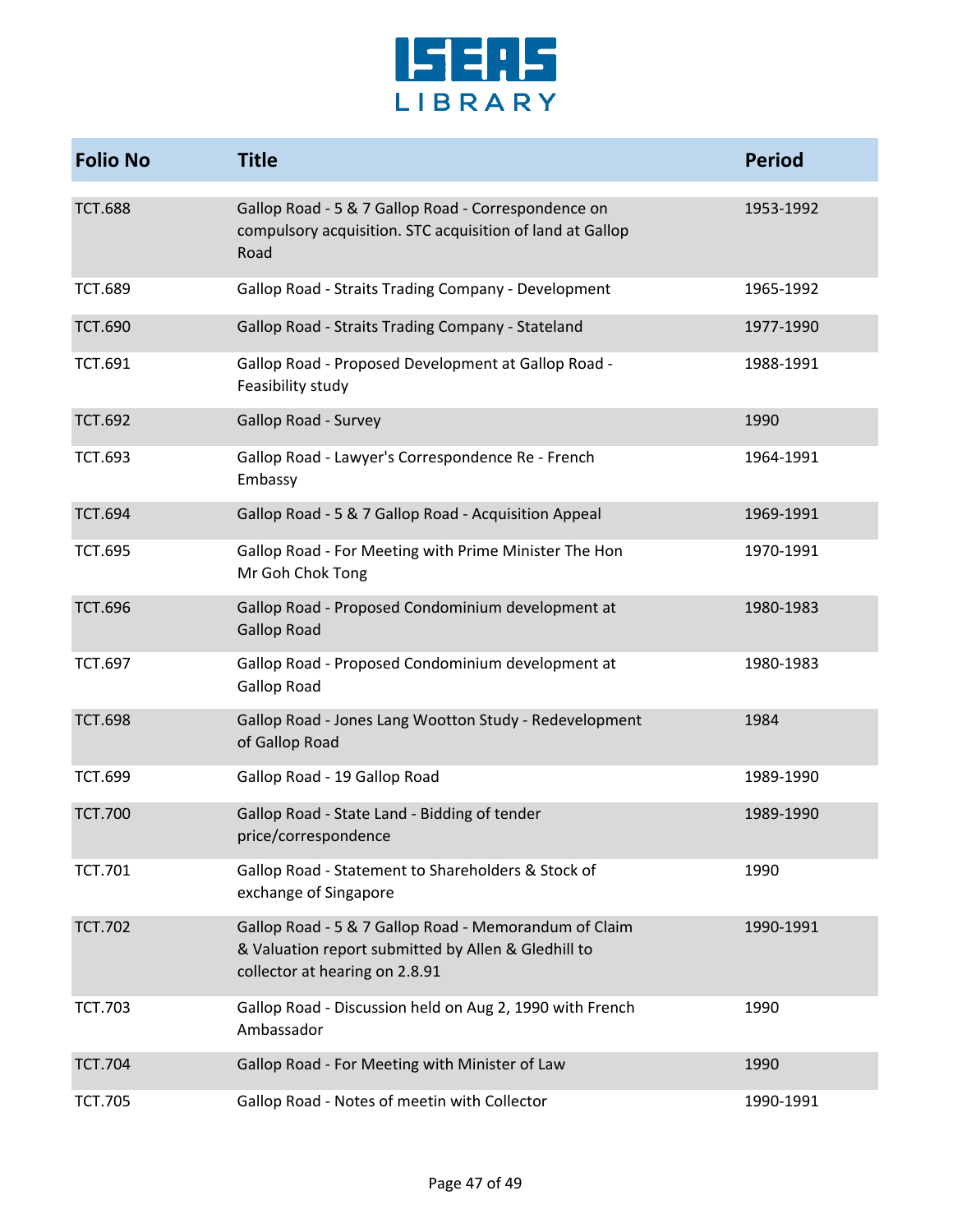| Folio No | Title | Period |
|---|---|---|
| TCT.688 | Gallop Road - 5 & 7 Gallop Road - Correspondence on compulsory acquisition. STC acquisition of land at Gallop Road | 1953-1992 |
| TCT.689 | Gallop Road - Straits Trading Company - Development | 1965-1992 |
| TCT.690 | Gallop Road - Straits Trading Company - Stateland | 1977-1990 |
| TCT.691 | Gallop Road - Proposed Development at Gallop Road - Feasibility study | 1988-1991 |
| TCT.692 | Gallop Road - Survey | 1990 |
| TCT.693 | Gallop Road - Lawyer's Correspondence Re - French Embassy | 1964-1991 |
| TCT.694 | Gallop Road - 5 & 7 Gallop Road - Acquisition Appeal | 1969-1991 |
| TCT.695 | Gallop Road - For Meeting with Prime Minister The Hon Mr Goh Chok Tong | 1970-1991 |
| TCT.696 | Gallop Road - Proposed Condominium development at Gallop Road | 1980-1983 |
| TCT.697 | Gallop Road - Proposed Condominium development at Gallop Road | 1980-1983 |
| TCT.698 | Gallop Road - Jones Lang Wootton Study - Redevelopment of Gallop Road | 1984 |
| TCT.699 | Gallop Road - 19 Gallop Road | 1989-1990 |
| TCT.700 | Gallop Road - State Land - Bidding of tender price/correspondence | 1989-1990 |
| TCT.701 | Gallop Road - Statement to Shareholders & Stock of exchange of Singapore | 1990 |
| TCT.702 | Gallop Road - 5 & 7 Gallop Road - Memorandum of Claim & Valuation report submitted by Allen & Gledhill to collector at hearing on 2.8.91 | 1990-1991 |
| TCT.703 | Gallop Road - Discussion held on Aug 2, 1990 with French Ambassador | 1990 |
| TCT.704 | Gallop Road - For Meeting with Minister of Law | 1990 |
| TCT.705 | Gallop Road - Notes of meetin with Collector | 1990-1991 |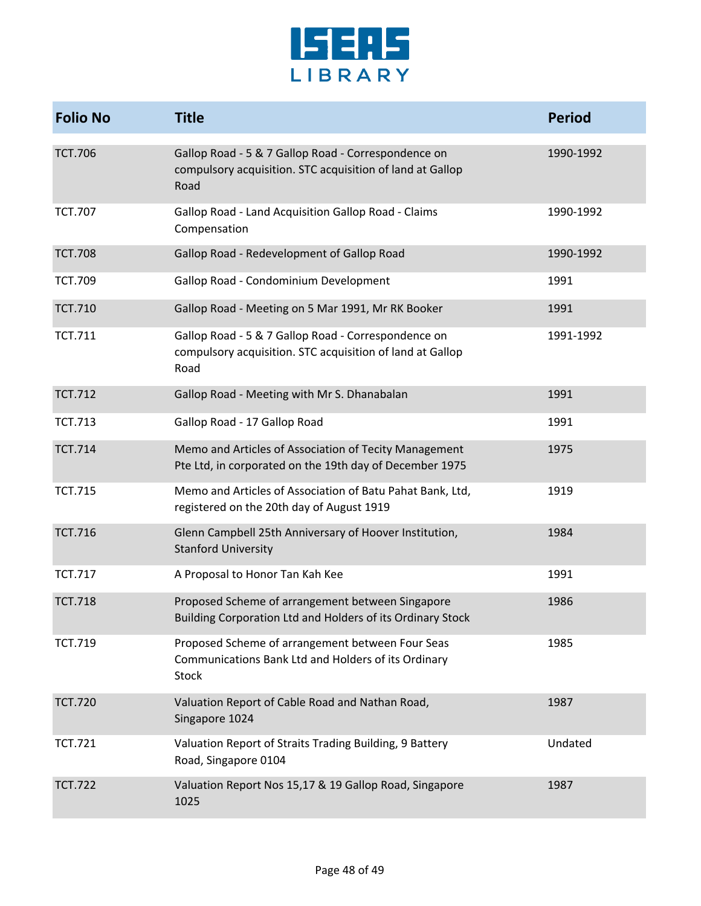| Folio No | Title | Period |
|---|---|---|
| TCT.706 | Gallop Road - 5 & 7 Gallop Road - Correspondence on compulsory acquisition. STC acquisition of land at Gallop Road | 1990-1992 |
| TCT.707 | Gallop Road - Land Acquisition Gallop Road - Claims Compensation | 1990-1992 |
| TCT.708 | Gallop Road - Redevelopment of Gallop Road | 1990-1992 |
| TCT.709 | Gallop Road - Condominium Development | 1991 |
| TCT.710 | Gallop Road - Meeting on 5 Mar 1991, Mr RK Booker | 1991 |
| TCT.711 | Gallop Road - 5 & 7 Gallop Road - Correspondence on compulsory acquisition. STC acquisition of land at Gallop Road | 1991-1992 |
| TCT.712 | Gallop Road - Meeting with Mr S. Dhanabalan | 1991 |
| TCT.713 | Gallop Road - 17 Gallop Road | 1991 |
| TCT.714 | Memo and Articles of Association of Tecity Management Pte Ltd, in corporated on the 19th day of December 1975 | 1975 |
| TCT.715 | Memo and Articles of Association of Batu Pahat Bank, Ltd, registered on the 20th day of August 1919 | 1919 |
| TCT.716 | Glenn Campbell 25th Anniversary of Hoover Institution, Stanford University | 1984 |
| TCT.717 | A Proposal to Honor Tan Kah Kee | 1991 |
| TCT.718 | Proposed Scheme of arrangement between Singapore Building Corporation Ltd and Holders of its Ordinary Stock | 1986 |
| TCT.719 | Proposed Scheme of arrangement between Four Seas Communications Bank Ltd and Holders of its Ordinary Stock | 1985 |
| TCT.720 | Valuation Report of Cable Road and Nathan Road, Singapore 1024 | 1987 |
| TCT.721 | Valuation Report of Straits Trading Building, 9 Battery Road, Singapore 0104 | Undated |
| TCT.722 | Valuation Report Nos 15,17 & 19 Gallop Road, Singapore 1025 | 1987 |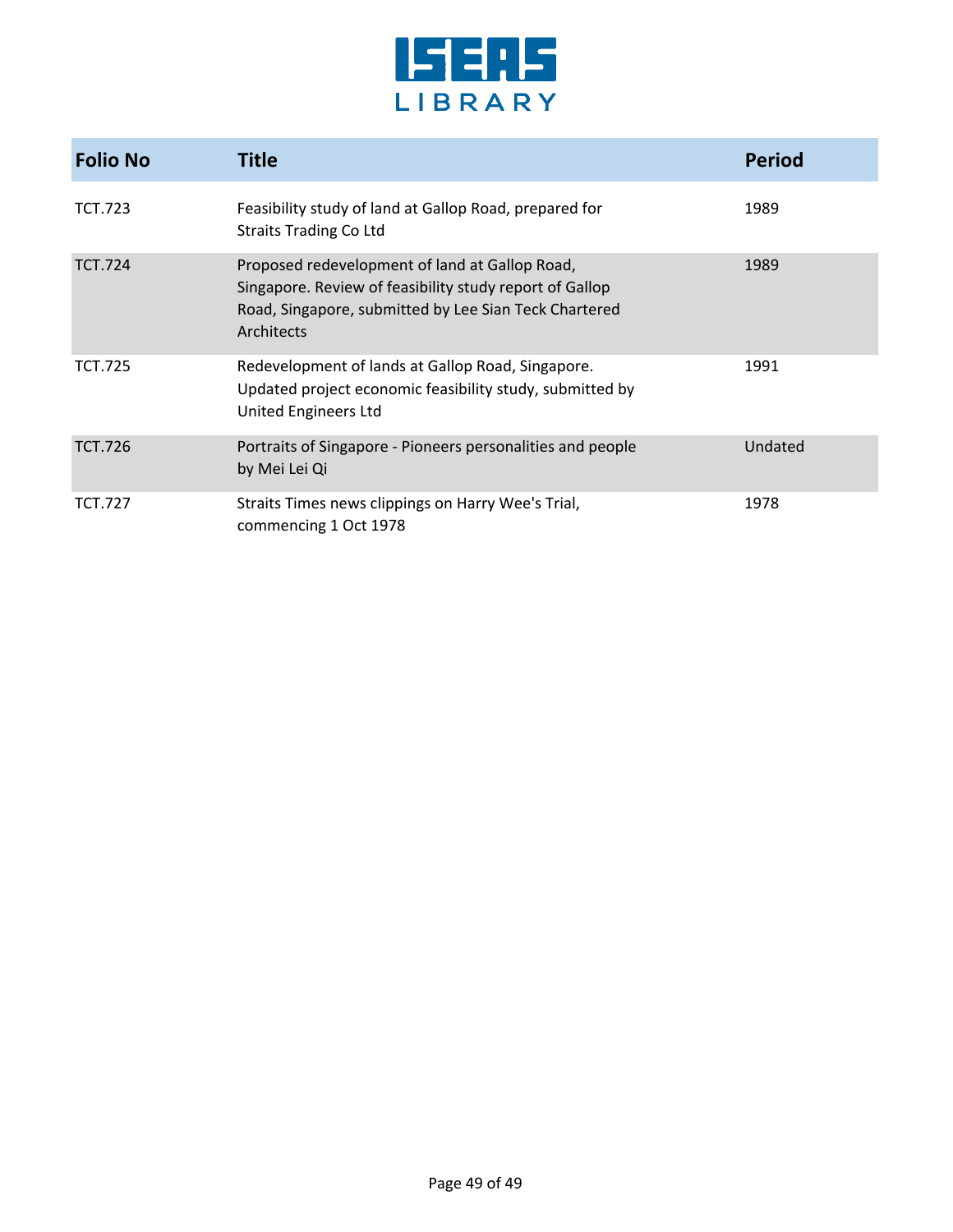ISEAS LIBRARY

| Folio No | Title | Period |
|---|---|---|
| TCT.723 | Feasibility study of land at Gallop Road, prepared for Straits Trading Co Ltd | 1989 |
| TCT.724 | Proposed redevelopment of land at Gallop Road, Singapore. Review of feasibility study report of Gallop Road, Singapore, submitted by Lee Sian Teck Chartered Architects | 1989 |
| TCT.725 | Redevelopment of lands at Gallop Road, Singapore. Updated project economic feasibility study, submitted by United Engineers Ltd | 1991 |
| TCT.726 | Portraits of Singapore - Pioneers personalities and people by Mei Lei Qi | Undated |
| TCT.727 | Straits Times news clippings on Harry Wee's Trial, commencing 1 Oct 1978 | 1978 |